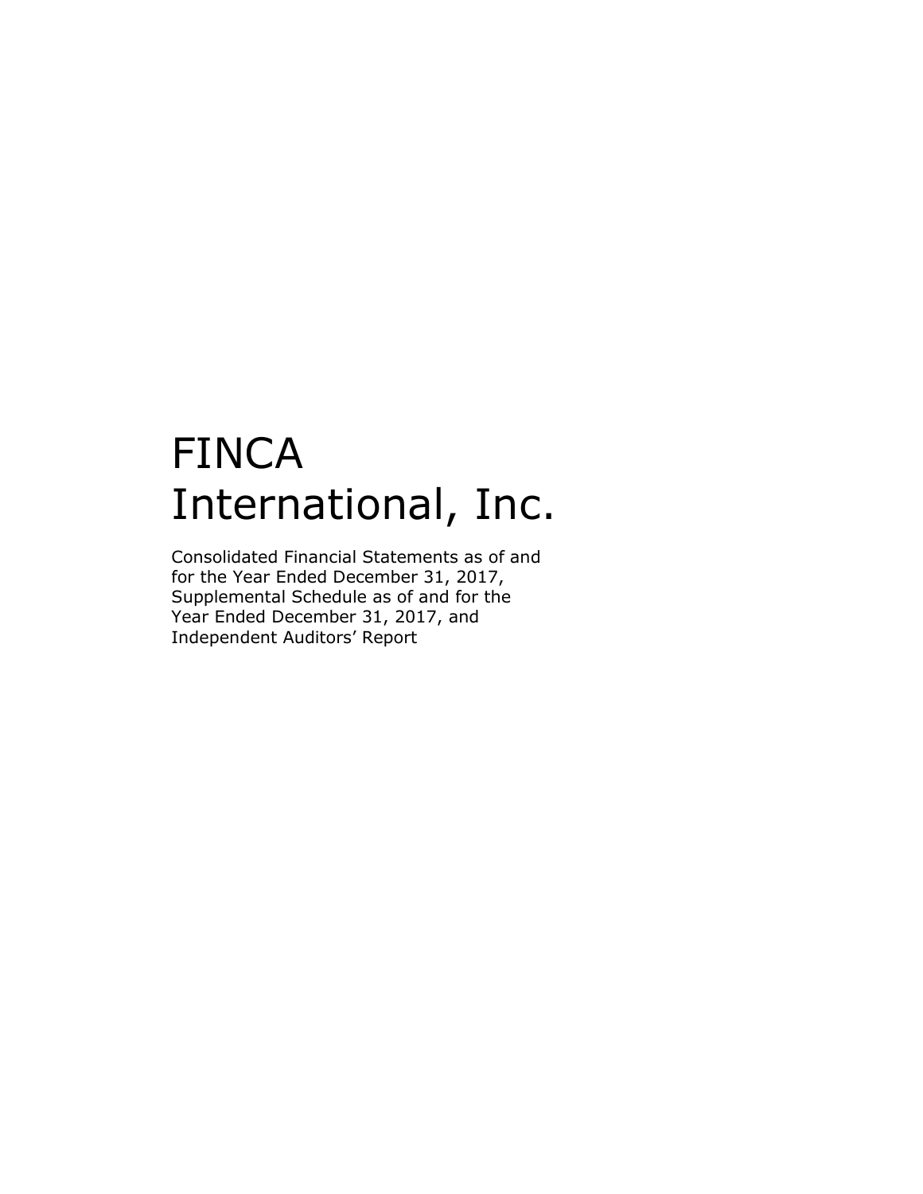# FINCA International, Inc.

Consolidated Financial Statements as of and for the Year Ended December 31, 2017, Supplemental Schedule as of and for the Year Ended December 31, 2017, and Independent Auditors' Report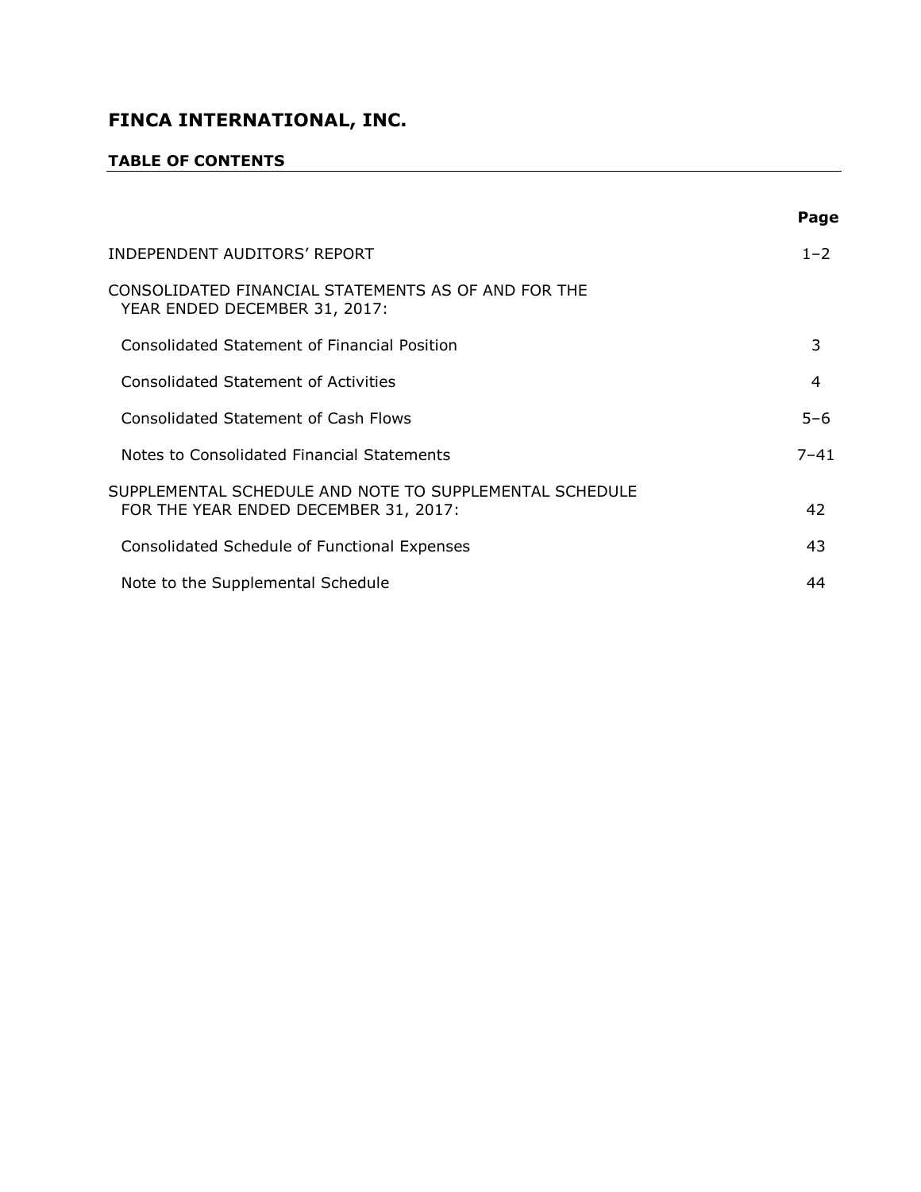# FINCA INTERNATIONAL, INC.

## TABLE OF CONTENTS

| | Page |
|---|---|
| INDEPENDENT AUDITORS' REPORT | 1–2 |
| CONSOLIDATED FINANCIAL STATEMENTS AS OF AND FOR THE YEAR ENDED DECEMBER 31, 2017: | |
| Consolidated Statement of Financial Position | 3 |
| Consolidated Statement of Activities | 4 |
| Consolidated Statement of Cash Flows | 5–6 |
| Notes to Consolidated Financial Statements | 7–41 |
| SUPPLEMENTAL SCHEDULE AND NOTE TO SUPPLEMENTAL SCHEDULE FOR THE YEAR ENDED DECEMBER 31, 2017: | 42 |
| Consolidated Schedule of Functional Expenses | 43 |
| Note to the Supplemental Schedule | 44 |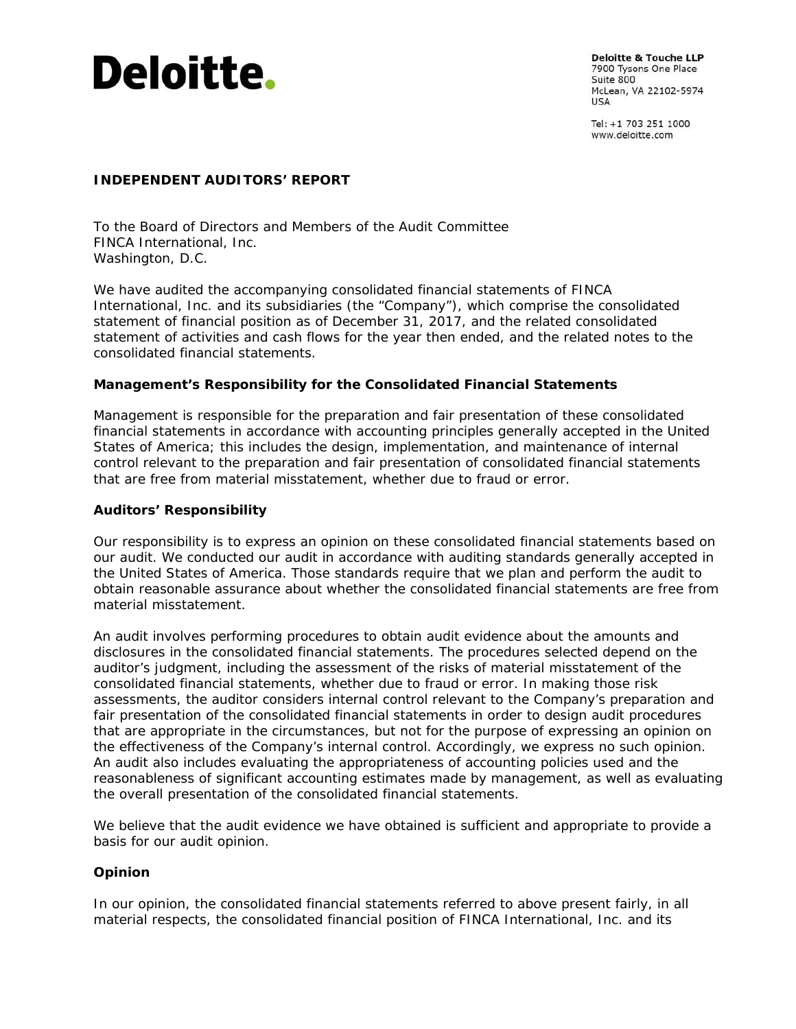**Deloitte.**

**Deloitte & Touche LLP**
7900 Tysons One Place
Suite 800
McLean, VA 22102-5974
USA

Tel: +1 703 251 1000
www.deloitte.com

## INDEPENDENT AUDITORS' REPORT

To the Board of Directors and Members of the Audit Committee
FINCA International, Inc.
Washington, D.C.

We have audited the accompanying consolidated financial statements of FINCA International, Inc. and its subsidiaries (the "Company"), which comprise the consolidated statement of financial position as of December 31, 2017, and the related consolidated statement of activities and cash flows for the year then ended, and the related notes to the consolidated financial statements.

### Management's Responsibility for the Consolidated Financial Statements

Management is responsible for the preparation and fair presentation of these consolidated financial statements in accordance with accounting principles generally accepted in the United States of America; this includes the design, implementation, and maintenance of internal control relevant to the preparation and fair presentation of consolidated financial statements that are free from material misstatement, whether due to fraud or error.

### Auditors' Responsibility

Our responsibility is to express an opinion on these consolidated financial statements based on our audit. We conducted our audit in accordance with auditing standards generally accepted in the United States of America. Those standards require that we plan and perform the audit to obtain reasonable assurance about whether the consolidated financial statements are free from material misstatement.

An audit involves performing procedures to obtain audit evidence about the amounts and disclosures in the consolidated financial statements. The procedures selected depend on the auditor's judgment, including the assessment of the risks of material misstatement of the consolidated financial statements, whether due to fraud or error. In making those risk assessments, the auditor considers internal control relevant to the Company's preparation and fair presentation of the consolidated financial statements in order to design audit procedures that are appropriate in the circumstances, but not for the purpose of expressing an opinion on the effectiveness of the Company's internal control. Accordingly, we express no such opinion. An audit also includes evaluating the appropriateness of accounting policies used and the reasonableness of significant accounting estimates made by management, as well as evaluating the overall presentation of the consolidated financial statements.

We believe that the audit evidence we have obtained is sufficient and appropriate to provide a basis for our audit opinion.

### Opinion

In our opinion, the consolidated financial statements referred to above present fairly, in all material respects, the consolidated financial position of FINCA International, Inc. and its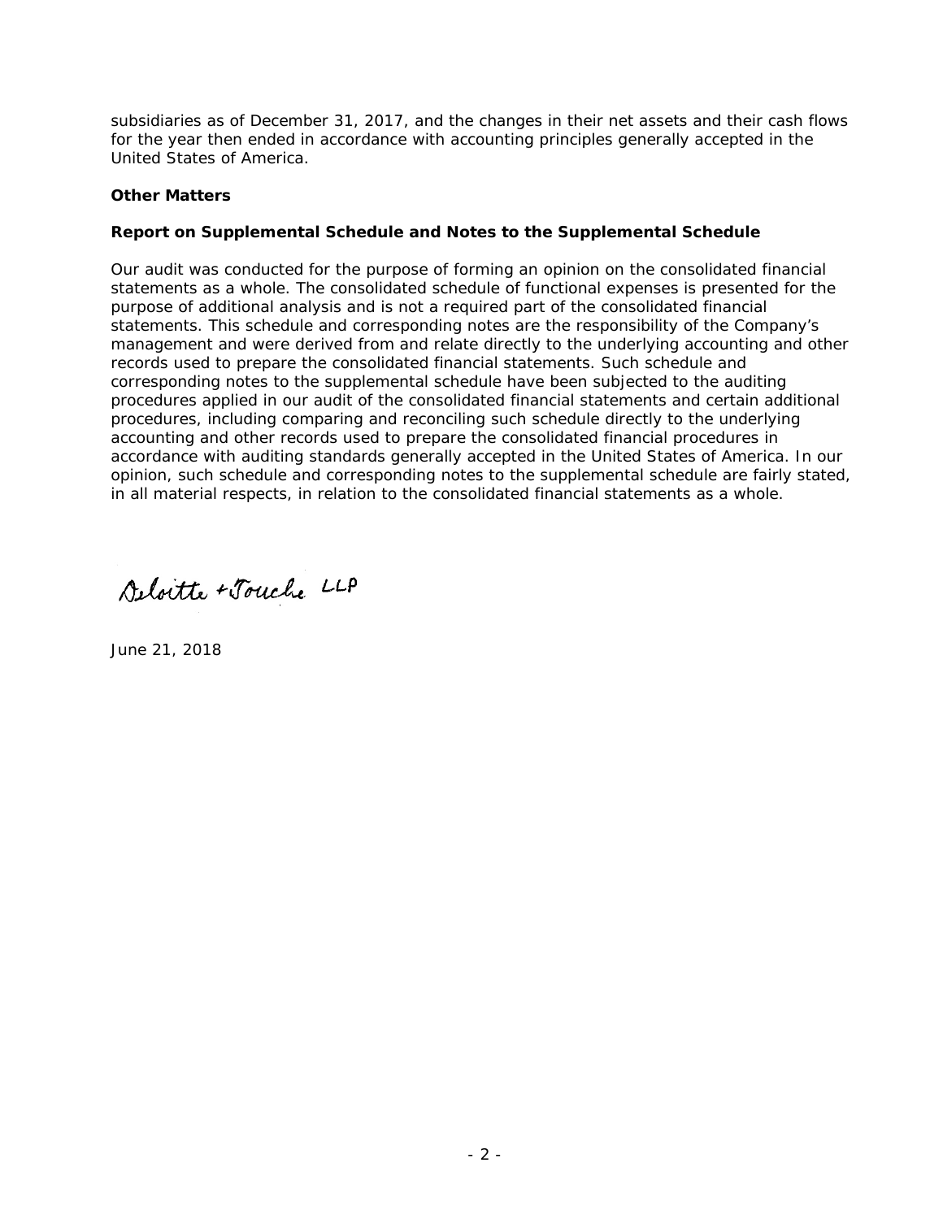subsidiaries as of December 31, 2017, and the changes in their net assets and their cash flows for the year then ended in accordance with accounting principles generally accepted in the United States of America.

**Other Matters**

**Report on Supplemental Schedule and Notes to the Supplemental Schedule**

Our audit was conducted for the purpose of forming an opinion on the consolidated financial statements as a whole. The consolidated schedule of functional expenses is presented for the purpose of additional analysis and is not a required part of the consolidated financial statements. This schedule and corresponding notes are the responsibility of the Company's management and were derived from and relate directly to the underlying accounting and other records used to prepare the consolidated financial statements. Such schedule and corresponding notes to the supplemental schedule have been subjected to the auditing procedures applied in our audit of the consolidated financial statements and certain additional procedures, including comparing and reconciling such schedule directly to the underlying accounting and other records used to prepare the consolidated financial procedures in accordance with auditing standards generally accepted in the United States of America. In our opinion, such schedule and corresponding notes to the supplemental schedule are fairly stated, in all material respects, in relation to the consolidated financial statements as a whole.

Deloitte + Touche LLP

June 21, 2018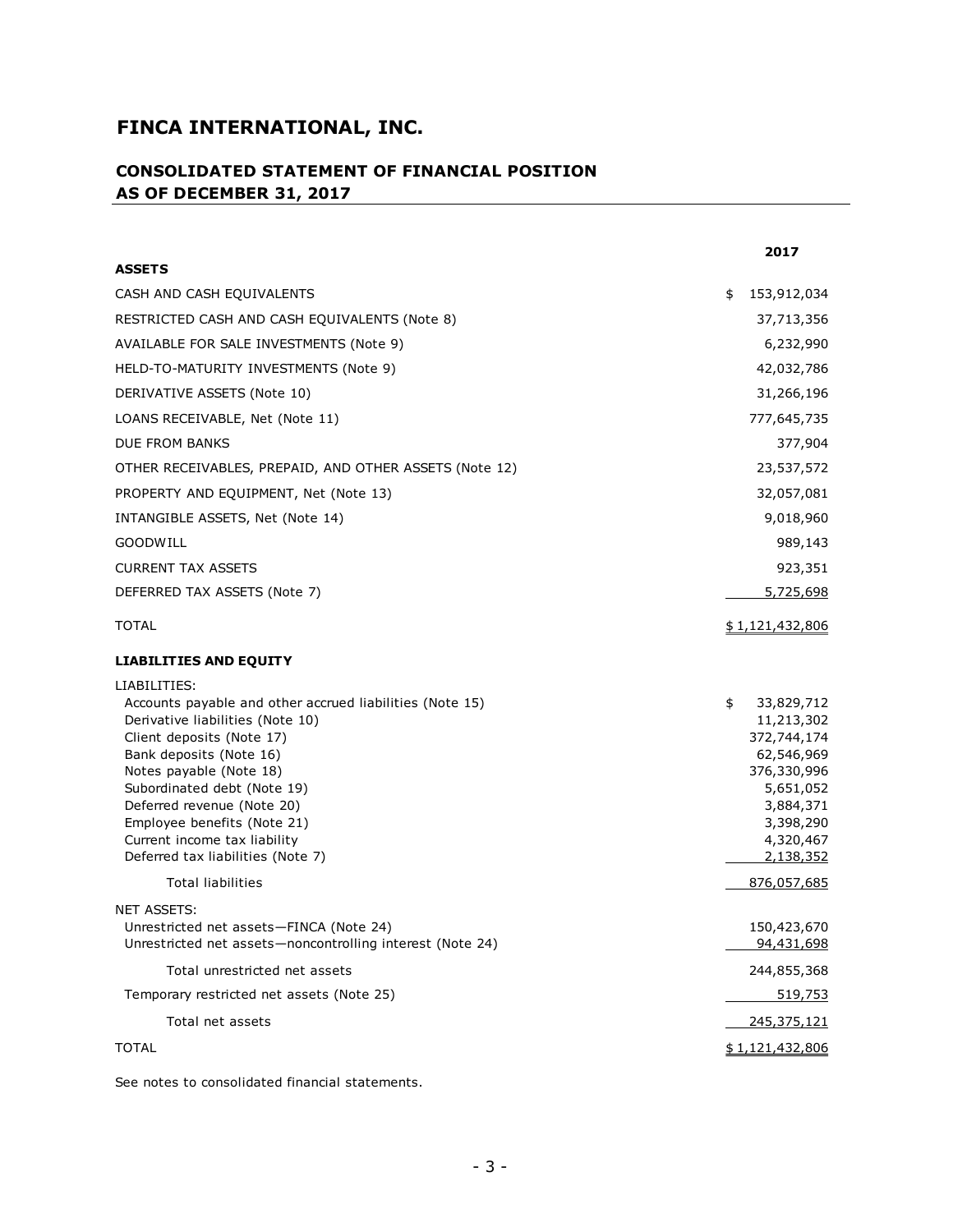# FINCA INTERNATIONAL, INC.

## CONSOLIDATED STATEMENT OF FINANCIAL POSITION
## AS OF DECEMBER 31, 2017

| | 2017 |
|---|---|
| **ASSETS** | |
| CASH AND CASH EQUIVALENTS | $ 153,912,034 |
| RESTRICTED CASH AND CASH EQUIVALENTS (Note 8) | 37,713,356 |
| AVAILABLE FOR SALE INVESTMENTS (Note 9) | 6,232,990 |
| HELD-TO-MATURITY INVESTMENTS (Note 9) | 42,032,786 |
| DERIVATIVE ASSETS (Note 10) | 31,266,196 |
| LOANS RECEIVABLE, Net (Note 11) | 777,645,735 |
| DUE FROM BANKS | 377,904 |
| OTHER RECEIVABLES, PREPAID, AND OTHER ASSETS (Note 12) | 23,537,572 |
| PROPERTY AND EQUIPMENT, Net (Note 13) | 32,057,081 |
| INTANGIBLE ASSETS, Net (Note 14) | 9,018,960 |
| GOODWILL | 989,143 |
| CURRENT TAX ASSETS | 923,351 |
| DEFERRED TAX ASSETS (Note 7) | 5,725,698 |
| TOTAL | $ 1,121,432,806 |
| **LIABILITIES AND EQUITY** | |
| LIABILITIES: | |
| Accounts payable and other accrued liabilities (Note 15) | $ 33,829,712 |
| Derivative liabilities (Note 10) | 11,213,302 |
| Client deposits (Note 17) | 372,744,174 |
| Bank deposits (Note 16) | 62,546,969 |
| Notes payable (Note 18) | 376,330,996 |
| Subordinated debt (Note 19) | 5,651,052 |
| Deferred revenue (Note 20) | 3,884,371 |
| Employee benefits (Note 21) | 3,398,290 |
| Current income tax liability | 4,320,467 |
| Deferred tax liabilities (Note 7) | 2,138,352 |
| Total liabilities | 876,057,685 |
| NET ASSETS: | |
| Unrestricted net assets—FINCA (Note 24) | 150,423,670 |
| Unrestricted net assets—noncontrolling interest (Note 24) | 94,431,698 |
| Total unrestricted net assets | 244,855,368 |
| Temporary restricted net assets (Note 25) | 519,753 |
| Total net assets | 245,375,121 |
| TOTAL | $ 1,121,432,806 |

See notes to consolidated financial statements.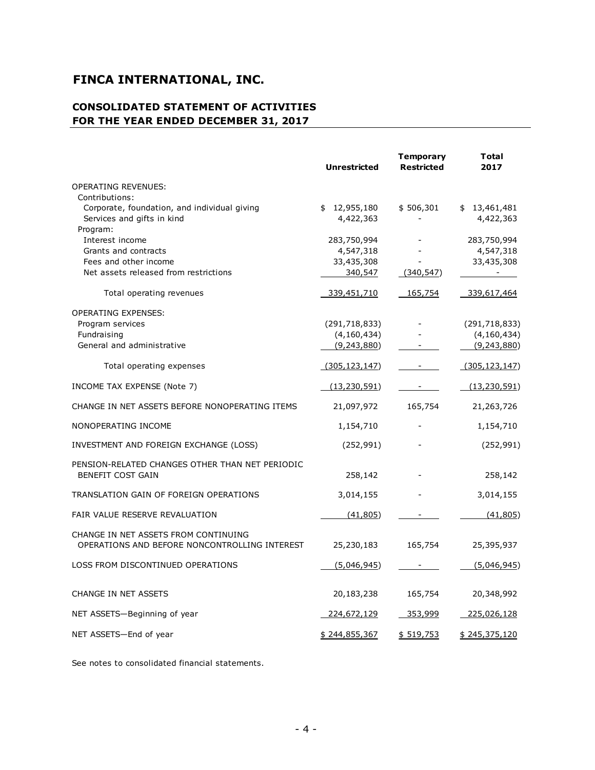# FINCA INTERNATIONAL, INC.

## CONSOLIDATED STATEMENT OF ACTIVITIES
## FOR THE YEAR ENDED DECEMBER 31, 2017

| | Unrestricted | Temporary Restricted | Total 2017 |
|---|---|---|---|
| OPERATING REVENUES: | | | |
| Contributions: | | | |
| Corporate, foundation, and individual giving | $ 12,955,180 | $ 506,301 | $ 13,461,481 |
| Services and gifts in kind | 4,422,363 | - | 4,422,363 |
| Program: | | | |
| Interest income | 283,750,994 | - | 283,750,994 |
| Grants and contracts | 4,547,318 | - | 4,547,318 |
| Fees and other income | 33,435,308 | - | 33,435,308 |
| Net assets released from restrictions | 340,547 | (340,547) | - |
| Total operating revenues | 339,451,710 | 165,754 | 339,617,464 |
| OPERATING EXPENSES: | | | |
| Program services | (291,718,833) | - | (291,718,833) |
| Fundraising | (4,160,434) | - | (4,160,434) |
| General and administrative | (9,243,880) | - | (9,243,880) |
| Total operating expenses | (305,123,147) | - | (305,123,147) |
| INCOME TAX EXPENSE (Note 7) | (13,230,591) | - | (13,230,591) |
| CHANGE IN NET ASSETS BEFORE NONOPERATING ITEMS | 21,097,972 | 165,754 | 21,263,726 |
| NONOPERATING INCOME | 1,154,710 | - | 1,154,710 |
| INVESTMENT AND FOREIGN EXCHANGE (LOSS) | (252,991) | - | (252,991) |
| PENSION-RELATED CHANGES OTHER THAN NET PERIODIC BENEFIT COST GAIN | 258,142 | - | 258,142 |
| TRANSLATION GAIN OF FOREIGN OPERATIONS | 3,014,155 | - | 3,014,155 |
| FAIR VALUE RESERVE REVALUATION | (41,805) | - | (41,805) |
| CHANGE IN NET ASSETS FROM CONTINUING OPERATIONS AND BEFORE NONCONTROLLING INTEREST | 25,230,183 | 165,754 | 25,395,937 |
| LOSS FROM DISCONTINUED OPERATIONS | (5,046,945) | - | (5,046,945) |
| CHANGE IN NET ASSETS | 20,183,238 | 165,754 | 20,348,992 |
| NET ASSETS—Beginning of year | 224,672,129 | 353,999 | 225,026,128 |
| NET ASSETS—End of year | $ 244,855,367 | $ 519,753 | $ 245,375,120 |

See notes to consolidated financial statements.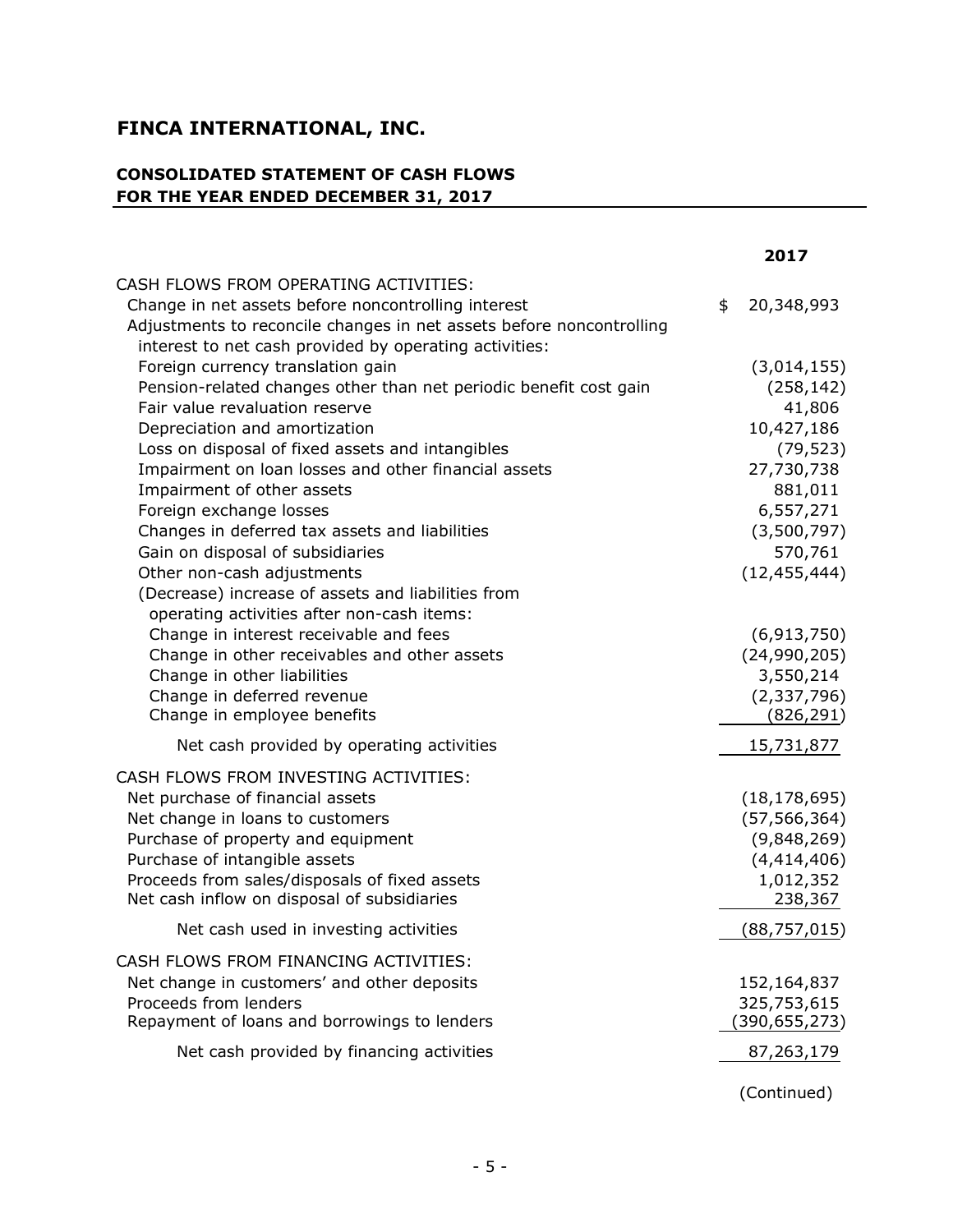# FINCA INTERNATIONAL, INC.

## CONSOLIDATED STATEMENT OF CASH FLOWS
## FOR THE YEAR ENDED DECEMBER 31, 2017

| | 2017 |
|---|---|
| CASH FLOWS FROM OPERATING ACTIVITIES: | |
| Change in net assets before noncontrolling interest | $ 20,348,993 |
| Adjustments to reconcile changes in net assets before noncontrolling interest to net cash provided by operating activities: | |
| Foreign currency translation gain | (3,014,155) |
| Pension-related changes other than net periodic benefit cost gain | (258,142) |
| Fair value revaluation reserve | 41,806 |
| Depreciation and amortization | 10,427,186 |
| Loss on disposal of fixed assets and intangibles | (79,523) |
| Impairment on loan losses and other financial assets | 27,730,738 |
| Impairment of other assets | 881,011 |
| Foreign exchange losses | 6,557,271 |
| Changes in deferred tax assets and liabilities | (3,500,797) |
| Gain on disposal of subsidiaries | 570,761 |
| Other non-cash adjustments | (12,455,444) |
| (Decrease) increase of assets and liabilities from operating activities after non-cash items: | |
| Change in interest receivable and fees | (6,913,750) |
| Change in other receivables and other assets | (24,990,205) |
| Change in other liabilities | 3,550,214 |
| Change in deferred revenue | (2,337,796) |
| Change in employee benefits | (826,291) |
| Net cash provided by operating activities | 15,731,877 |
| CASH FLOWS FROM INVESTING ACTIVITIES: | |
| Net purchase of financial assets | (18,178,695) |
| Net change in loans to customers | (57,566,364) |
| Purchase of property and equipment | (9,848,269) |
| Purchase of intangible assets | (4,414,406) |
| Proceeds from sales/disposals of fixed assets | 1,012,352 |
| Net cash inflow on disposal of subsidiaries | 238,367 |
| Net cash used in investing activities | (88,757,015) |
| CASH FLOWS FROM FINANCING ACTIVITIES: | |
| Net change in customers' and other deposits | 152,164,837 |
| Proceeds from lenders | 325,753,615 |
| Repayment of loans and borrowings to lenders | (390,655,273) |
| Net cash provided by financing activities | 87,263,179 |

(Continued)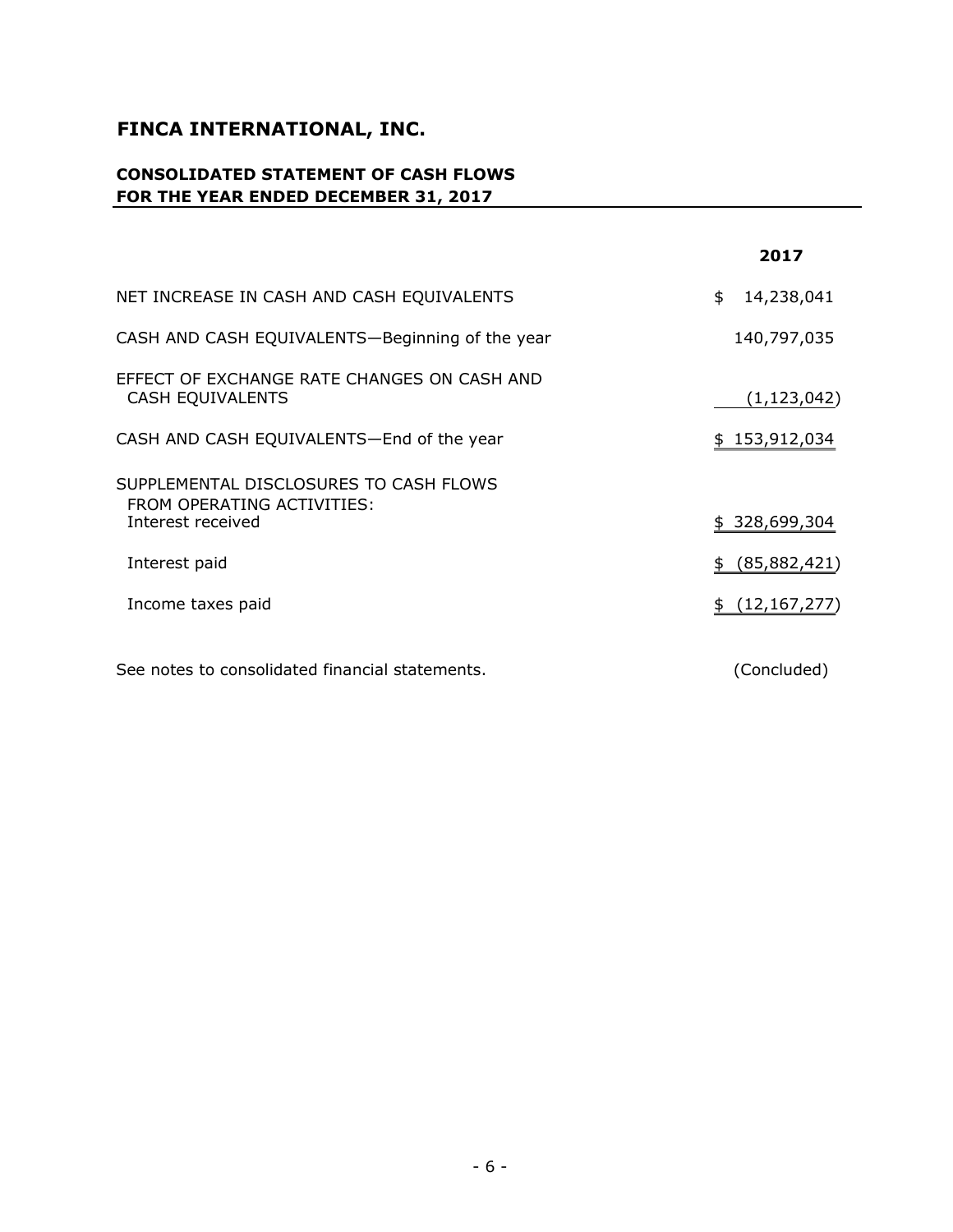# FINCA INTERNATIONAL, INC.

## CONSOLIDATED STATEMENT OF CASH FLOWS
## FOR THE YEAR ENDED DECEMBER 31, 2017

| | 2017 |
|---|---|
| NET INCREASE IN CASH AND CASH EQUIVALENTS | $ 14,238,041 |
| CASH AND CASH EQUIVALENTS—Beginning of the year | 140,797,035 |
| EFFECT OF EXCHANGE RATE CHANGES ON CASH AND CASH EQUIVALENTS | (1,123,042) |
| CASH AND CASH EQUIVALENTS—End of the year | $ 153,912,034 |
| SUPPLEMENTAL DISCLOSURES TO CASH FLOWS FROM OPERATING ACTIVITIES: | |
| Interest received | $ 328,699,304 |
| Interest paid | $ (85,882,421) |
| Income taxes paid | $ (12,167,277) |

See notes to consolidated financial statements. (Concluded)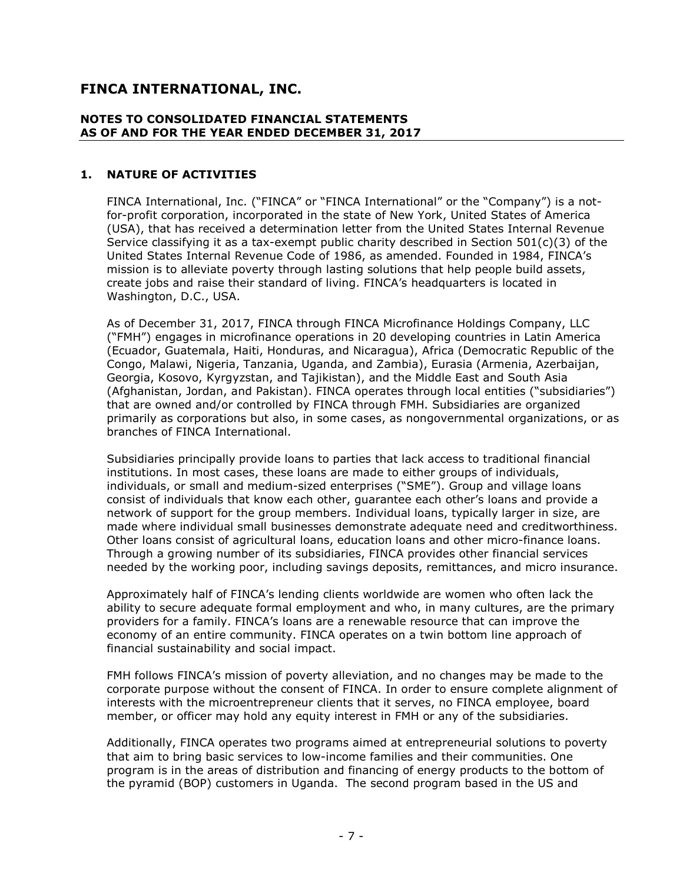# FINCA INTERNATIONAL, INC.

## NOTES TO CONSOLIDATED FINANCIAL STATEMENTS AS OF AND FOR THE YEAR ENDED DECEMBER 31, 2017

### 1. NATURE OF ACTIVITIES

FINCA International, Inc. ("FINCA" or "FINCA International" or the "Company") is a not-for-profit corporation, incorporated in the state of New York, United States of America (USA), that has received a determination letter from the United States Internal Revenue Service classifying it as a tax-exempt public charity described in Section 501(c)(3) of the United States Internal Revenue Code of 1986, as amended. Founded in 1984, FINCA's mission is to alleviate poverty through lasting solutions that help people build assets, create jobs and raise their standard of living. FINCA's headquarters is located in Washington, D.C., USA.

As of December 31, 2017, FINCA through FINCA Microfinance Holdings Company, LLC ("FMH") engages in microfinance operations in 20 developing countries in Latin America (Ecuador, Guatemala, Haiti, Honduras, and Nicaragua), Africa (Democratic Republic of the Congo, Malawi, Nigeria, Tanzania, Uganda, and Zambia), Eurasia (Armenia, Azerbaijan, Georgia, Kosovo, Kyrgyzstan, and Tajikistan), and the Middle East and South Asia (Afghanistan, Jordan, and Pakistan). FINCA operates through local entities ("subsidiaries") that are owned and/or controlled by FINCA through FMH. Subsidiaries are organized primarily as corporations but also, in some cases, as nongovernmental organizations, or as branches of FINCA International.

Subsidiaries principally provide loans to parties that lack access to traditional financial institutions. In most cases, these loans are made to either groups of individuals, individuals, or small and medium-sized enterprises ("SME"). Group and village loans consist of individuals that know each other, guarantee each other's loans and provide a network of support for the group members. Individual loans, typically larger in size, are made where individual small businesses demonstrate adequate need and creditworthiness. Other loans consist of agricultural loans, education loans and other micro-finance loans. Through a growing number of its subsidiaries, FINCA provides other financial services needed by the working poor, including savings deposits, remittances, and micro insurance.

Approximately half of FINCA's lending clients worldwide are women who often lack the ability to secure adequate formal employment and who, in many cultures, are the primary providers for a family. FINCA's loans are a renewable resource that can improve the economy of an entire community. FINCA operates on a twin bottom line approach of financial sustainability and social impact.

FMH follows FINCA's mission of poverty alleviation, and no changes may be made to the corporate purpose without the consent of FINCA. In order to ensure complete alignment of interests with the microentrepreneur clients that it serves, no FINCA employee, board member, or officer may hold any equity interest in FMH or any of the subsidiaries.

Additionally, FINCA operates two programs aimed at entrepreneurial solutions to poverty that aim to bring basic services to low-income families and their communities. One program is in the areas of distribution and financing of energy products to the bottom of the pyramid (BOP) customers in Uganda. The second program based in the US and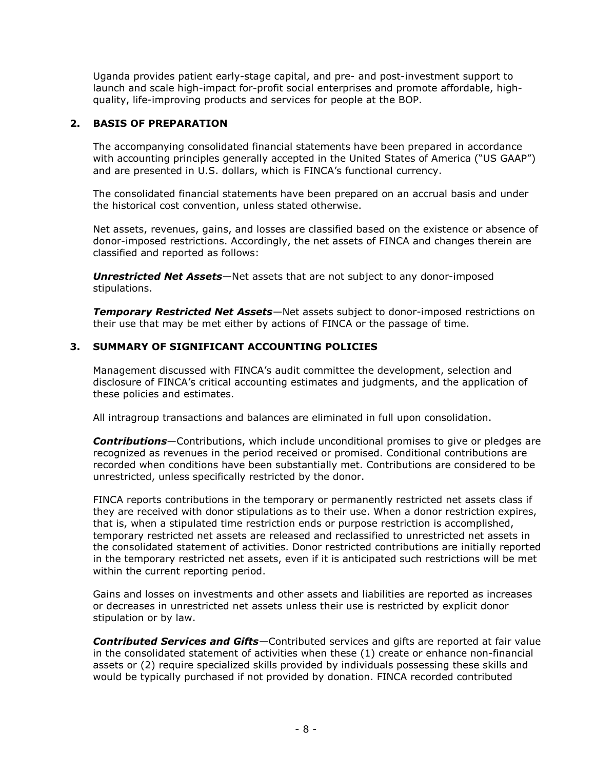Uganda provides patient early-stage capital, and pre- and post-investment support to launch and scale high-impact for-profit social enterprises and promote affordable, high-quality, life-improving products and services for people at the BOP.

## 2. BASIS OF PREPARATION

The accompanying consolidated financial statements have been prepared in accordance with accounting principles generally accepted in the United States of America ("US GAAP") and are presented in U.S. dollars, which is FINCA's functional currency.

The consolidated financial statements have been prepared on an accrual basis and under the historical cost convention, unless stated otherwise.

Net assets, revenues, gains, and losses are classified based on the existence or absence of donor-imposed restrictions. Accordingly, the net assets of FINCA and changes therein are classified and reported as follows:

***Unrestricted Net Assets***—Net assets that are not subject to any donor-imposed stipulations.

***Temporary Restricted Net Assets***—Net assets subject to donor-imposed restrictions on their use that may be met either by actions of FINCA or the passage of time.

## 3. SUMMARY OF SIGNIFICANT ACCOUNTING POLICIES

Management discussed with FINCA's audit committee the development, selection and disclosure of FINCA's critical accounting estimates and judgments, and the application of these policies and estimates.

All intragroup transactions and balances are eliminated in full upon consolidation.

***Contributions***—Contributions, which include unconditional promises to give or pledges are recognized as revenues in the period received or promised. Conditional contributions are recorded when conditions have been substantially met. Contributions are considered to be unrestricted, unless specifically restricted by the donor.

FINCA reports contributions in the temporary or permanently restricted net assets class if they are received with donor stipulations as to their use. When a donor restriction expires, that is, when a stipulated time restriction ends or purpose restriction is accomplished, temporary restricted net assets are released and reclassified to unrestricted net assets in the consolidated statement of activities. Donor restricted contributions are initially reported in the temporary restricted net assets, even if it is anticipated such restrictions will be met within the current reporting period.

Gains and losses on investments and other assets and liabilities are reported as increases or decreases in unrestricted net assets unless their use is restricted by explicit donor stipulation or by law.

***Contributed Services and Gifts***—Contributed services and gifts are reported at fair value in the consolidated statement of activities when these (1) create or enhance non-financial assets or (2) require specialized skills provided by individuals possessing these skills and would be typically purchased if not provided by donation. FINCA recorded contributed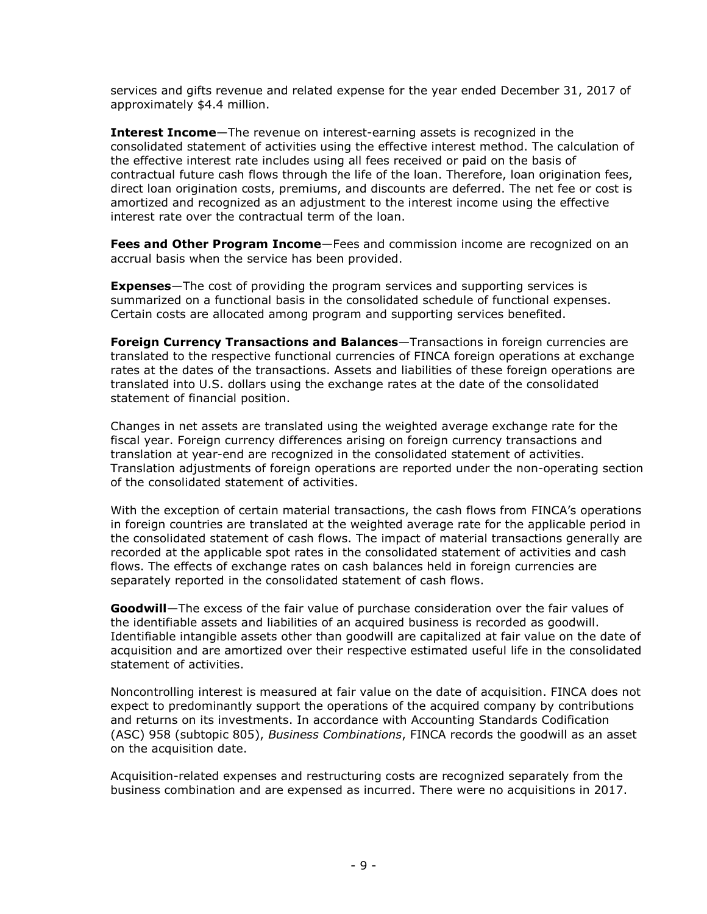services and gifts revenue and related expense for the year ended December 31, 2017 of approximately $4.4 million.

**Interest Income**—The revenue on interest-earning assets is recognized in the consolidated statement of activities using the effective interest method. The calculation of the effective interest rate includes using all fees received or paid on the basis of contractual future cash flows through the life of the loan. Therefore, loan origination fees, direct loan origination costs, premiums, and discounts are deferred. The net fee or cost is amortized and recognized as an adjustment to the interest income using the effective interest rate over the contractual term of the loan.

**Fees and Other Program Income**—Fees and commission income are recognized on an accrual basis when the service has been provided.

**Expenses**—The cost of providing the program services and supporting services is summarized on a functional basis in the consolidated schedule of functional expenses. Certain costs are allocated among program and supporting services benefited.

**Foreign Currency Transactions and Balances**—Transactions in foreign currencies are translated to the respective functional currencies of FINCA foreign operations at exchange rates at the dates of the transactions. Assets and liabilities of these foreign operations are translated into U.S. dollars using the exchange rates at the date of the consolidated statement of financial position.

Changes in net assets are translated using the weighted average exchange rate for the fiscal year. Foreign currency differences arising on foreign currency transactions and translation at year-end are recognized in the consolidated statement of activities. Translation adjustments of foreign operations are reported under the non-operating section of the consolidated statement of activities.

With the exception of certain material transactions, the cash flows from FINCA's operations in foreign countries are translated at the weighted average rate for the applicable period in the consolidated statement of cash flows. The impact of material transactions generally are recorded at the applicable spot rates in the consolidated statement of activities and cash flows. The effects of exchange rates on cash balances held in foreign currencies are separately reported in the consolidated statement of cash flows.

**Goodwill**—The excess of the fair value of purchase consideration over the fair values of the identifiable assets and liabilities of an acquired business is recorded as goodwill. Identifiable intangible assets other than goodwill are capitalized at fair value on the date of acquisition and are amortized over their respective estimated useful life in the consolidated statement of activities.

Noncontrolling interest is measured at fair value on the date of acquisition. FINCA does not expect to predominantly support the operations of the acquired company by contributions and returns on its investments. In accordance with Accounting Standards Codification (ASC) 958 (subtopic 805), *Business Combinations*, FINCA records the goodwill as an asset on the acquisition date.

Acquisition-related expenses and restructuring costs are recognized separately from the business combination and are expensed as incurred. There were no acquisitions in 2017.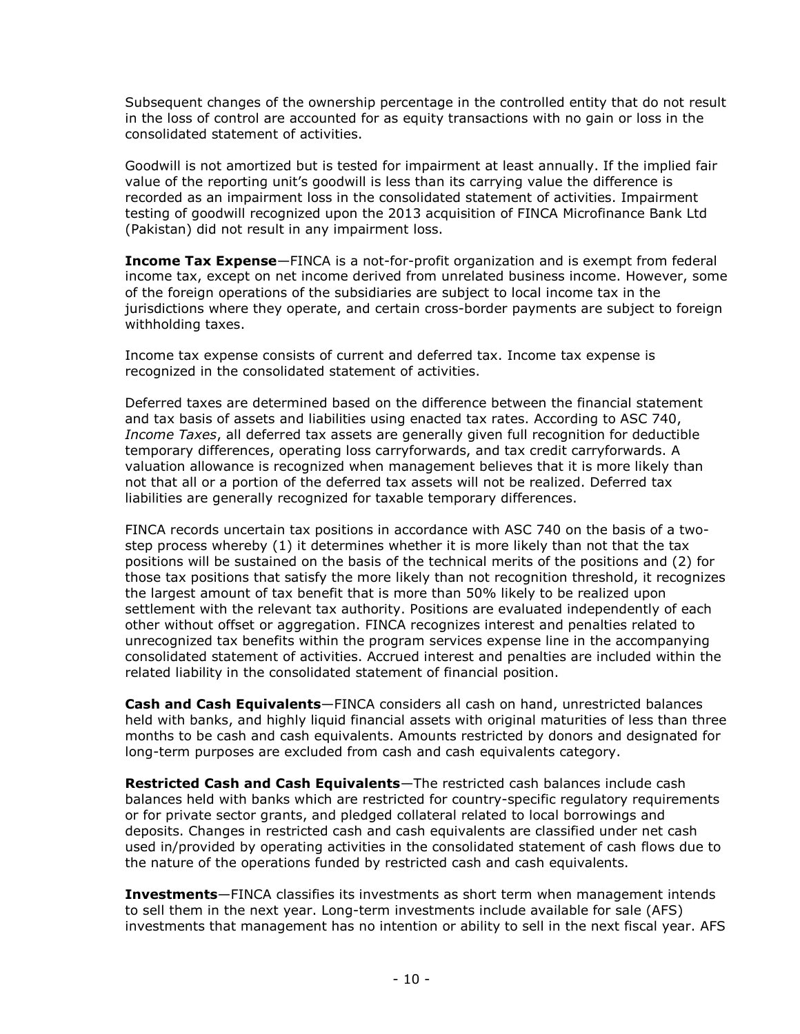Subsequent changes of the ownership percentage in the controlled entity that do not result in the loss of control are accounted for as equity transactions with no gain or loss in the consolidated statement of activities.

Goodwill is not amortized but is tested for impairment at least annually. If the implied fair value of the reporting unit's goodwill is less than its carrying value the difference is recorded as an impairment loss in the consolidated statement of activities. Impairment testing of goodwill recognized upon the 2013 acquisition of FINCA Microfinance Bank Ltd (Pakistan) did not result in any impairment loss.

**Income Tax Expense**—FINCA is a not-for-profit organization and is exempt from federal income tax, except on net income derived from unrelated business income. However, some of the foreign operations of the subsidiaries are subject to local income tax in the jurisdictions where they operate, and certain cross-border payments are subject to foreign withholding taxes.

Income tax expense consists of current and deferred tax. Income tax expense is recognized in the consolidated statement of activities.

Deferred taxes are determined based on the difference between the financial statement and tax basis of assets and liabilities using enacted tax rates. According to ASC 740, *Income Taxes*, all deferred tax assets are generally given full recognition for deductible temporary differences, operating loss carryforwards, and tax credit carryforwards. A valuation allowance is recognized when management believes that it is more likely than not that all or a portion of the deferred tax assets will not be realized. Deferred tax liabilities are generally recognized for taxable temporary differences.

FINCA records uncertain tax positions in accordance with ASC 740 on the basis of a two-step process whereby (1) it determines whether it is more likely than not that the tax positions will be sustained on the basis of the technical merits of the positions and (2) for those tax positions that satisfy the more likely than not recognition threshold, it recognizes the largest amount of tax benefit that is more than 50% likely to be realized upon settlement with the relevant tax authority. Positions are evaluated independently of each other without offset or aggregation. FINCA recognizes interest and penalties related to unrecognized tax benefits within the program services expense line in the accompanying consolidated statement of activities. Accrued interest and penalties are included within the related liability in the consolidated statement of financial position.

**Cash and Cash Equivalents**—FINCA considers all cash on hand, unrestricted balances held with banks, and highly liquid financial assets with original maturities of less than three months to be cash and cash equivalents. Amounts restricted by donors and designated for long-term purposes are excluded from cash and cash equivalents category.

**Restricted Cash and Cash Equivalents**—The restricted cash balances include cash balances held with banks which are restricted for country-specific regulatory requirements or for private sector grants, and pledged collateral related to local borrowings and deposits. Changes in restricted cash and cash equivalents are classified under net cash used in/provided by operating activities in the consolidated statement of cash flows due to the nature of the operations funded by restricted cash and cash equivalents.

**Investments**—FINCA classifies its investments as short term when management intends to sell them in the next year. Long-term investments include available for sale (AFS) investments that management has no intention or ability to sell in the next fiscal year. AFS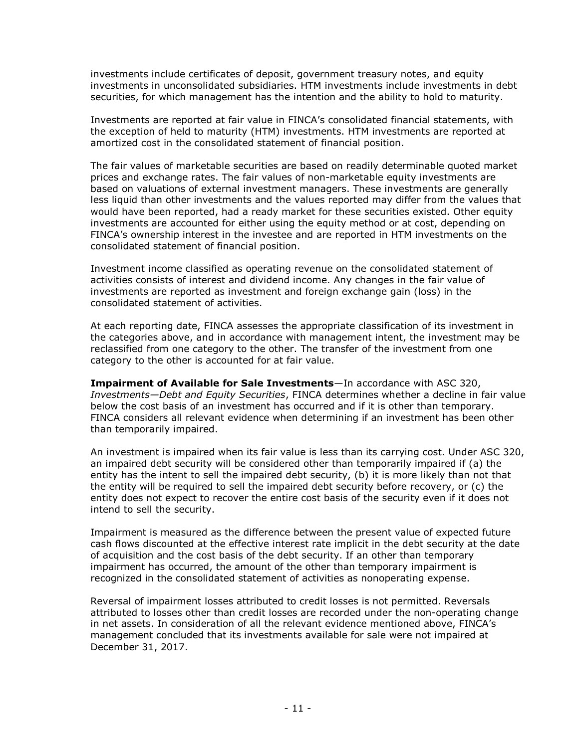investments include certificates of deposit, government treasury notes, and equity investments in unconsolidated subsidiaries. HTM investments include investments in debt securities, for which management has the intention and the ability to hold to maturity.

Investments are reported at fair value in FINCA's consolidated financial statements, with the exception of held to maturity (HTM) investments. HTM investments are reported at amortized cost in the consolidated statement of financial position.

The fair values of marketable securities are based on readily determinable quoted market prices and exchange rates. The fair values of non-marketable equity investments are based on valuations of external investment managers. These investments are generally less liquid than other investments and the values reported may differ from the values that would have been reported, had a ready market for these securities existed. Other equity investments are accounted for either using the equity method or at cost, depending on FINCA's ownership interest in the investee and are reported in HTM investments on the consolidated statement of financial position.

Investment income classified as operating revenue on the consolidated statement of activities consists of interest and dividend income. Any changes in the fair value of investments are reported as investment and foreign exchange gain (loss) in the consolidated statement of activities.

At each reporting date, FINCA assesses the appropriate classification of its investment in the categories above, and in accordance with management intent, the investment may be reclassified from one category to the other. The transfer of the investment from one category to the other is accounted for at fair value.

**Impairment of Available for Sale Investments**—In accordance with ASC 320, *Investments—Debt and Equity Securities*, FINCA determines whether a decline in fair value below the cost basis of an investment has occurred and if it is other than temporary. FINCA considers all relevant evidence when determining if an investment has been other than temporarily impaired.

An investment is impaired when its fair value is less than its carrying cost. Under ASC 320, an impaired debt security will be considered other than temporarily impaired if (a) the entity has the intent to sell the impaired debt security, (b) it is more likely than not that the entity will be required to sell the impaired debt security before recovery, or (c) the entity does not expect to recover the entire cost basis of the security even if it does not intend to sell the security.

Impairment is measured as the difference between the present value of expected future cash flows discounted at the effective interest rate implicit in the debt security at the date of acquisition and the cost basis of the debt security. If an other than temporary impairment has occurred, the amount of the other than temporary impairment is recognized in the consolidated statement of activities as nonoperating expense.

Reversal of impairment losses attributed to credit losses is not permitted. Reversals attributed to losses other than credit losses are recorded under the non-operating change in net assets. In consideration of all the relevant evidence mentioned above, FINCA's management concluded that its investments available for sale were not impaired at December 31, 2017.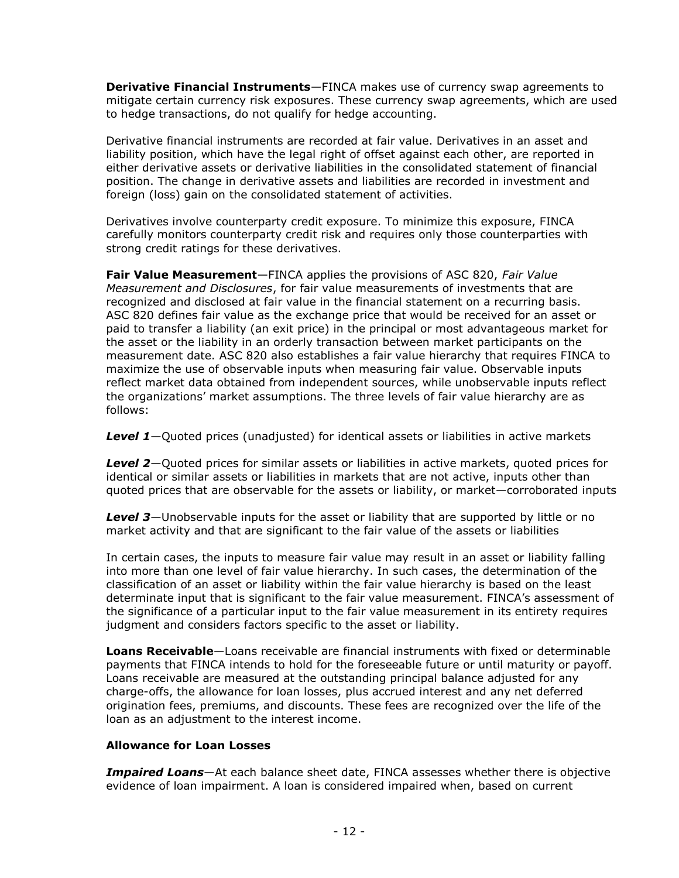**Derivative Financial Instruments**—FINCA makes use of currency swap agreements to mitigate certain currency risk exposures. These currency swap agreements, which are used to hedge transactions, do not qualify for hedge accounting.

Derivative financial instruments are recorded at fair value. Derivatives in an asset and liability position, which have the legal right of offset against each other, are reported in either derivative assets or derivative liabilities in the consolidated statement of financial position. The change in derivative assets and liabilities are recorded in investment and foreign (loss) gain on the consolidated statement of activities.

Derivatives involve counterparty credit exposure. To minimize this exposure, FINCA carefully monitors counterparty credit risk and requires only those counterparties with strong credit ratings for these derivatives.

**Fair Value Measurement**—FINCA applies the provisions of ASC 820, *Fair Value Measurement and Disclosures*, for fair value measurements of investments that are recognized and disclosed at fair value in the financial statement on a recurring basis. ASC 820 defines fair value as the exchange price that would be received for an asset or paid to transfer a liability (an exit price) in the principal or most advantageous market for the asset or the liability in an orderly transaction between market participants on the measurement date. ASC 820 also establishes a fair value hierarchy that requires FINCA to maximize the use of observable inputs when measuring fair value. Observable inputs reflect market data obtained from independent sources, while unobservable inputs reflect the organizations' market assumptions. The three levels of fair value hierarchy are as follows:

***Level 1***—Quoted prices (unadjusted) for identical assets or liabilities in active markets

***Level 2***—Quoted prices for similar assets or liabilities in active markets, quoted prices for identical or similar assets or liabilities in markets that are not active, inputs other than quoted prices that are observable for the assets or liability, or market—corroborated inputs

***Level 3***—Unobservable inputs for the asset or liability that are supported by little or no market activity and that are significant to the fair value of the assets or liabilities

In certain cases, the inputs to measure fair value may result in an asset or liability falling into more than one level of fair value hierarchy. In such cases, the determination of the classification of an asset or liability within the fair value hierarchy is based on the least determinate input that is significant to the fair value measurement. FINCA's assessment of the significance of a particular input to the fair value measurement in its entirety requires judgment and considers factors specific to the asset or liability.

**Loans Receivable**—Loans receivable are financial instruments with fixed or determinable payments that FINCA intends to hold for the foreseeable future or until maturity or payoff. Loans receivable are measured at the outstanding principal balance adjusted for any charge-offs, the allowance for loan losses, plus accrued interest and any net deferred origination fees, premiums, and discounts. These fees are recognized over the life of the loan as an adjustment to the interest income.

**Allowance for Loan Losses**

***Impaired Loans***—At each balance sheet date, FINCA assesses whether there is objective evidence of loan impairment. A loan is considered impaired when, based on current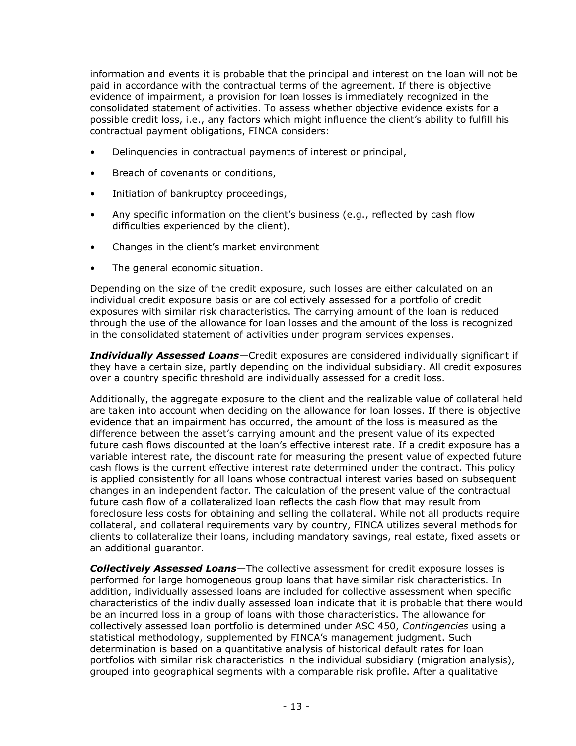information and events it is probable that the principal and interest on the loan will not be paid in accordance with the contractual terms of the agreement. If there is objective evidence of impairment, a provision for loan losses is immediately recognized in the consolidated statement of activities. To assess whether objective evidence exists for a possible credit loss, i.e., any factors which might influence the client's ability to fulfill his contractual payment obligations, FINCA considers:

- Delinquencies in contractual payments of interest or principal,
- Breach of covenants or conditions,
- Initiation of bankruptcy proceedings,
- Any specific information on the client's business (e.g., reflected by cash flow difficulties experienced by the client),
- Changes in the client's market environment
- The general economic situation.

Depending on the size of the credit exposure, such losses are either calculated on an individual credit exposure basis or are collectively assessed for a portfolio of credit exposures with similar risk characteristics. The carrying amount of the loan is reduced through the use of the allowance for loan losses and the amount of the loss is recognized in the consolidated statement of activities under program services expenses.

***Individually Assessed Loans***—Credit exposures are considered individually significant if they have a certain size, partly depending on the individual subsidiary. All credit exposures over a country specific threshold are individually assessed for a credit loss.

Additionally, the aggregate exposure to the client and the realizable value of collateral held are taken into account when deciding on the allowance for loan losses. If there is objective evidence that an impairment has occurred, the amount of the loss is measured as the difference between the asset's carrying amount and the present value of its expected future cash flows discounted at the loan's effective interest rate. If a credit exposure has a variable interest rate, the discount rate for measuring the present value of expected future cash flows is the current effective interest rate determined under the contract. This policy is applied consistently for all loans whose contractual interest varies based on subsequent changes in an independent factor. The calculation of the present value of the contractual future cash flow of a collateralized loan reflects the cash flow that may result from foreclosure less costs for obtaining and selling the collateral. While not all products require collateral, and collateral requirements vary by country, FINCA utilizes several methods for clients to collateralize their loans, including mandatory savings, real estate, fixed assets or an additional guarantor.

***Collectively Assessed Loans***—The collective assessment for credit exposure losses is performed for large homogeneous group loans that have similar risk characteristics. In addition, individually assessed loans are included for collective assessment when specific characteristics of the individually assessed loan indicate that it is probable that there would be an incurred loss in a group of loans with those characteristics. The allowance for collectively assessed loan portfolio is determined under ASC 450, *Contingencies* using a statistical methodology, supplemented by FINCA's management judgment. Such determination is based on a quantitative analysis of historical default rates for loan portfolios with similar risk characteristics in the individual subsidiary (migration analysis), grouped into geographical segments with a comparable risk profile. After a qualitative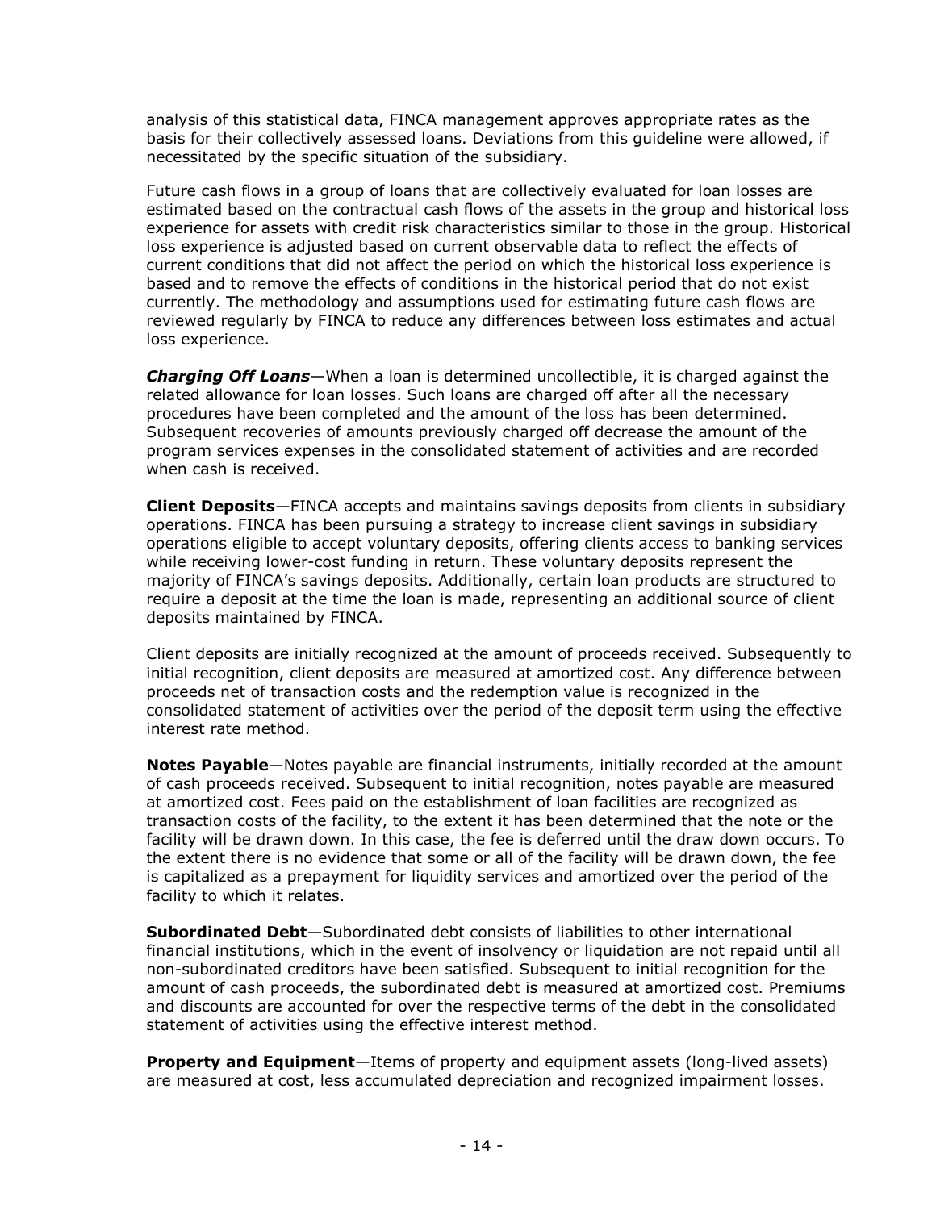analysis of this statistical data, FINCA management approves appropriate rates as the basis for their collectively assessed loans. Deviations from this guideline were allowed, if necessitated by the specific situation of the subsidiary.

Future cash flows in a group of loans that are collectively evaluated for loan losses are estimated based on the contractual cash flows of the assets in the group and historical loss experience for assets with credit risk characteristics similar to those in the group. Historical loss experience is adjusted based on current observable data to reflect the effects of current conditions that did not affect the period on which the historical loss experience is based and to remove the effects of conditions in the historical period that do not exist currently. The methodology and assumptions used for estimating future cash flows are reviewed regularly by FINCA to reduce any differences between loss estimates and actual loss experience.

***Charging Off Loans***—When a loan is determined uncollectible, it is charged against the related allowance for loan losses. Such loans are charged off after all the necessary procedures have been completed and the amount of the loss has been determined. Subsequent recoveries of amounts previously charged off decrease the amount of the program services expenses in the consolidated statement of activities and are recorded when cash is received.

**Client Deposits**—FINCA accepts and maintains savings deposits from clients in subsidiary operations. FINCA has been pursuing a strategy to increase client savings in subsidiary operations eligible to accept voluntary deposits, offering clients access to banking services while receiving lower-cost funding in return. These voluntary deposits represent the majority of FINCA's savings deposits. Additionally, certain loan products are structured to require a deposit at the time the loan is made, representing an additional source of client deposits maintained by FINCA.

Client deposits are initially recognized at the amount of proceeds received. Subsequently to initial recognition, client deposits are measured at amortized cost. Any difference between proceeds net of transaction costs and the redemption value is recognized in the consolidated statement of activities over the period of the deposit term using the effective interest rate method.

**Notes Payable**—Notes payable are financial instruments, initially recorded at the amount of cash proceeds received. Subsequent to initial recognition, notes payable are measured at amortized cost. Fees paid on the establishment of loan facilities are recognized as transaction costs of the facility, to the extent it has been determined that the note or the facility will be drawn down. In this case, the fee is deferred until the draw down occurs. To the extent there is no evidence that some or all of the facility will be drawn down, the fee is capitalized as a prepayment for liquidity services and amortized over the period of the facility to which it relates.

**Subordinated Debt**—Subordinated debt consists of liabilities to other international financial institutions, which in the event of insolvency or liquidation are not repaid until all non-subordinated creditors have been satisfied. Subsequent to initial recognition for the amount of cash proceeds, the subordinated debt is measured at amortized cost. Premiums and discounts are accounted for over the respective terms of the debt in the consolidated statement of activities using the effective interest method.

**Property and Equipment**—Items of property and equipment assets (long-lived assets) are measured at cost, less accumulated depreciation and recognized impairment losses.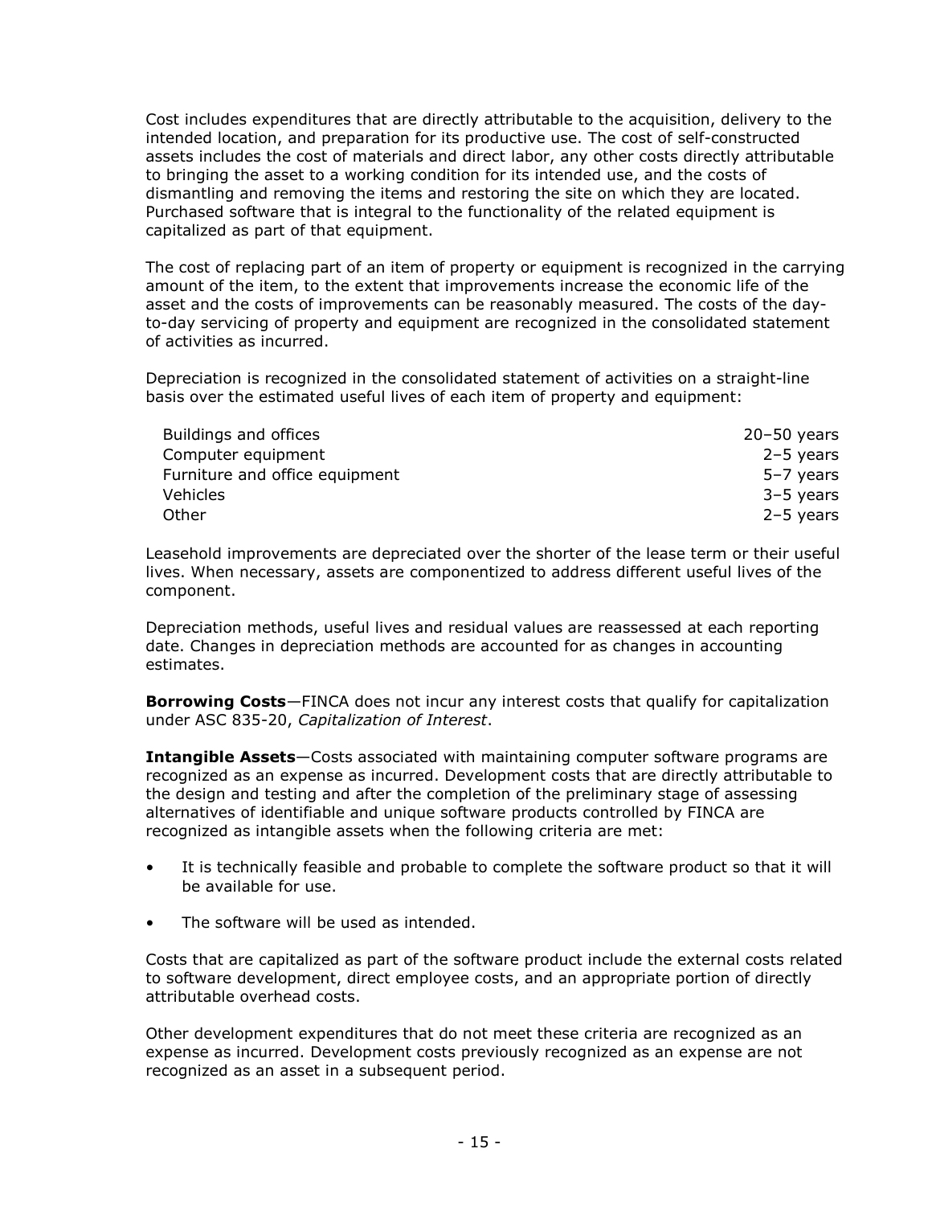Cost includes expenditures that are directly attributable to the acquisition, delivery to the intended location, and preparation for its productive use. The cost of self-constructed assets includes the cost of materials and direct labor, any other costs directly attributable to bringing the asset to a working condition for its intended use, and the costs of dismantling and removing the items and restoring the site on which they are located. Purchased software that is integral to the functionality of the related equipment is capitalized as part of that equipment.

The cost of replacing part of an item of property or equipment is recognized in the carrying amount of the item, to the extent that improvements increase the economic life of the asset and the costs of improvements can be reasonably measured. The costs of the day-to-day servicing of property and equipment are recognized in the consolidated statement of activities as incurred.

Depreciation is recognized in the consolidated statement of activities on a straight-line basis over the estimated useful lives of each item of property and equipment:

| | |
|---|---|
| Buildings and offices | 20–50 years |
| Computer equipment | 2–5 years |
| Furniture and office equipment | 5–7 years |
| Vehicles | 3–5 years |
| Other | 2–5 years |

Leasehold improvements are depreciated over the shorter of the lease term or their useful lives. When necessary, assets are componentized to address different useful lives of the component.

Depreciation methods, useful lives and residual values are reassessed at each reporting date. Changes in depreciation methods are accounted for as changes in accounting estimates.

**Borrowing Costs**—FINCA does not incur any interest costs that qualify for capitalization under ASC 835-20, *Capitalization of Interest*.

**Intangible Assets**—Costs associated with maintaining computer software programs are recognized as an expense as incurred. Development costs that are directly attributable to the design and testing and after the completion of the preliminary stage of assessing alternatives of identifiable and unique software products controlled by FINCA are recognized as intangible assets when the following criteria are met:

- It is technically feasible and probable to complete the software product so that it will be available for use.
- The software will be used as intended.

Costs that are capitalized as part of the software product include the external costs related to software development, direct employee costs, and an appropriate portion of directly attributable overhead costs.

Other development expenditures that do not meet these criteria are recognized as an expense as incurred. Development costs previously recognized as an expense are not recognized as an asset in a subsequent period.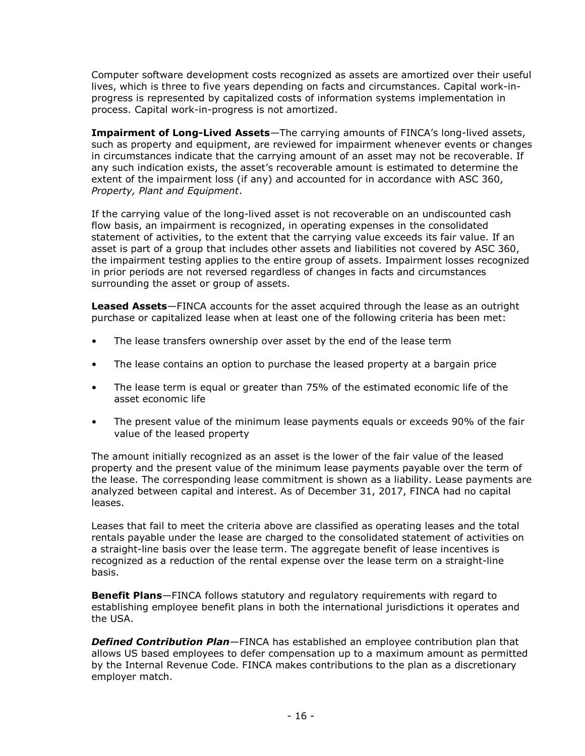Computer software development costs recognized as assets are amortized over their useful lives, which is three to five years depending on facts and circumstances. Capital work-in-progress is represented by capitalized costs of information systems implementation in process. Capital work-in-progress is not amortized.

**Impairment of Long-Lived Assets**—The carrying amounts of FINCA's long-lived assets, such as property and equipment, are reviewed for impairment whenever events or changes in circumstances indicate that the carrying amount of an asset may not be recoverable. If any such indication exists, the asset's recoverable amount is estimated to determine the extent of the impairment loss (if any) and accounted for in accordance with ASC 360, *Property, Plant and Equipment*.

If the carrying value of the long-lived asset is not recoverable on an undiscounted cash flow basis, an impairment is recognized, in operating expenses in the consolidated statement of activities, to the extent that the carrying value exceeds its fair value. If an asset is part of a group that includes other assets and liabilities not covered by ASC 360, the impairment testing applies to the entire group of assets. Impairment losses recognized in prior periods are not reversed regardless of changes in facts and circumstances surrounding the asset or group of assets.

**Leased Assets**—FINCA accounts for the asset acquired through the lease as an outright purchase or capitalized lease when at least one of the following criteria has been met:

- The lease transfers ownership over asset by the end of the lease term
- The lease contains an option to purchase the leased property at a bargain price
- The lease term is equal or greater than 75% of the estimated economic life of the asset economic life
- The present value of the minimum lease payments equals or exceeds 90% of the fair value of the leased property

The amount initially recognized as an asset is the lower of the fair value of the leased property and the present value of the minimum lease payments payable over the term of the lease. The corresponding lease commitment is shown as a liability. Lease payments are analyzed between capital and interest. As of December 31, 2017, FINCA had no capital leases.

Leases that fail to meet the criteria above are classified as operating leases and the total rentals payable under the lease are charged to the consolidated statement of activities on a straight-line basis over the lease term. The aggregate benefit of lease incentives is recognized as a reduction of the rental expense over the lease term on a straight-line basis.

**Benefit Plans**—FINCA follows statutory and regulatory requirements with regard to establishing employee benefit plans in both the international jurisdictions it operates and the USA.

***Defined Contribution Plan***—FINCA has established an employee contribution plan that allows US based employees to defer compensation up to a maximum amount as permitted by the Internal Revenue Code. FINCA makes contributions to the plan as a discretionary employer match.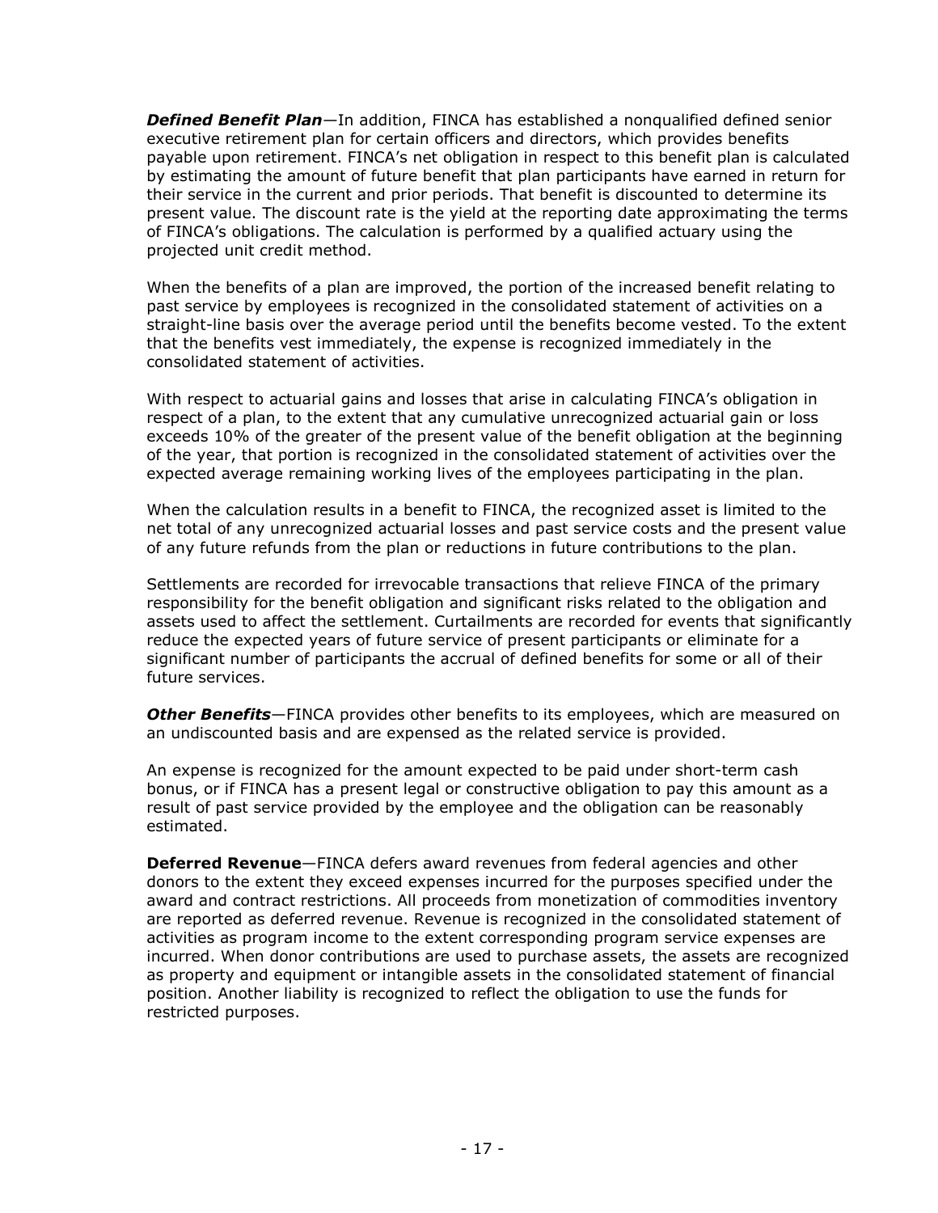***Defined Benefit Plan***—In addition, FINCA has established a nonqualified defined senior executive retirement plan for certain officers and directors, which provides benefits payable upon retirement. FINCA's net obligation in respect to this benefit plan is calculated by estimating the amount of future benefit that plan participants have earned in return for their service in the current and prior periods. That benefit is discounted to determine its present value. The discount rate is the yield at the reporting date approximating the terms of FINCA's obligations. The calculation is performed by a qualified actuary using the projected unit credit method.

When the benefits of a plan are improved, the portion of the increased benefit relating to past service by employees is recognized in the consolidated statement of activities on a straight-line basis over the average period until the benefits become vested. To the extent that the benefits vest immediately, the expense is recognized immediately in the consolidated statement of activities.

With respect to actuarial gains and losses that arise in calculating FINCA's obligation in respect of a plan, to the extent that any cumulative unrecognized actuarial gain or loss exceeds 10% of the greater of the present value of the benefit obligation at the beginning of the year, that portion is recognized in the consolidated statement of activities over the expected average remaining working lives of the employees participating in the plan.

When the calculation results in a benefit to FINCA, the recognized asset is limited to the net total of any unrecognized actuarial losses and past service costs and the present value of any future refunds from the plan or reductions in future contributions to the plan.

Settlements are recorded for irrevocable transactions that relieve FINCA of the primary responsibility for the benefit obligation and significant risks related to the obligation and assets used to affect the settlement. Curtailments are recorded for events that significantly reduce the expected years of future service of present participants or eliminate for a significant number of participants the accrual of defined benefits for some or all of their future services.

***Other Benefits***—FINCA provides other benefits to its employees, which are measured on an undiscounted basis and are expensed as the related service is provided.

An expense is recognized for the amount expected to be paid under short-term cash bonus, or if FINCA has a present legal or constructive obligation to pay this amount as a result of past service provided by the employee and the obligation can be reasonably estimated.

**Deferred Revenue**—FINCA defers award revenues from federal agencies and other donors to the extent they exceed expenses incurred for the purposes specified under the award and contract restrictions. All proceeds from monetization of commodities inventory are reported as deferred revenue. Revenue is recognized in the consolidated statement of activities as program income to the extent corresponding program service expenses are incurred. When donor contributions are used to purchase assets, the assets are recognized as property and equipment or intangible assets in the consolidated statement of financial position. Another liability is recognized to reflect the obligation to use the funds for restricted purposes.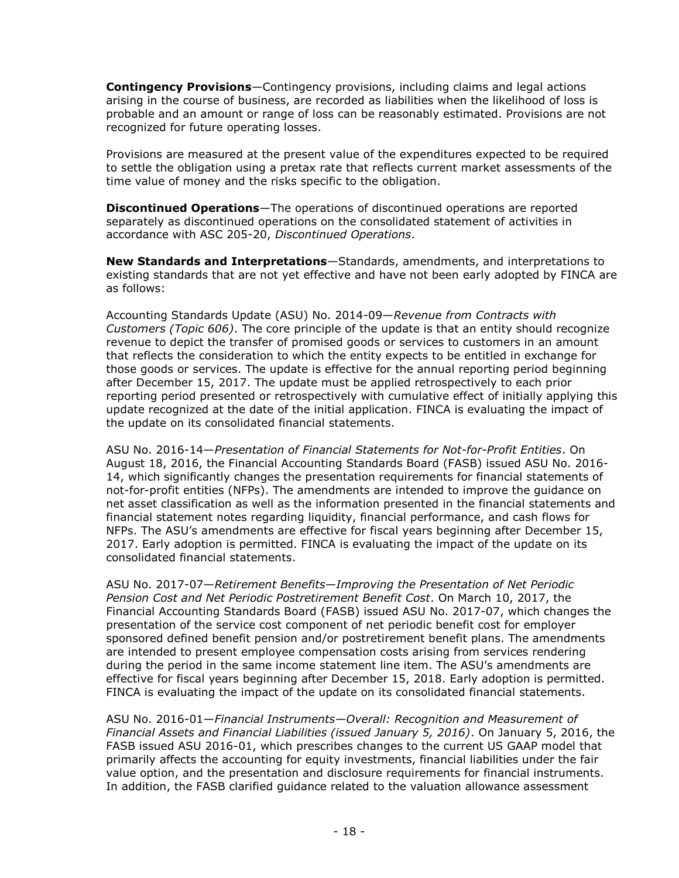**Contingency Provisions**—Contingency provisions, including claims and legal actions arising in the course of business, are recorded as liabilities when the likelihood of loss is probable and an amount or range of loss can be reasonably estimated. Provisions are not recognized for future operating losses.

Provisions are measured at the present value of the expenditures expected to be required to settle the obligation using a pretax rate that reflects current market assessments of the time value of money and the risks specific to the obligation.

**Discontinued Operations**—The operations of discontinued operations are reported separately as discontinued operations on the consolidated statement of activities in accordance with ASC 205-20, *Discontinued Operations*.

**New Standards and Interpretations**—Standards, amendments, and interpretations to existing standards that are not yet effective and have not been early adopted by FINCA are as follows:

Accounting Standards Update (ASU) No. 2014-09—*Revenue from Contracts with Customers (Topic 606)*. The core principle of the update is that an entity should recognize revenue to depict the transfer of promised goods or services to customers in an amount that reflects the consideration to which the entity expects to be entitled in exchange for those goods or services. The update is effective for the annual reporting period beginning after December 15, 2017. The update must be applied retrospectively to each prior reporting period presented or retrospectively with cumulative effect of initially applying this update recognized at the date of the initial application. FINCA is evaluating the impact of the update on its consolidated financial statements.

ASU No. 2016-14—*Presentation of Financial Statements for Not-for-Profit Entities*. On August 18, 2016, the Financial Accounting Standards Board (FASB) issued ASU No. 2016-14, which significantly changes the presentation requirements for financial statements of not-for-profit entities (NFPs). The amendments are intended to improve the guidance on net asset classification as well as the information presented in the financial statements and financial statement notes regarding liquidity, financial performance, and cash flows for NFPs. The ASU's amendments are effective for fiscal years beginning after December 15, 2017. Early adoption is permitted. FINCA is evaluating the impact of the update on its consolidated financial statements.

ASU No. 2017-07—*Retirement Benefits—Improving the Presentation of Net Periodic Pension Cost and Net Periodic Postretirement Benefit Cost*. On March 10, 2017, the Financial Accounting Standards Board (FASB) issued ASU No. 2017-07, which changes the presentation of the service cost component of net periodic benefit cost for employer sponsored defined benefit pension and/or postretirement benefit plans. The amendments are intended to present employee compensation costs arising from services rendering during the period in the same income statement line item. The ASU's amendments are effective for fiscal years beginning after December 15, 2018. Early adoption is permitted. FINCA is evaluating the impact of the update on its consolidated financial statements.

ASU No. 2016-01—*Financial Instruments—Overall: Recognition and Measurement of Financial Assets and Financial Liabilities (issued January 5, 2016)*. On January 5, 2016, the FASB issued ASU 2016-01, which prescribes changes to the current US GAAP model that primarily affects the accounting for equity investments, financial liabilities under the fair value option, and the presentation and disclosure requirements for financial instruments. In addition, the FASB clarified guidance related to the valuation allowance assessment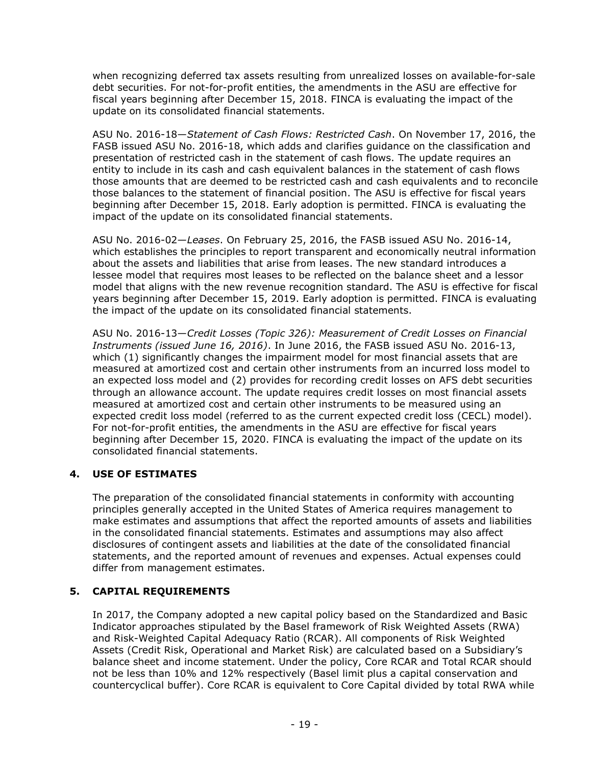when recognizing deferred tax assets resulting from unrealized losses on available-for-sale debt securities. For not-for-profit entities, the amendments in the ASU are effective for fiscal years beginning after December 15, 2018. FINCA is evaluating the impact of the update on its consolidated financial statements.

ASU No. 2016-18—*Statement of Cash Flows: Restricted Cash*. On November 17, 2016, the FASB issued ASU No. 2016-18, which adds and clarifies guidance on the classification and presentation of restricted cash in the statement of cash flows. The update requires an entity to include in its cash and cash equivalent balances in the statement of cash flows those amounts that are deemed to be restricted cash and cash equivalents and to reconcile those balances to the statement of financial position. The ASU is effective for fiscal years beginning after December 15, 2018. Early adoption is permitted. FINCA is evaluating the impact of the update on its consolidated financial statements.

ASU No. 2016-02—*Leases*. On February 25, 2016, the FASB issued ASU No. 2016-14, which establishes the principles to report transparent and economically neutral information about the assets and liabilities that arise from leases. The new standard introduces a lessee model that requires most leases to be reflected on the balance sheet and a lessor model that aligns with the new revenue recognition standard. The ASU is effective for fiscal years beginning after December 15, 2019. Early adoption is permitted. FINCA is evaluating the impact of the update on its consolidated financial statements.

ASU No. 2016-13—*Credit Losses (Topic 326): Measurement of Credit Losses on Financial Instruments (issued June 16, 2016)*. In June 2016, the FASB issued ASU No. 2016-13, which (1) significantly changes the impairment model for most financial assets that are measured at amortized cost and certain other instruments from an incurred loss model to an expected loss model and (2) provides for recording credit losses on AFS debt securities through an allowance account. The update requires credit losses on most financial assets measured at amortized cost and certain other instruments to be measured using an expected credit loss model (referred to as the current expected credit loss (CECL) model). For not-for-profit entities, the amendments in the ASU are effective for fiscal years beginning after December 15, 2020. FINCA is evaluating the impact of the update on its consolidated financial statements.

## 4. USE OF ESTIMATES

The preparation of the consolidated financial statements in conformity with accounting principles generally accepted in the United States of America requires management to make estimates and assumptions that affect the reported amounts of assets and liabilities in the consolidated financial statements. Estimates and assumptions may also affect disclosures of contingent assets and liabilities at the date of the consolidated financial statements, and the reported amount of revenues and expenses. Actual expenses could differ from management estimates.

## 5. CAPITAL REQUIREMENTS

In 2017, the Company adopted a new capital policy based on the Standardized and Basic Indicator approaches stipulated by the Basel framework of Risk Weighted Assets (RWA) and Risk-Weighted Capital Adequacy Ratio (RCAR). All components of Risk Weighted Assets (Credit Risk, Operational and Market Risk) are calculated based on a Subsidiary's balance sheet and income statement. Under the policy, Core RCAR and Total RCAR should not be less than 10% and 12% respectively (Basel limit plus a capital conservation and countercyclical buffer). Core RCAR is equivalent to Core Capital divided by total RWA while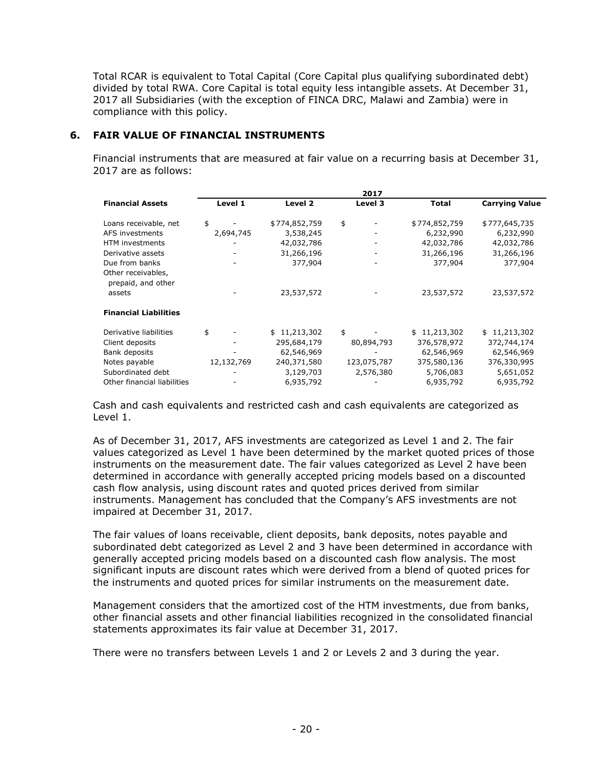Total RCAR is equivalent to Total Capital (Core Capital plus qualifying subordinated debt) divided by total RWA. Core Capital is total equity less intangible assets. At December 31, 2017 all Subsidiaries (with the exception of FINCA DRC, Malawi and Zambia) were in compliance with this policy.

## 6. FAIR VALUE OF FINANCIAL INSTRUMENTS

Financial instruments that are measured at fair value on a recurring basis at December 31, 2017 are as follows:

| | 2017 | | | | |
|---|---|---|---|---|---|
| **Financial Assets** | **Level 1** | **Level 2** | **Level 3** | **Total** | **Carrying Value** |
| Loans receivable, net | $ - | $774,852,759 | $ - | $774,852,759 | $777,645,735 |
| AFS investments | 2,694,745 | 3,538,245 | - | 6,232,990 | 6,232,990 |
| HTM investments | - | 42,032,786 | - | 42,032,786 | 42,032,786 |
| Derivative assets | - | 31,266,196 | - | 31,266,196 | 31,266,196 |
| Due from banks | - | 377,904 | - | 377,904 | 377,904 |
| Other receivables, prepaid, and other assets | - | 23,537,572 | - | 23,537,572 | 23,537,572 |
| **Financial Liabilities** | | | | | |
| Derivative liabilities | $ - | $ 11,213,302 | $ - | $ 11,213,302 | $ 11,213,302 |
| Client deposits | - | 295,684,179 | 80,894,793 | 376,578,972 | 372,744,174 |
| Bank deposits | - | 62,546,969 | - | 62,546,969 | 62,546,969 |
| Notes payable | 12,132,769 | 240,371,580 | 123,075,787 | 375,580,136 | 376,330,995 |
| Subordinated debt | - | 3,129,703 | 2,576,380 | 5,706,083 | 5,651,052 |
| Other financial liabilities | - | 6,935,792 | - | 6,935,792 | 6,935,792 |

Cash and cash equivalents and restricted cash and cash equivalents are categorized as Level 1.

As of December 31, 2017, AFS investments are categorized as Level 1 and 2. The fair values categorized as Level 1 have been determined by the market quoted prices of those instruments on the measurement date. The fair values categorized as Level 2 have been determined in accordance with generally accepted pricing models based on a discounted cash flow analysis, using discount rates and quoted prices derived from similar instruments. Management has concluded that the Company's AFS investments are not impaired at December 31, 2017.

The fair values of loans receivable, client deposits, bank deposits, notes payable and subordinated debt categorized as Level 2 and 3 have been determined in accordance with generally accepted pricing models based on a discounted cash flow analysis. The most significant inputs are discount rates which were derived from a blend of quoted prices for the instruments and quoted prices for similar instruments on the measurement date.

Management considers that the amortized cost of the HTM investments, due from banks, other financial assets and other financial liabilities recognized in the consolidated financial statements approximates its fair value at December 31, 2017.

There were no transfers between Levels 1 and 2 or Levels 2 and 3 during the year.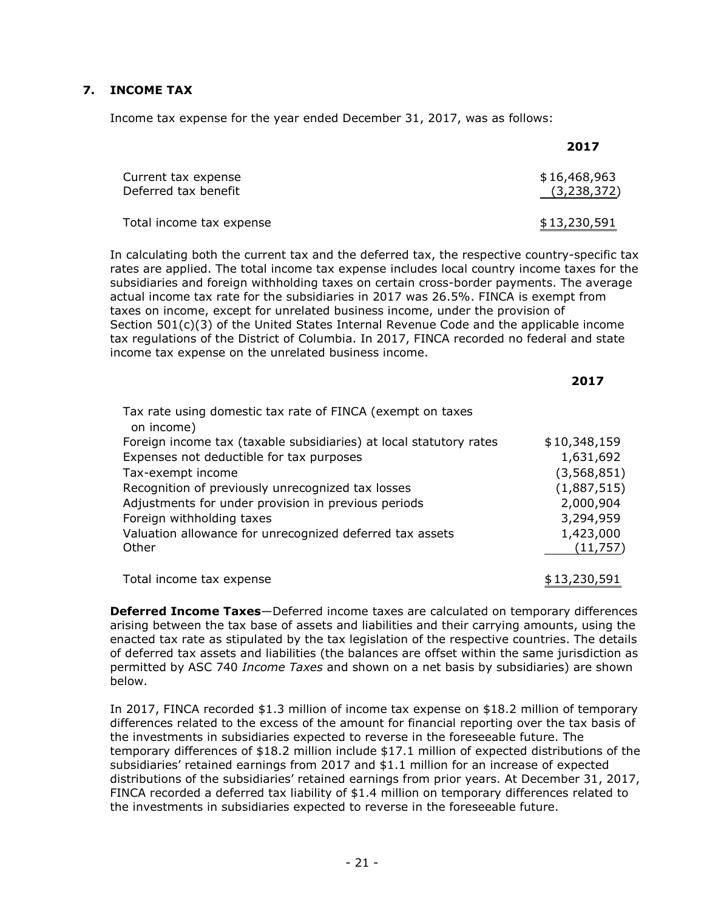## 7. INCOME TAX

Income tax expense for the year ended December 31, 2017, was as follows:

| | 2017 |
|---|---|
| Current tax expense | $16,468,963 |
| Deferred tax benefit | (3,238,372) |
| Total income tax expense | $13,230,591 |

In calculating both the current tax and the deferred tax, the respective country-specific tax rates are applied. The total income tax expense includes local country income taxes for the subsidiaries and foreign withholding taxes on certain cross-border payments. The average actual income tax rate for the subsidiaries in 2017 was 26.5%. FINCA is exempt from taxes on income, except for unrelated business income, under the provision of Section 501(c)(3) of the United States Internal Revenue Code and the applicable income tax regulations of the District of Columbia. In 2017, FINCA recorded no federal and state income tax expense on the unrelated business income.

| | 2017 |
|---|---|
| Tax rate using domestic tax rate of FINCA (exempt on taxes on income) | |
| Foreign income tax (taxable subsidiaries) at local statutory rates | $10,348,159 |
| Expenses not deductible for tax purposes | 1,631,692 |
| Tax-exempt income | (3,568,851) |
| Recognition of previously unrecognized tax losses | (1,887,515) |
| Adjustments for under provision in previous periods | 2,000,904 |
| Foreign withholding taxes | 3,294,959 |
| Valuation allowance for unrecognized deferred tax assets | 1,423,000 |
| Other | (11,757) |
| Total income tax expense | $13,230,591 |

**Deferred Income Taxes**—Deferred income taxes are calculated on temporary differences arising between the tax base of assets and liabilities and their carrying amounts, using the enacted tax rate as stipulated by the tax legislation of the respective countries. The details of deferred tax assets and liabilities (the balances are offset within the same jurisdiction as permitted by ASC 740 *Income Taxes* and shown on a net basis by subsidiaries) are shown below.

In 2017, FINCA recorded $1.3 million of income tax expense on $18.2 million of temporary differences related to the excess of the amount for financial reporting over the tax basis of the investments in subsidiaries expected to reverse in the foreseeable future. The temporary differences of $18.2 million include $17.1 million of expected distributions of the subsidiaries' retained earnings from 2017 and $1.1 million for an increase of expected distributions of the subsidiaries' retained earnings from prior years. At December 31, 2017, FINCA recorded a deferred tax liability of $1.4 million on temporary differences related to the investments in subsidiaries expected to reverse in the foreseeable future.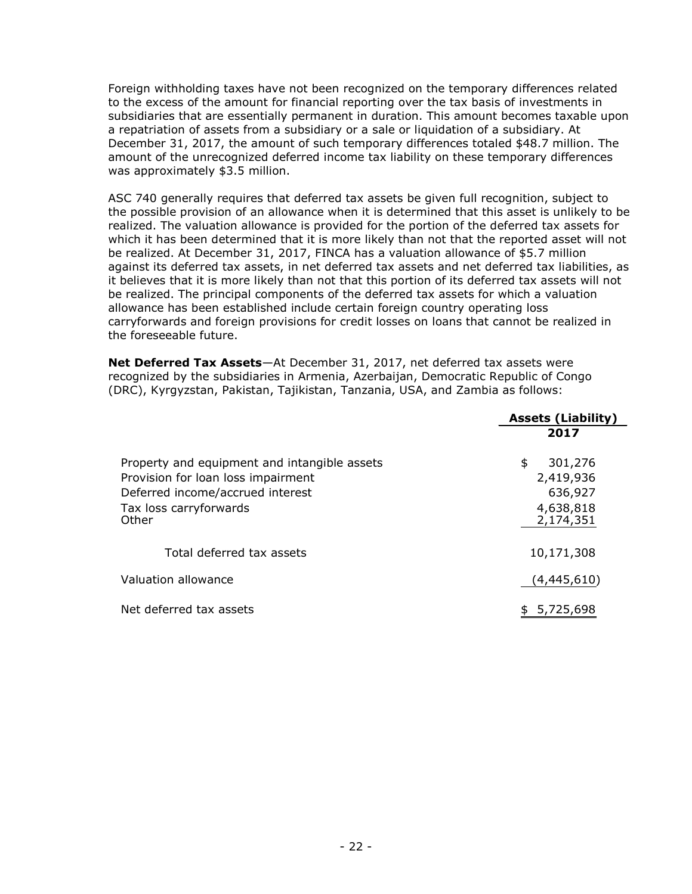Foreign withholding taxes have not been recognized on the temporary differences related to the excess of the amount for financial reporting over the tax basis of investments in subsidiaries that are essentially permanent in duration. This amount becomes taxable upon a repatriation of assets from a subsidiary or a sale or liquidation of a subsidiary. At December 31, 2017, the amount of such temporary differences totaled $48.7 million. The amount of the unrecognized deferred income tax liability on these temporary differences was approximately $3.5 million.

ASC 740 generally requires that deferred tax assets be given full recognition, subject to the possible provision of an allowance when it is determined that this asset is unlikely to be realized. The valuation allowance is provided for the portion of the deferred tax assets for which it has been determined that it is more likely than not that the reported asset will not be realized. At December 31, 2017, FINCA has a valuation allowance of $5.7 million against its deferred tax assets, in net deferred tax assets and net deferred tax liabilities, as it believes that it is more likely than not that this portion of its deferred tax assets will not be realized. The principal components of the deferred tax assets for which a valuation allowance has been established include certain foreign country operating loss carryforwards and foreign provisions for credit losses on loans that cannot be realized in the foreseeable future.

**Net Deferred Tax Assets**—At December 31, 2017, net deferred tax assets were recognized by the subsidiaries in Armenia, Azerbaijan, Democratic Republic of Congo (DRC), Kyrgyzstan, Pakistan, Tajikistan, Tanzania, USA, and Zambia as follows:

| | Assets (Liability) 2017 |
|---|---|
| Property and equipment and intangible assets | $ 301,276 |
| Provision for loan loss impairment | 2,419,936 |
| Deferred income/accrued interest | 636,927 |
| Tax loss carryforwards | 4,638,818 |
| Other | 2,174,351 |
| Total deferred tax assets | 10,171,308 |
| Valuation allowance | (4,445,610) |
| Net deferred tax assets | $ 5,725,698 |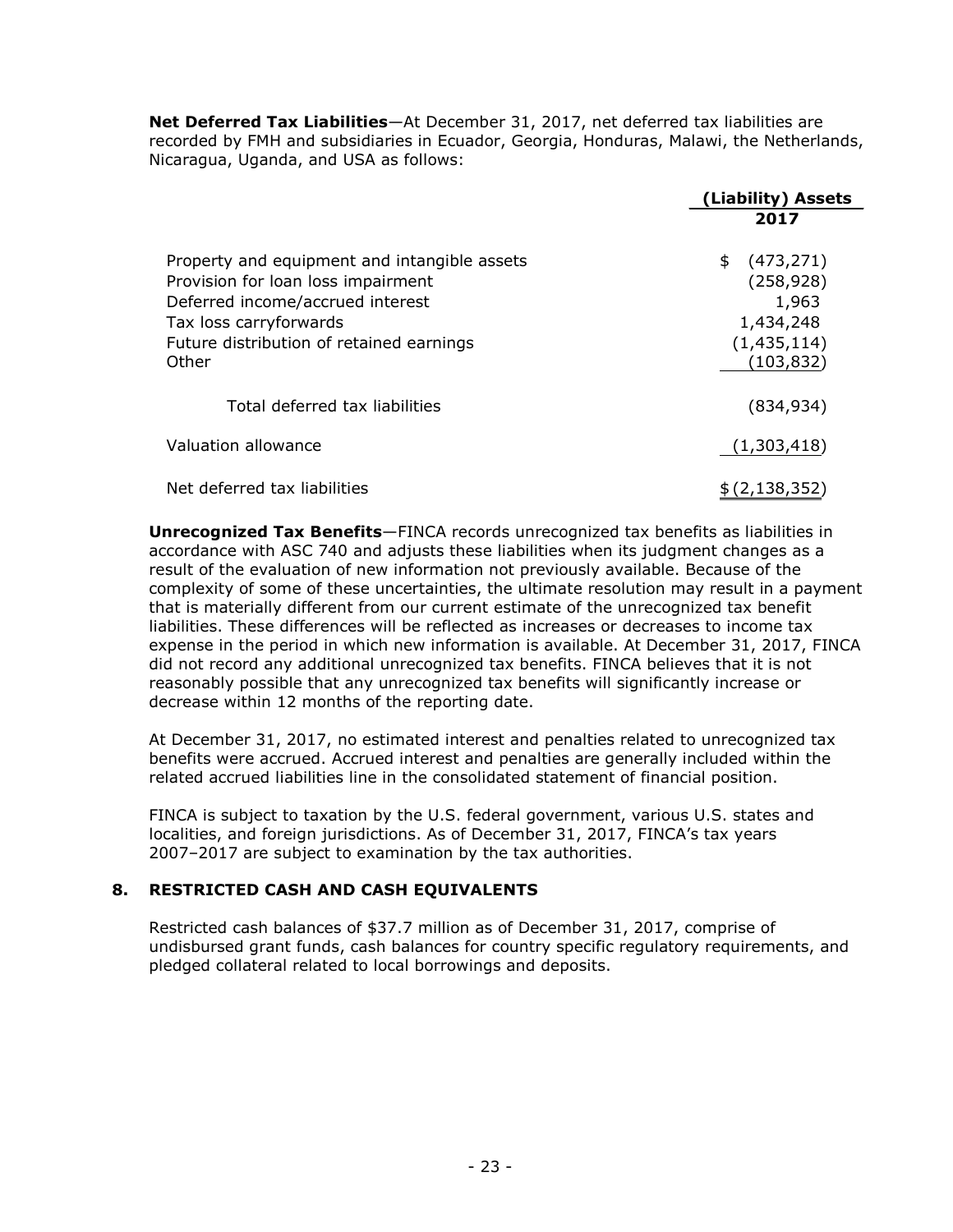**Net Deferred Tax Liabilities**—At December 31, 2017, net deferred tax liabilities are recorded by FMH and subsidiaries in Ecuador, Georgia, Honduras, Malawi, the Netherlands, Nicaragua, Uganda, and USA as follows:

| | (Liability) Assets 2017 |
|---|---|
| Property and equipment and intangible assets | $ (473,271) |
| Provision for loan loss impairment | (258,928) |
| Deferred income/accrued interest | 1,963 |
| Tax loss carryforwards | 1,434,248 |
| Future distribution of retained earnings | (1,435,114) |
| Other | (103,832) |
| Total deferred tax liabilities | (834,934) |
| Valuation allowance | (1,303,418) |
| Net deferred tax liabilities | $ (2,138,352) |

**Unrecognized Tax Benefits**—FINCA records unrecognized tax benefits as liabilities in accordance with ASC 740 and adjusts these liabilities when its judgment changes as a result of the evaluation of new information not previously available. Because of the complexity of some of these uncertainties, the ultimate resolution may result in a payment that is materially different from our current estimate of the unrecognized tax benefit liabilities. These differences will be reflected as increases or decreases to income tax expense in the period in which new information is available. At December 31, 2017, FINCA did not record any additional unrecognized tax benefits. FINCA believes that it is not reasonably possible that any unrecognized tax benefits will significantly increase or decrease within 12 months of the reporting date.

At December 31, 2017, no estimated interest and penalties related to unrecognized tax benefits were accrued. Accrued interest and penalties are generally included within the related accrued liabilities line in the consolidated statement of financial position.

FINCA is subject to taxation by the U.S. federal government, various U.S. states and localities, and foreign jurisdictions. As of December 31, 2017, FINCA's tax years 2007–2017 are subject to examination by the tax authorities.

## 8. RESTRICTED CASH AND CASH EQUIVALENTS

Restricted cash balances of $37.7 million as of December 31, 2017, comprise of undisbursed grant funds, cash balances for country specific regulatory requirements, and pledged collateral related to local borrowings and deposits.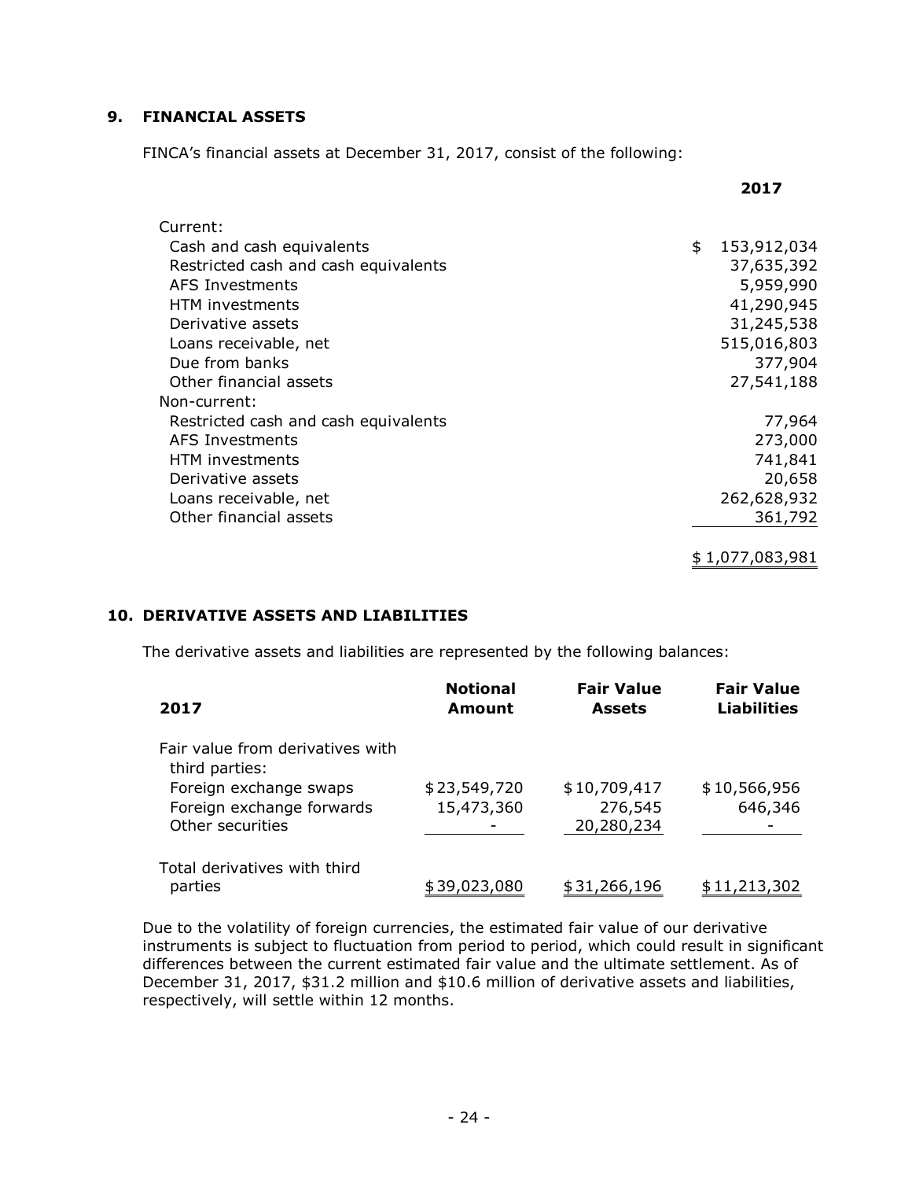## 9. FINANCIAL ASSETS

FINCA's financial assets at December 31, 2017, consist of the following:

| | 2017 |
|---|---|
| Current: | |
| Cash and cash equivalents | $ 153,912,034 |
| Restricted cash and cash equivalents | 37,635,392 |
| AFS Investments | 5,959,990 |
| HTM investments | 41,290,945 |
| Derivative assets | 31,245,538 |
| Loans receivable, net | 515,016,803 |
| Due from banks | 377,904 |
| Other financial assets | 27,541,188 |
| Non-current: | |
| Restricted cash and cash equivalents | 77,964 |
| AFS Investments | 273,000 |
| HTM investments | 741,841 |
| Derivative assets | 20,658 |
| Loans receivable, net | 262,628,932 |
| Other financial assets | 361,792 |
| | $ 1,077,083,981 |

## 10. DERIVATIVE ASSETS AND LIABILITIES

The derivative assets and liabilities are represented by the following balances:

| 2017 | Notional Amount | Fair Value Assets | Fair Value Liabilities |
|---|---|---|---|
| Fair value from derivatives with third parties: | | | |
| Foreign exchange swaps | $ 23,549,720 | $ 10,709,417 | $ 10,566,956 |
| Foreign exchange forwards | 15,473,360 | 276,545 | 646,346 |
| Other securities | - | 20,280,234 | - |
| Total derivatives with third parties | $ 39,023,080 | $ 31,266,196 | $ 11,213,302 |

Due to the volatility of foreign currencies, the estimated fair value of our derivative instruments is subject to fluctuation from period to period, which could result in significant differences between the current estimated fair value and the ultimate settlement. As of December 31, 2017, $31.2 million and $10.6 million of derivative assets and liabilities, respectively, will settle within 12 months.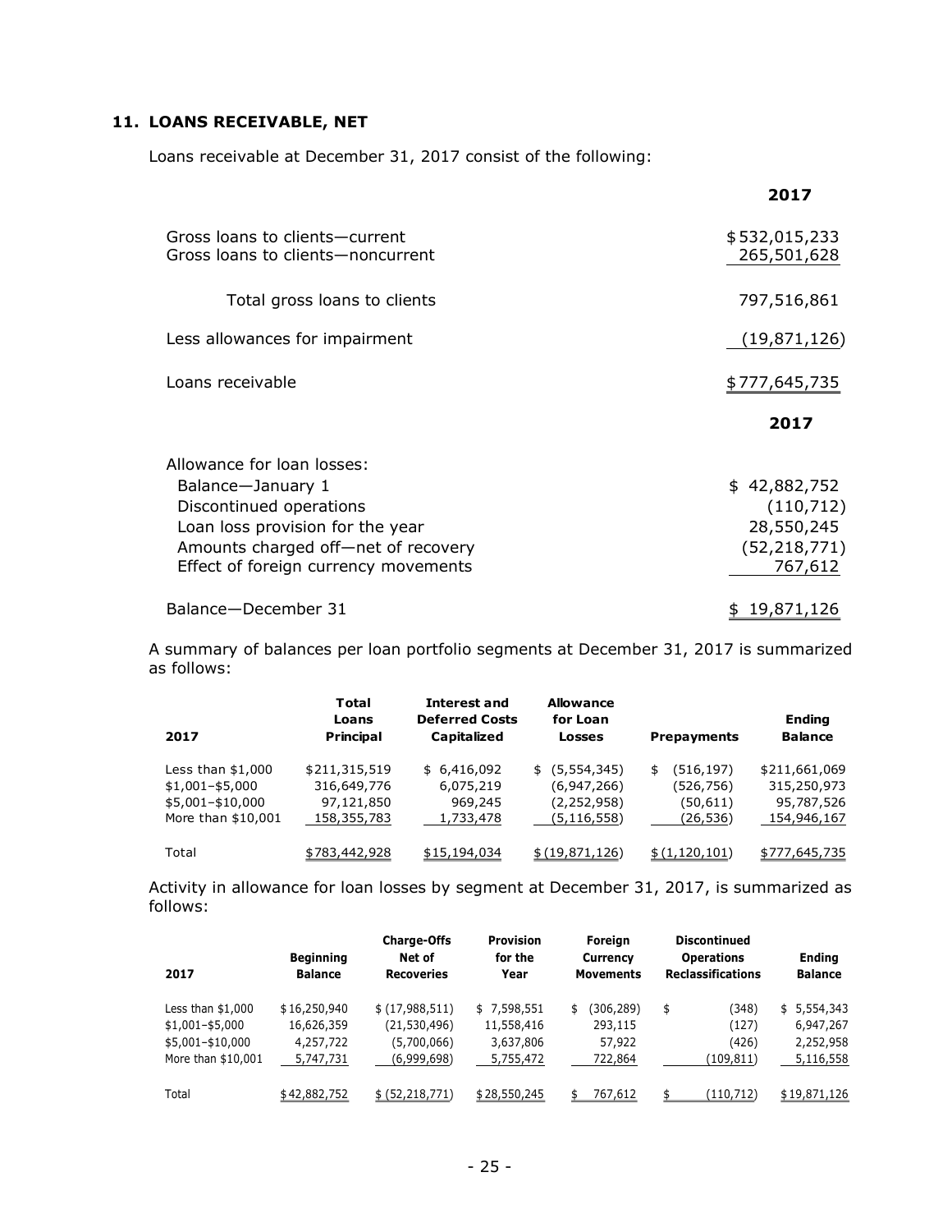## 11. LOANS RECEIVABLE, NET

Loans receivable at December 31, 2017 consist of the following:

| | 2017 |
|---|---|
| Gross loans to clients—current | $ 532,015,233 |
| Gross loans to clients—noncurrent | 265,501,628 |
| Total gross loans to clients | 797,516,861 |
| Less allowances for impairment | (19,871,126) |
| Loans receivable | $ 777,645,735 |

| | 2017 |
|---|---|
| Allowance for loan losses: | |
| Balance—January 1 | $ 42,882,752 |
| Discontinued operations | (110,712) |
| Loan loss provision for the year | 28,550,245 |
| Amounts charged off—net of recovery | (52,218,771) |
| Effect of foreign currency movements | 767,612 |
| Balance—December 31 | $ 19,871,126 |

A summary of balances per loan portfolio segments at December 31, 2017 is summarized as follows:

| 2017 | Total Loans Principal | Interest and Deferred Costs Capitalized | Allowance for Loan Losses | Prepayments | Ending Balance |
|---|---|---|---|---|---|
| Less than $1,000 | $211,315,519 | $ 6,416,092 | $ (5,554,345) | $ (516,197) | $211,661,069 |
| $1,001–$5,000 | 316,649,776 | 6,075,219 | (6,947,266) | (526,756) | 315,250,973 |
| $5,001–$10,000 | 97,121,850 | 969,245 | (2,252,958) | (50,611) | 95,787,526 |
| More than $10,001 | 158,355,783 | 1,733,478 | (5,116,558) | (26,536) | 154,946,167 |
| Total | $783,442,928 | $15,194,034 | $ (19,871,126) | $ (1,120,101) | $777,645,735 |

Activity in allowance for loan losses by segment at December 31, 2017, is summarized as follows:

| 2017 | Beginning Balance | Charge-Offs Net of Recoveries | Provision for the Year | Foreign Currency Movements | Discontinued Operations Reclassifications | Ending Balance |
|---|---|---|---|---|---|---|
| Less than $1,000 | $ 16,250,940 | $ (17,988,511) | $ 7,598,551 | $ (306,289) | $ (348) | $ 5,554,343 |
| $1,001–$5,000 | 16,626,359 | (21,530,496) | 11,558,416 | 293,115 | (127) | 6,947,267 |
| $5,001–$10,000 | 4,257,722 | (5,700,066) | 3,637,806 | 57,922 | (426) | 2,252,958 |
| More than $10,001 | 5,747,731 | (6,999,698) | 5,755,472 | 722,864 | (109,811) | 5,116,558 |
| Total | $ 42,882,752 | $ (52,218,771) | $ 28,550,245 | $ 767,612 | $ (110,712) | $ 19,871,126 |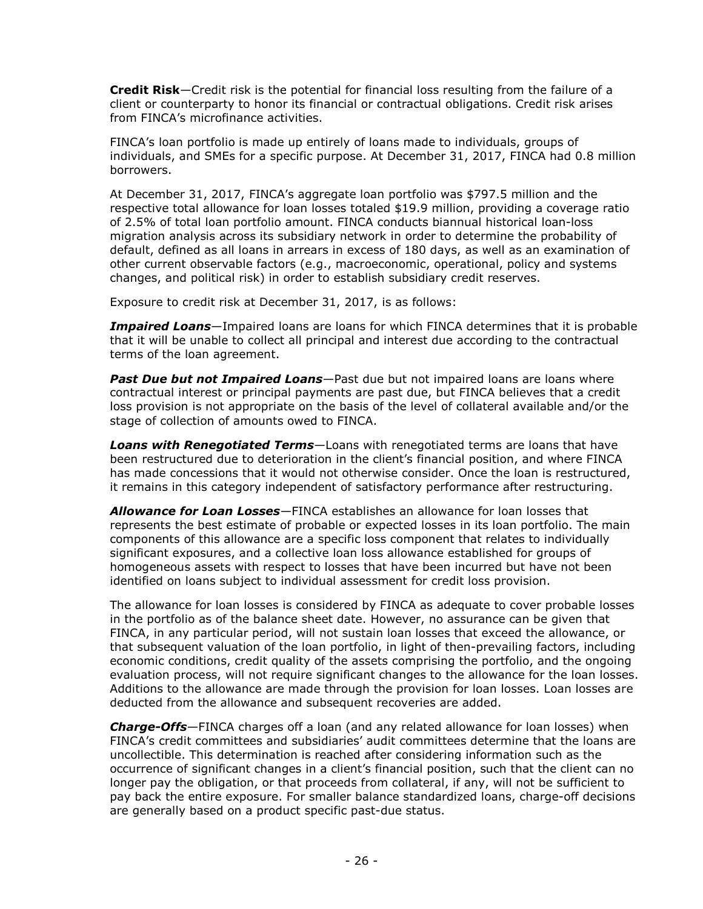**Credit Risk**—Credit risk is the potential for financial loss resulting from the failure of a client or counterparty to honor its financial or contractual obligations. Credit risk arises from FINCA's microfinance activities.

FINCA's loan portfolio is made up entirely of loans made to individuals, groups of individuals, and SMEs for a specific purpose. At December 31, 2017, FINCA had 0.8 million borrowers.

At December 31, 2017, FINCA's aggregate loan portfolio was $797.5 million and the respective total allowance for loan losses totaled $19.9 million, providing a coverage ratio of 2.5% of total loan portfolio amount. FINCA conducts biannual historical loan-loss migration analysis across its subsidiary network in order to determine the probability of default, defined as all loans in arrears in excess of 180 days, as well as an examination of other current observable factors (e.g., macroeconomic, operational, policy and systems changes, and political risk) in order to establish subsidiary credit reserves.

Exposure to credit risk at December 31, 2017, is as follows:

***Impaired Loans***—Impaired loans are loans for which FINCA determines that it is probable that it will be unable to collect all principal and interest due according to the contractual terms of the loan agreement.

***Past Due but not Impaired Loans***—Past due but not impaired loans are loans where contractual interest or principal payments are past due, but FINCA believes that a credit loss provision is not appropriate on the basis of the level of collateral available and/or the stage of collection of amounts owed to FINCA.

***Loans with Renegotiated Terms***—Loans with renegotiated terms are loans that have been restructured due to deterioration in the client's financial position, and where FINCA has made concessions that it would not otherwise consider. Once the loan is restructured, it remains in this category independent of satisfactory performance after restructuring.

***Allowance for Loan Losses***—FINCA establishes an allowance for loan losses that represents the best estimate of probable or expected losses in its loan portfolio. The main components of this allowance are a specific loss component that relates to individually significant exposures, and a collective loan loss allowance established for groups of homogeneous assets with respect to losses that have been incurred but have not been identified on loans subject to individual assessment for credit loss provision.

The allowance for loan losses is considered by FINCA as adequate to cover probable losses in the portfolio as of the balance sheet date. However, no assurance can be given that FINCA, in any particular period, will not sustain loan losses that exceed the allowance, or that subsequent valuation of the loan portfolio, in light of then-prevailing factors, including economic conditions, credit quality of the assets comprising the portfolio, and the ongoing evaluation process, will not require significant changes to the allowance for the loan losses. Additions to the allowance are made through the provision for loan losses. Loan losses are deducted from the allowance and subsequent recoveries are added.

***Charge-Offs***—FINCA charges off a loan (and any related allowance for loan losses) when FINCA's credit committees and subsidiaries' audit committees determine that the loans are uncollectible. This determination is reached after considering information such as the occurrence of significant changes in a client's financial position, such that the client can no longer pay the obligation, or that proceeds from collateral, if any, will not be sufficient to pay back the entire exposure. For smaller balance standardized loans, charge-off decisions are generally based on a product specific past-due status.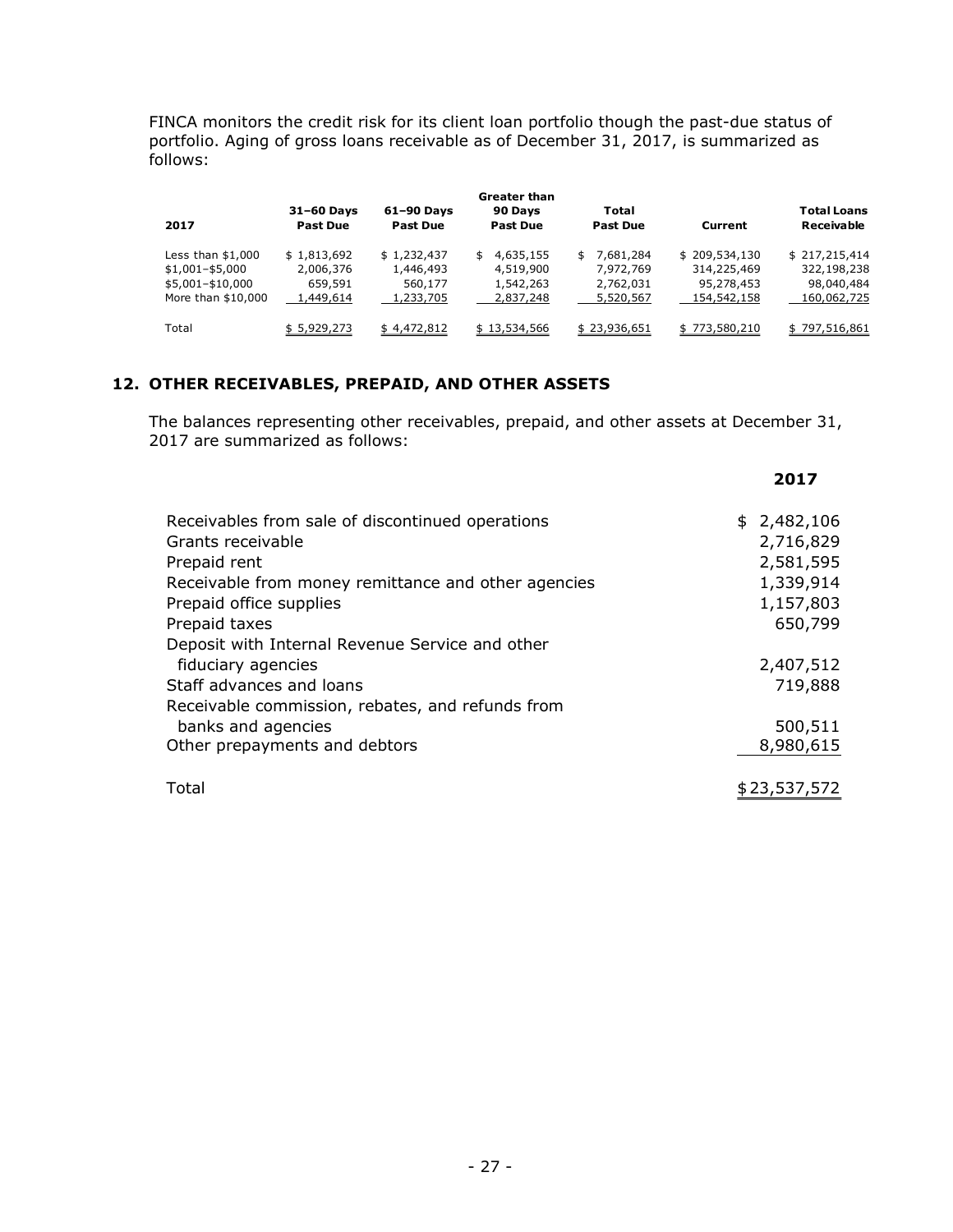FINCA monitors the credit risk for its client loan portfolio though the past-due status of portfolio. Aging of gross loans receivable as of December 31, 2017, is summarized as follows:

| 2017 | 31–60 Days Past Due | 61–90 Days Past Due | Greater than 90 Days Past Due | Total Past Due | Current | Total Loans Receivable |
|---|---|---|---|---|---|---|
| Less than $1,000 | $ 1,813,692 | $ 1,232,437 | $ 4,635,155 | $ 7,681,284 | $ 209,534,130 | $ 217,215,414 |
| $1,001–$5,000 | 2,006,376 | 1,446,493 | 4,519,900 | 7,972,769 | 314,225,469 | 322,198,238 |
| $5,001–$10,000 | 659,591 | 560,177 | 1,542,263 | 2,762,031 | 95,278,453 | 98,040,484 |
| More than $10,000 | 1,449,614 | 1,233,705 | 2,837,248 | 5,520,567 | 154,542,158 | 160,062,725 |
| Total | $ 5,929,273 | $ 4,472,812 | $ 13,534,566 | $ 23,936,651 | $ 773,580,210 | $ 797,516,861 |

## 12. OTHER RECEIVABLES, PREPAID, AND OTHER ASSETS

The balances representing other receivables, prepaid, and other assets at December 31, 2017 are summarized as follows:

| | 2017 |
|---|---|
| Receivables from sale of discontinued operations | $ 2,482,106 |
| Grants receivable | 2,716,829 |
| Prepaid rent | 2,581,595 |
| Receivable from money remittance and other agencies | 1,339,914 |
| Prepaid office supplies | 1,157,803 |
| Prepaid taxes | 650,799 |
| Deposit with Internal Revenue Service and other fiduciary agencies | 2,407,512 |
| Staff advances and loans | 719,888 |
| Receivable commission, rebates, and refunds from banks and agencies | 500,511 |
| Other prepayments and debtors | 8,980,615 |
| Total | $ 23,537,572 |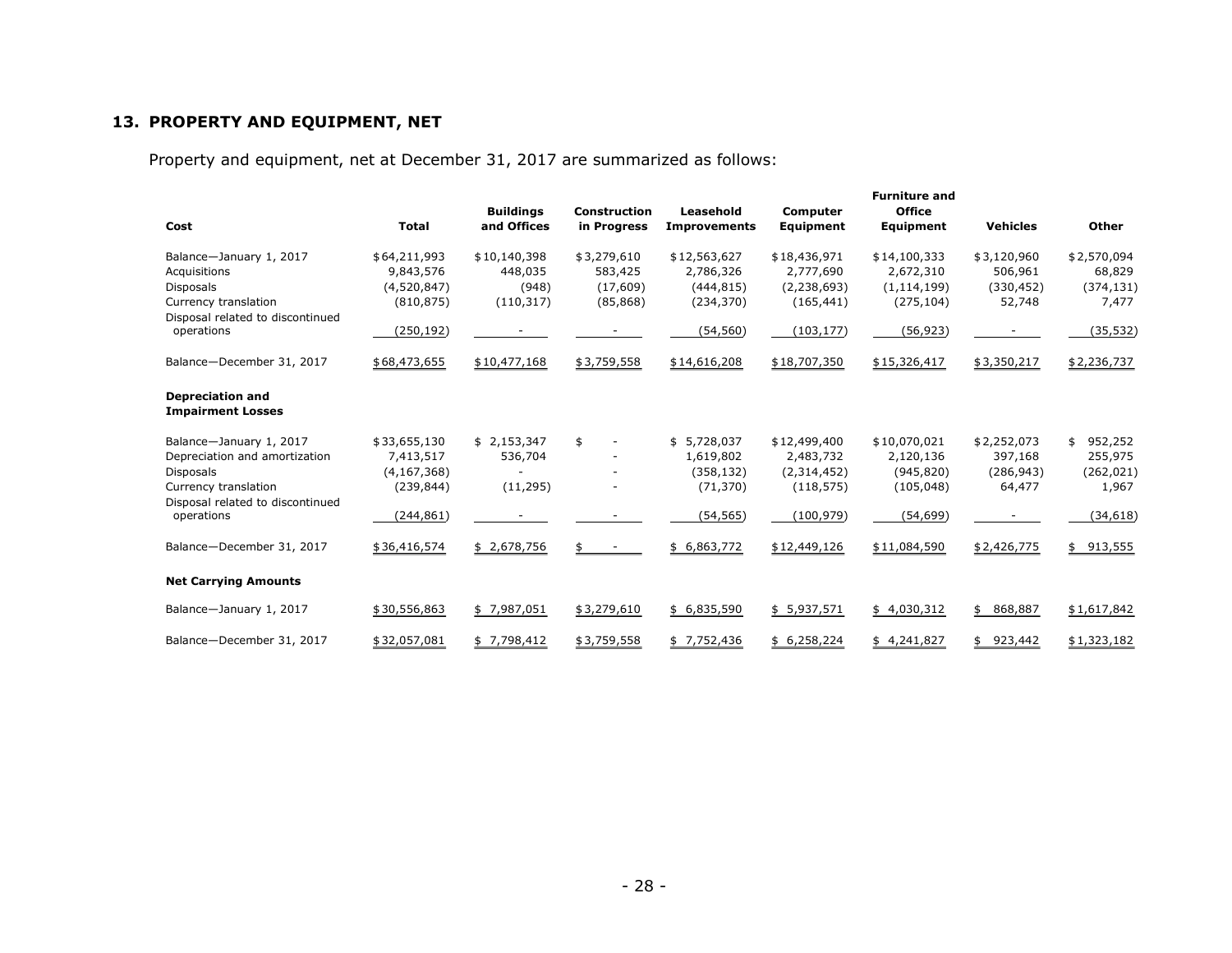## 13. PROPERTY AND EQUIPMENT, NET

Property and equipment, net at December 31, 2017 are summarized as follows:

| Cost | Total | Buildings and Offices | Construction in Progress | Leasehold Improvements | Computer Equipment | Furniture and Office Equipment | Vehicles | Other |
|---|---|---|---|---|---|---|---|---|
| Balance—January 1, 2017 | $64,211,993 | $10,140,398 | $3,279,610 | $12,563,627 | $18,436,971 | $14,100,333 | $3,120,960 | $2,570,094 |
| Acquisitions | 9,843,576 | 448,035 | 583,425 | 2,786,326 | 2,777,690 | 2,672,310 | 506,961 | 68,829 |
| Disposals | (4,520,847) | (948) | (17,609) | (444,815) | (2,238,693) | (1,114,199) | (330,452) | (374,131) |
| Currency translation | (810,875) | (110,317) | (85,868) | (234,370) | (165,441) | (275,104) | 52,748 | 7,477 |
| Disposal related to discontinued operations | (250,192) | - | - | (54,560) | (103,177) | (56,923) | - | (35,532) |
| Balance—December 31, 2017 | $68,473,655 | $10,477,168 | $3,759,558 | $14,616,208 | $18,707,350 | $15,326,417 | $3,350,217 | $2,236,737 |
| **Depreciation and Impairment Losses** | | | | | | | | |
| Balance—January 1, 2017 | $33,655,130 | $ 2,153,347 | $ - | $ 5,728,037 | $12,499,400 | $10,070,021 | $2,252,073 | $ 952,252 |
| Depreciation and amortization | 7,413,517 | 536,704 | - | 1,619,802 | 2,483,732 | 2,120,136 | 397,168 | 255,975 |
| Disposals | (4,167,368) | - | - | (358,132) | (2,314,452) | (945,820) | (286,943) | (262,021) |
| Currency translation | (239,844) | (11,295) | - | (71,370) | (118,575) | (105,048) | 64,477 | 1,967 |
| Disposal related to discontinued operations | (244,861) | - | - | (54,565) | (100,979) | (54,699) | - | (34,618) |
| Balance—December 31, 2017 | $36,416,574 | $ 2,678,756 | $ - | $ 6,863,772 | $12,449,126 | $11,084,590 | $2,426,775 | $ 913,555 |
| **Net Carrying Amounts** | | | | | | | | |
| Balance—January 1, 2017 | $30,556,863 | $ 7,987,051 | $3,279,610 | $ 6,835,590 | $ 5,937,571 | $ 4,030,312 | $ 868,887 | $1,617,842 |
| Balance—December 31, 2017 | $32,057,081 | $ 7,798,412 | $3,759,558 | $ 7,752,436 | $ 6,258,224 | $ 4,241,827 | $ 923,442 | $1,323,182 |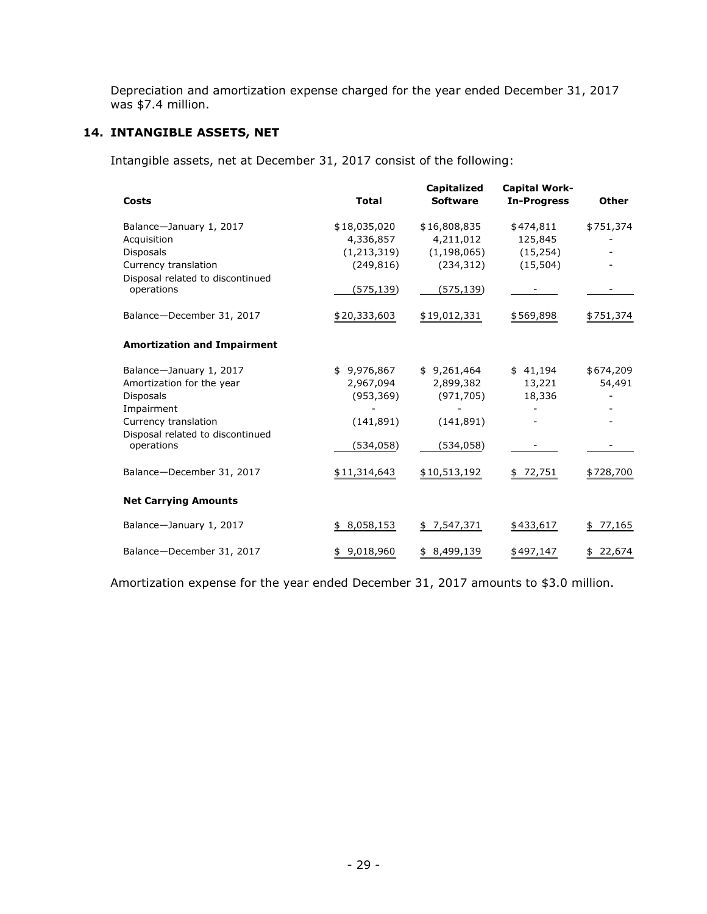Depreciation and amortization expense charged for the year ended December 31, 2017 was $7.4 million.

## 14. INTANGIBLE ASSETS, NET

Intangible assets, net at December 31, 2017 consist of the following:

| Costs | Total | Capitalized Software | Capital Work-In-Progress | Other |
|---|---|---|---|---|
| Balance—January 1, 2017 | $18,035,020 | $16,808,835 | $474,811 | $751,374 |
| Acquisition | 4,336,857 | 4,211,012 | 125,845 | - |
| Disposals | (1,213,319) | (1,198,065) | (15,254) | - |
| Currency translation | (249,816) | (234,312) | (15,504) | - |
| Disposal related to discontinued operations | (575,139) | (575,139) | - | - |
| Balance—December 31, 2017 | $20,333,603 | $19,012,331 | $569,898 | $751,374 |
| **Amortization and Impairment** | | | | |
| Balance—January 1, 2017 | $ 9,976,867 | $ 9,261,464 | $ 41,194 | $674,209 |
| Amortization for the year | 2,967,094 | 2,899,382 | 13,221 | 54,491 |
| Disposals | (953,369) | (971,705) | 18,336 | - |
| Impairment | - | - | - | - |
| Currency translation | (141,891) | (141,891) | - | - |
| Disposal related to discontinued operations | (534,058) | (534,058) | - | - |
| Balance—December 31, 2017 | $11,314,643 | $10,513,192 | $ 72,751 | $728,700 |
| **Net Carrying Amounts** | | | | |
| Balance—January 1, 2017 | $ 8,058,153 | $ 7,547,371 | $433,617 | $ 77,165 |
| Balance—December 31, 2017 | $ 9,018,960 | $ 8,499,139 | $497,147 | $ 22,674 |

Amortization expense for the year ended December 31, 2017 amounts to $3.0 million.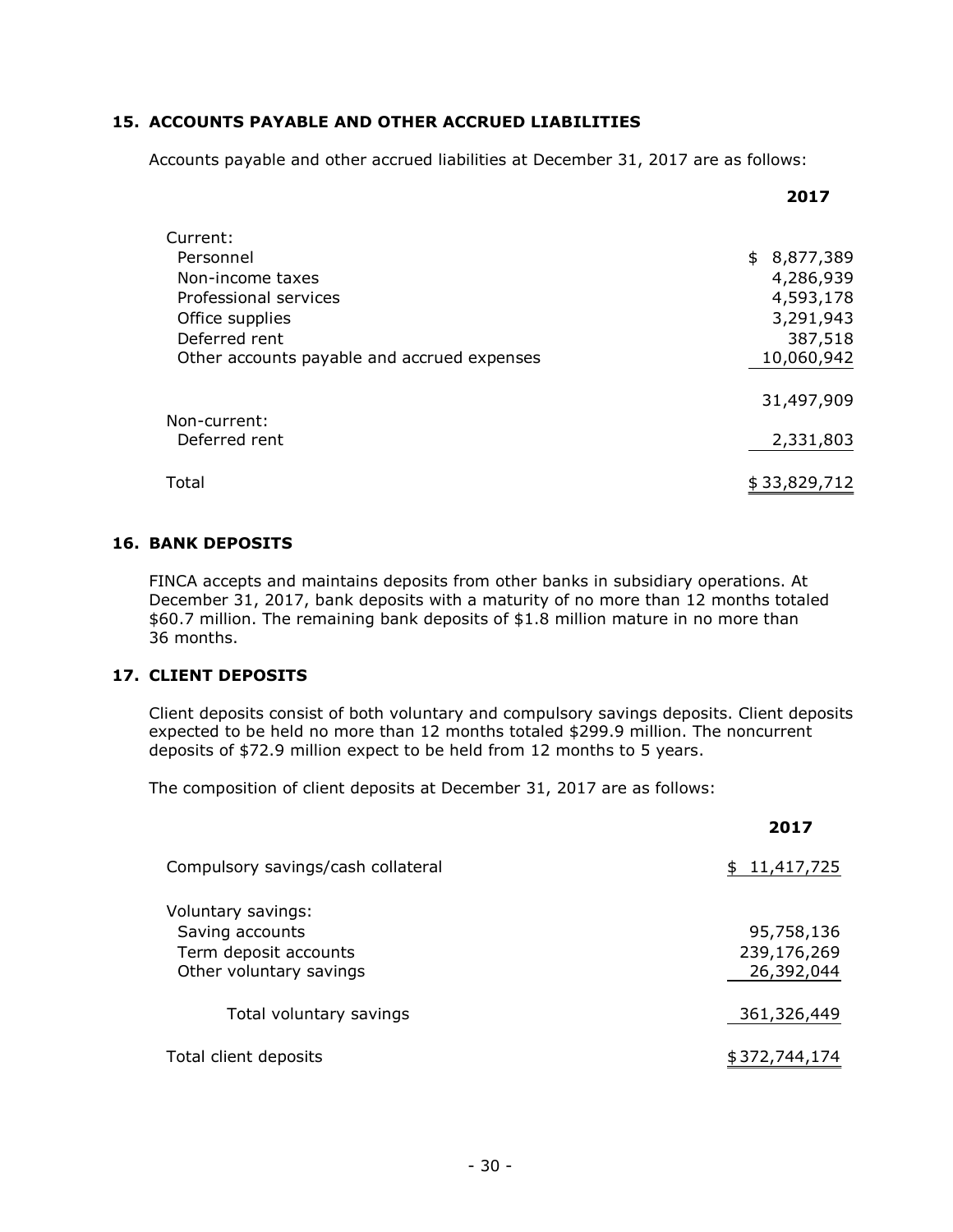## 15. ACCOUNTS PAYABLE AND OTHER ACCRUED LIABILITIES

Accounts payable and other accrued liabilities at December 31, 2017 are as follows:

| | 2017 |
|---|---|
| Current: | |
| Personnel | $ 8,877,389 |
| Non-income taxes | 4,286,939 |
| Professional services | 4,593,178 |
| Office supplies | 3,291,943 |
| Deferred rent | 387,518 |
| Other accounts payable and accrued expenses | 10,060,942 |
| | 31,497,909 |
| Non-current: | |
| Deferred rent | 2,331,803 |
| Total | $ 33,829,712 |

## 16. BANK DEPOSITS

FINCA accepts and maintains deposits from other banks in subsidiary operations. At December 31, 2017, bank deposits with a maturity of no more than 12 months totaled $60.7 million. The remaining bank deposits of $1.8 million mature in no more than 36 months.

## 17. CLIENT DEPOSITS

Client deposits consist of both voluntary and compulsory savings deposits. Client deposits expected to be held no more than 12 months totaled $299.9 million. The noncurrent deposits of $72.9 million expect to be held from 12 months to 5 years.

The composition of client deposits at December 31, 2017 are as follows:

| | 2017 |
|---|---|
| Compulsory savings/cash collateral | $ 11,417,725 |
| Voluntary savings: | |
| Saving accounts | 95,758,136 |
| Term deposit accounts | 239,176,269 |
| Other voluntary savings | 26,392,044 |
| Total voluntary savings | 361,326,449 |
| Total client deposits | $ 372,744,174 |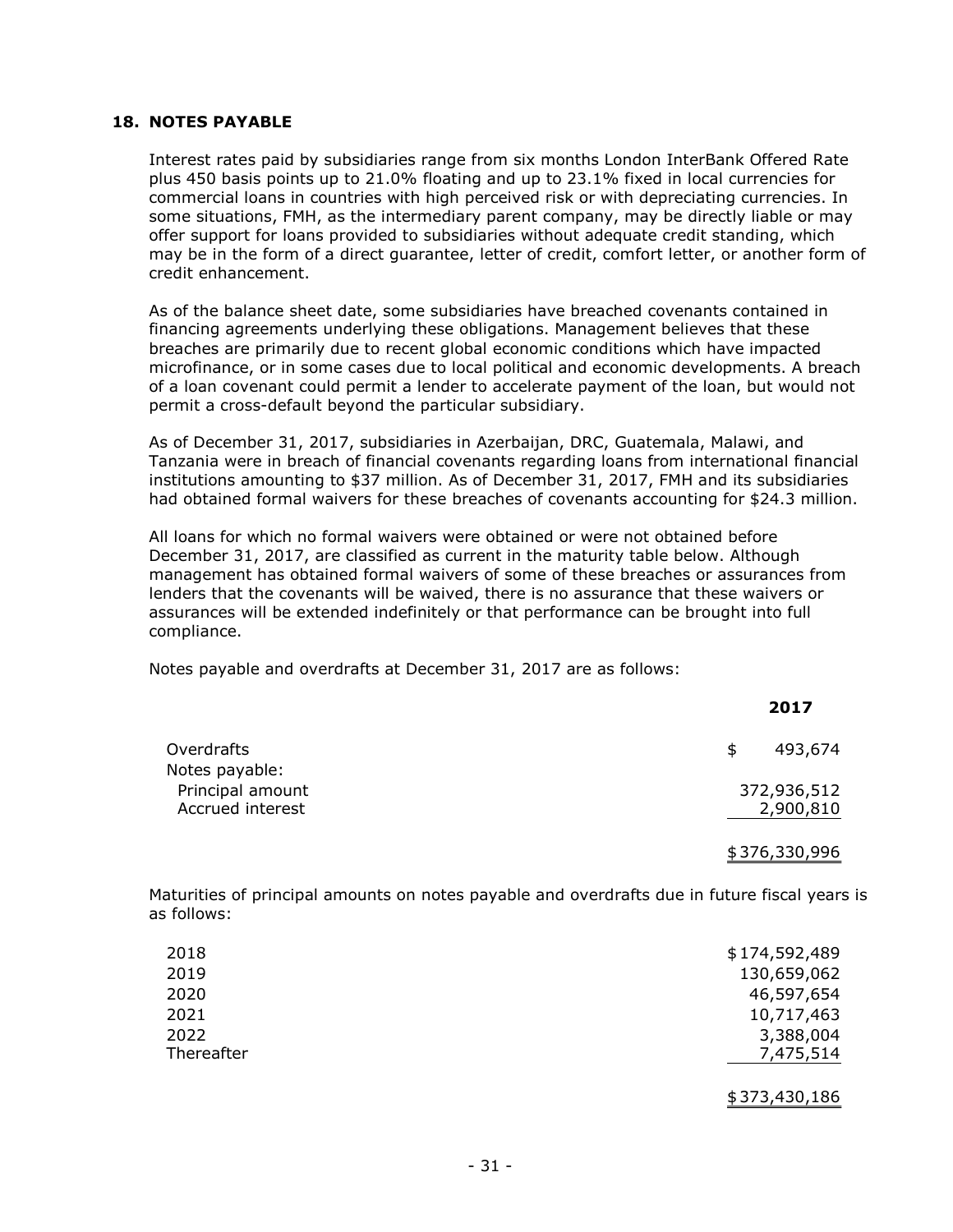## 18. NOTES PAYABLE

Interest rates paid by subsidiaries range from six months London InterBank Offered Rate plus 450 basis points up to 21.0% floating and up to 23.1% fixed in local currencies for commercial loans in countries with high perceived risk or with depreciating currencies. In some situations, FMH, as the intermediary parent company, may be directly liable or may offer support for loans provided to subsidiaries without adequate credit standing, which may be in the form of a direct guarantee, letter of credit, comfort letter, or another form of credit enhancement.

As of the balance sheet date, some subsidiaries have breached covenants contained in financing agreements underlying these obligations. Management believes that these breaches are primarily due to recent global economic conditions which have impacted microfinance, or in some cases due to local political and economic developments. A breach of a loan covenant could permit a lender to accelerate payment of the loan, but would not permit a cross-default beyond the particular subsidiary.

As of December 31, 2017, subsidiaries in Azerbaijan, DRC, Guatemala, Malawi, and Tanzania were in breach of financial covenants regarding loans from international financial institutions amounting to $37 million. As of December 31, 2017, FMH and its subsidiaries had obtained formal waivers for these breaches of covenants accounting for $24.3 million.

All loans for which no formal waivers were obtained or were not obtained before December 31, 2017, are classified as current in the maturity table below. Although management has obtained formal waivers of some of these breaches or assurances from lenders that the covenants will be waived, there is no assurance that these waivers or assurances will be extended indefinitely or that performance can be brought into full compliance.

Notes payable and overdrafts at December 31, 2017 are as follows:

| | 2017 |
|---|---|
| Overdrafts | $ 493,674 |
| Notes payable: | |
| Principal amount | 372,936,512 |
| Accrued interest | 2,900,810 |
| | $ 376,330,996 |

Maturities of principal amounts on notes payable and overdrafts due in future fiscal years is as follows:

| | |
|---|---|
| 2018 | $ 174,592,489 |
| 2019 | 130,659,062 |
| 2020 | 46,597,654 |
| 2021 | 10,717,463 |
| 2022 | 3,388,004 |
| Thereafter | 7,475,514 |
| | $ 373,430,186 |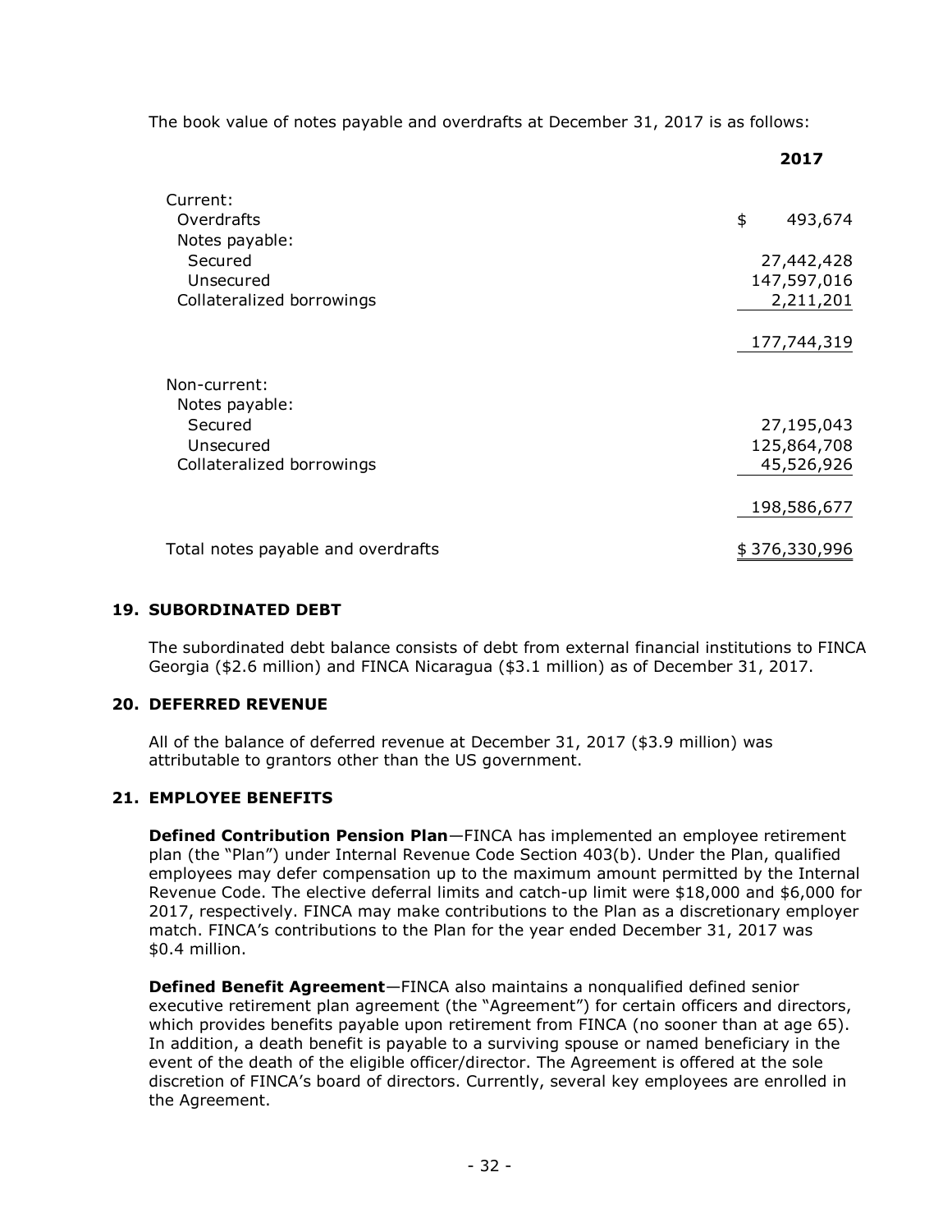The book value of notes payable and overdrafts at December 31, 2017 is as follows:

| | 2017 |
|---|---|
| Current: | |
| Overdrafts | $ 493,674 |
| Notes payable: | |
| Secured | 27,442,428 |
| Unsecured | 147,597,016 |
| Collateralized borrowings | 2,211,201 |
| | 177,744,319 |
| Non-current: | |
| Notes payable: | |
| Secured | 27,195,043 |
| Unsecured | 125,864,708 |
| Collateralized borrowings | 45,526,926 |
| | 198,586,677 |
| Total notes payable and overdrafts | $ 376,330,996 |

## 19. SUBORDINATED DEBT

The subordinated debt balance consists of debt from external financial institutions to FINCA Georgia ($2.6 million) and FINCA Nicaragua ($3.1 million) as of December 31, 2017.

## 20. DEFERRED REVENUE

All of the balance of deferred revenue at December 31, 2017 ($3.9 million) was attributable to grantors other than the US government.

## 21. EMPLOYEE BENEFITS

**Defined Contribution Pension Plan**—FINCA has implemented an employee retirement plan (the "Plan") under Internal Revenue Code Section 403(b). Under the Plan, qualified employees may defer compensation up to the maximum amount permitted by the Internal Revenue Code. The elective deferral limits and catch-up limit were $18,000 and $6,000 for 2017, respectively. FINCA may make contributions to the Plan as a discretionary employer match. FINCA's contributions to the Plan for the year ended December 31, 2017 was $0.4 million.

**Defined Benefit Agreement**—FINCA also maintains a nonqualified defined senior executive retirement plan agreement (the "Agreement") for certain officers and directors, which provides benefits payable upon retirement from FINCA (no sooner than at age 65). In addition, a death benefit is payable to a surviving spouse or named beneficiary in the event of the death of the eligible officer/director. The Agreement is offered at the sole discretion of FINCA's board of directors. Currently, several key employees are enrolled in the Agreement.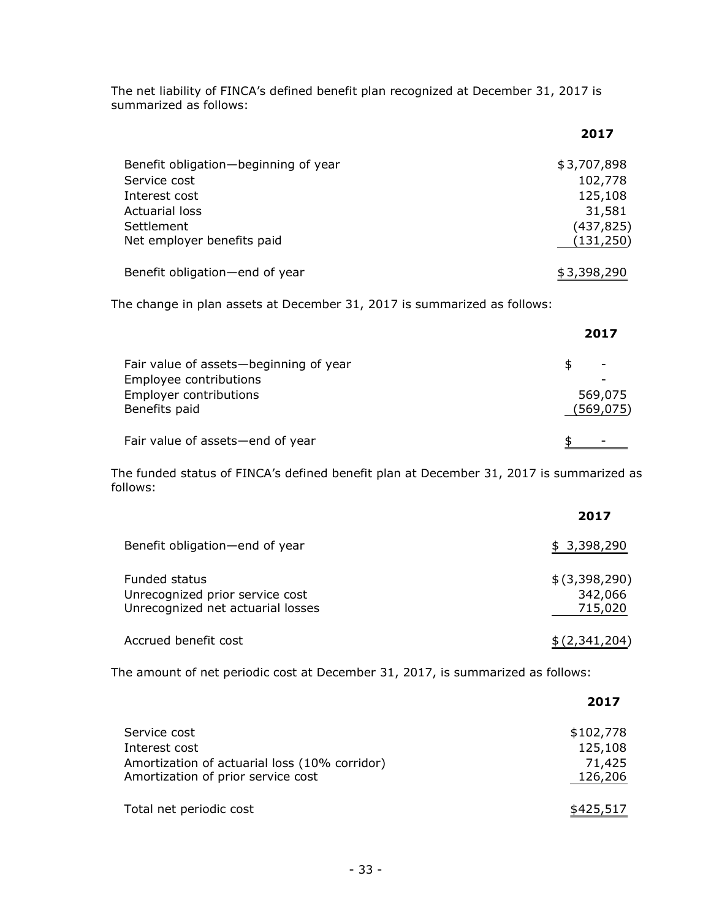The net liability of FINCA's defined benefit plan recognized at December 31, 2017 is summarized as follows:

| | 2017 |
|---|---|
| Benefit obligation—beginning of year | $3,707,898 |
| Service cost | 102,778 |
| Interest cost | 125,108 |
| Actuarial loss | 31,581 |
| Settlement | (437,825) |
| Net employer benefits paid | (131,250) |
| Benefit obligation—end of year | $3,398,290 |

The change in plan assets at December 31, 2017 is summarized as follows:

| | 2017 |
|---|---|
| Fair value of assets—beginning of year | $ - |
| Employee contributions | - |
| Employer contributions | 569,075 |
| Benefits paid | (569,075) |
| Fair value of assets—end of year | $ - |

The funded status of FINCA's defined benefit plan at December 31, 2017 is summarized as follows:

| | 2017 |
|---|---|
| Benefit obligation—end of year | $ 3,398,290 |
| Funded status | $ (3,398,290) |
| Unrecognized prior service cost | 342,066 |
| Unrecognized net actuarial losses | 715,020 |
| Accrued benefit cost | $ (2,341,204) |

The amount of net periodic cost at December 31, 2017, is summarized as follows:

| | 2017 |
|---|---|
| Service cost | $102,778 |
| Interest cost | 125,108 |
| Amortization of actuarial loss (10% corridor) | 71,425 |
| Amortization of prior service cost | 126,206 |
| Total net periodic cost | $425,517 |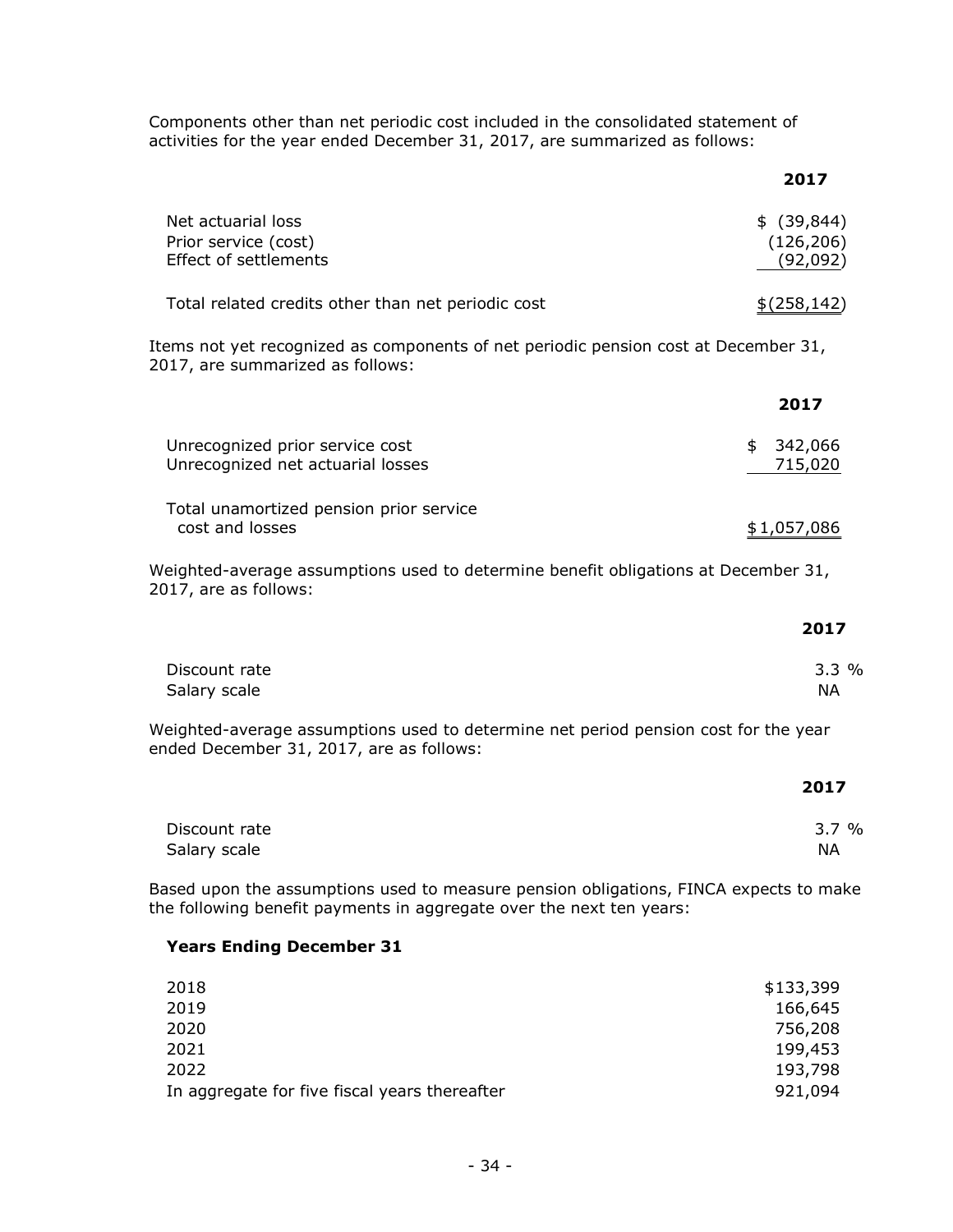Components other than net periodic cost included in the consolidated statement of activities for the year ended December 31, 2017, are summarized as follows:

| | 2017 |
|---|---|
| Net actuarial loss | $ (39,844) |
| Prior service (cost) | (126,206) |
| Effect of settlements | (92,092) |
| Total related credits other than net periodic cost | $(258,142) |

Items not yet recognized as components of net periodic pension cost at December 31, 2017, are summarized as follows:

| | 2017 |
|---|---|
| Unrecognized prior service cost | $ 342,066 |
| Unrecognized net actuarial losses | 715,020 |
| Total unamortized pension prior service cost and losses | $1,057,086 |

Weighted-average assumptions used to determine benefit obligations at December 31, 2017, are as follows:

| | 2017 |
|---|---|
| Discount rate | 3.3 % |
| Salary scale | NA |

Weighted-average assumptions used to determine net period pension cost for the year ended December 31, 2017, are as follows:

| | 2017 |
|---|---|
| Discount rate | 3.7 % |
| Salary scale | NA |

Based upon the assumptions used to measure pension obligations, FINCA expects to make the following benefit payments in aggregate over the next ten years:

| **Years Ending December 31** | |
|---|---|
| 2018 | $133,399 |
| 2019 | 166,645 |
| 2020 | 756,208 |
| 2021 | 199,453 |
| 2022 | 193,798 |
| In aggregate for five fiscal years thereafter | 921,094 |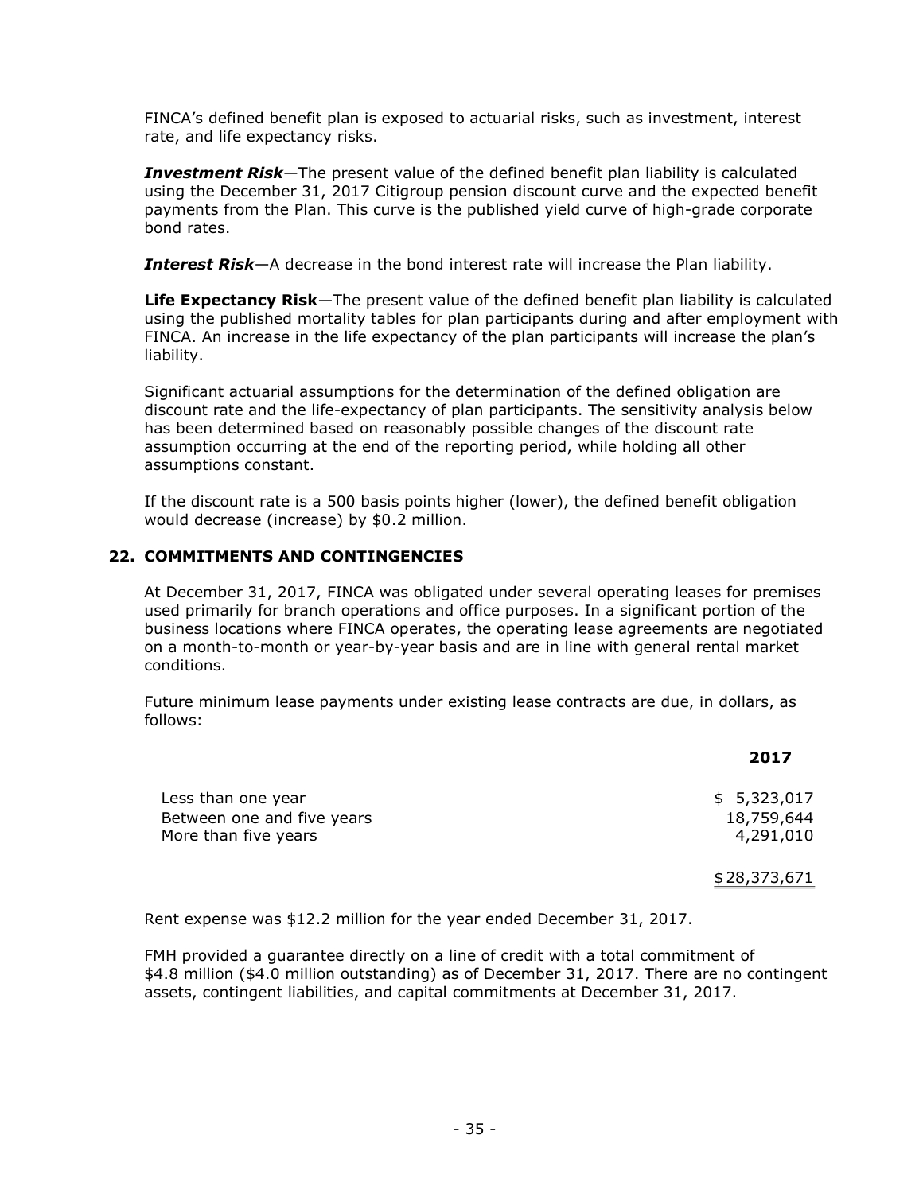FINCA's defined benefit plan is exposed to actuarial risks, such as investment, interest rate, and life expectancy risks.

***Investment Risk***—The present value of the defined benefit plan liability is calculated using the December 31, 2017 Citigroup pension discount curve and the expected benefit payments from the Plan. This curve is the published yield curve of high-grade corporate bond rates.

***Interest Risk***—A decrease in the bond interest rate will increase the Plan liability.

**Life Expectancy Risk**—The present value of the defined benefit plan liability is calculated using the published mortality tables for plan participants during and after employment with FINCA. An increase in the life expectancy of the plan participants will increase the plan's liability.

Significant actuarial assumptions for the determination of the defined obligation are discount rate and the life-expectancy of plan participants. The sensitivity analysis below has been determined based on reasonably possible changes of the discount rate assumption occurring at the end of the reporting period, while holding all other assumptions constant.

If the discount rate is a 500 basis points higher (lower), the defined benefit obligation would decrease (increase) by $0.2 million.

## 22. COMMITMENTS AND CONTINGENCIES

At December 31, 2017, FINCA was obligated under several operating leases for premises used primarily for branch operations and office purposes. In a significant portion of the business locations where FINCA operates, the operating lease agreements are negotiated on a month-to-month or year-by-year basis and are in line with general rental market conditions.

Future minimum lease payments under existing lease contracts are due, in dollars, as follows:

| | 2017 |
|---|---|
| Less than one year | $ 5,323,017 |
| Between one and five years | 18,759,644 |
| More than five years | 4,291,010 |
| | $ 28,373,671 |

Rent expense was $12.2 million for the year ended December 31, 2017.

FMH provided a guarantee directly on a line of credit with a total commitment of $4.8 million ($4.0 million outstanding) as of December 31, 2017. There are no contingent assets, contingent liabilities, and capital commitments at December 31, 2017.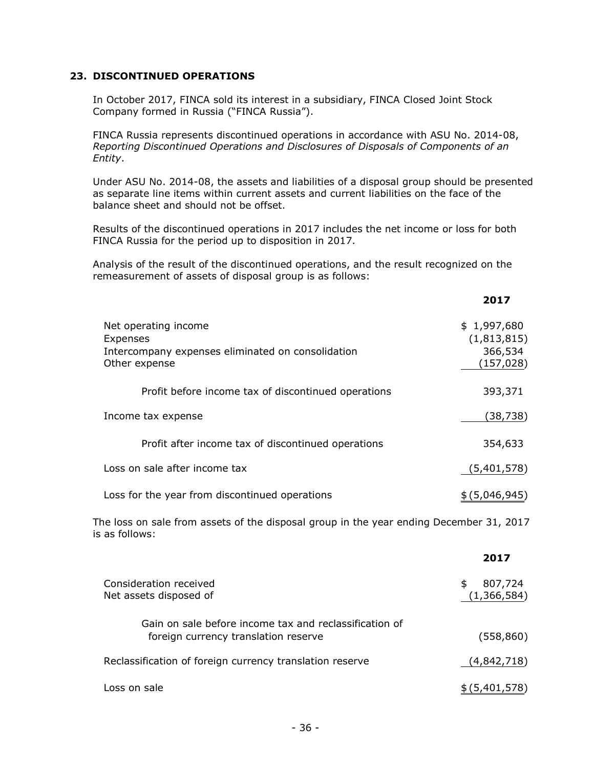## 23. DISCONTINUED OPERATIONS

In October 2017, FINCA sold its interest in a subsidiary, FINCA Closed Joint Stock Company formed in Russia ("FINCA Russia").

FINCA Russia represents discontinued operations in accordance with ASU No. 2014-08, *Reporting Discontinued Operations and Disclosures of Disposals of Components of an Entity*.

Under ASU No. 2014-08, the assets and liabilities of a disposal group should be presented as separate line items within current assets and current liabilities on the face of the balance sheet and should not be offset.

Results of the discontinued operations in 2017 includes the net income or loss for both FINCA Russia for the period up to disposition in 2017.

Analysis of the result of the discontinued operations, and the result recognized on the remeasurement of assets of disposal group is as follows:

| | 2017 |
|---|---|
| Net operating income | $ 1,997,680 |
| Expenses | (1,813,815) |
| Intercompany expenses eliminated on consolidation | 366,534 |
| Other expense | (157,028) |
| Profit before income tax of discontinued operations | 393,371 |
| Income tax expense | (38,738) |
| Profit after income tax of discontinued operations | 354,633 |
| Loss on sale after income tax | (5,401,578) |
| Loss for the year from discontinued operations | $ (5,046,945) |

The loss on sale from assets of the disposal group in the year ending December 31, 2017 is as follows:

| | 2017 |
|---|---|
| Consideration received | $ 807,724 |
| Net assets disposed of | (1,366,584) |
| Gain on sale before income tax and reclassification of foreign currency translation reserve | (558,860) |
| Reclassification of foreign currency translation reserve | (4,842,718) |
| Loss on sale | $ (5,401,578) |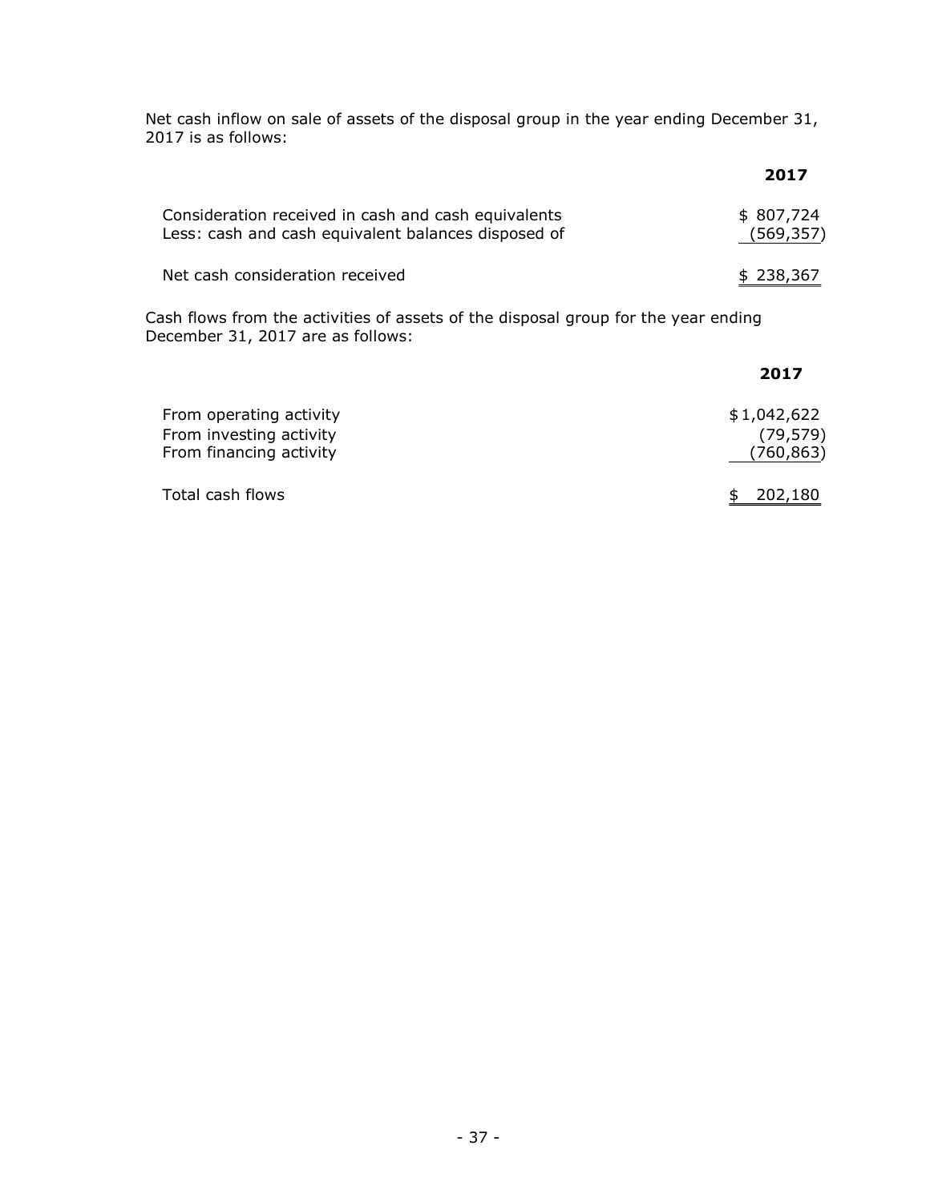Net cash inflow on sale of assets of the disposal group in the year ending December 31, 2017 is as follows:

| | 2017 |
|---|---|
| Consideration received in cash and cash equivalents | $ 807,724 |
| Less: cash and cash equivalent balances disposed of | (569,357) |
| Net cash consideration received | $ 238,367 |

Cash flows from the activities of assets of the disposal group for the year ending December 31, 2017 are as follows:

| | 2017 |
|---|---|
| From operating activity | $ 1,042,622 |
| From investing activity | (79,579) |
| From financing activity | (760,863) |
| Total cash flows | $ 202,180 |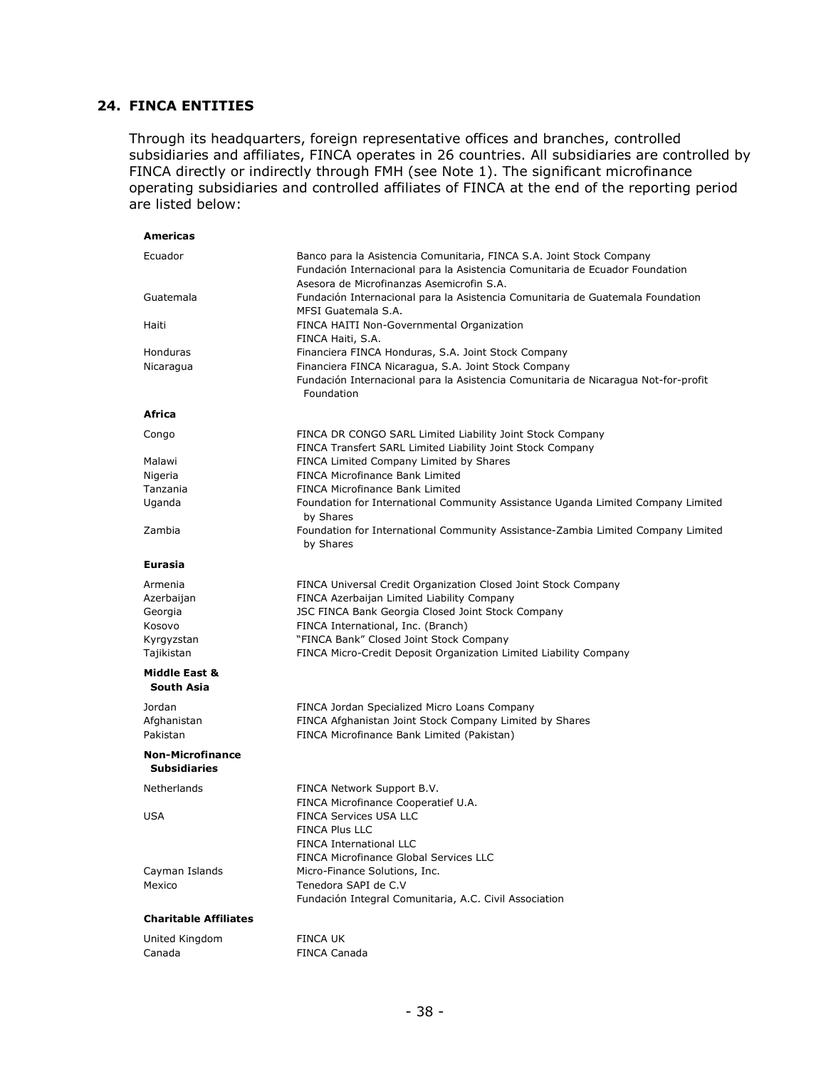## 24. FINCA ENTITIES

Through its headquarters, foreign representative offices and branches, controlled subsidiaries and affiliates, FINCA operates in 26 countries. All subsidiaries are controlled by FINCA directly or indirectly through FMH (see Note 1). The significant microfinance operating subsidiaries and controlled affiliates of FINCA at the end of the reporting period are listed below:

| | |
|---|---|
| **Americas** | |
| Ecuador | Banco para la Asistencia Comunitaria, FINCA S.A. Joint Stock Company |
| | Fundación Internacional para la Asistencia Comunitaria de Ecuador Foundation |
| | Asesora de Microfinanzas Asemicrofin S.A. |
| Guatemala | Fundación Internacional para la Asistencia Comunitaria de Guatemala Foundation |
| | MFSI Guatemala S.A. |
| Haiti | FINCA HAITI Non-Governmental Organization |
| | FINCA Haiti, S.A. |
| Honduras | Financiera FINCA Honduras, S.A. Joint Stock Company |
| Nicaragua | Financiera FINCA Nicaragua, S.A. Joint Stock Company |
| | Fundación Internacional para la Asistencia Comunitaria de Nicaragua Not-for-profit Foundation |
| **Africa** | |
| Congo | FINCA DR CONGO SARL Limited Liability Joint Stock Company |
| | FINCA Transfert SARL Limited Liability Joint Stock Company |
| Malawi | FINCA Limited Company Limited by Shares |
| Nigeria | FINCA Microfinance Bank Limited |
| Tanzania | FINCA Microfinance Bank Limited |
| Uganda | Foundation for International Community Assistance Uganda Limited Company Limited by Shares |
| Zambia | Foundation for International Community Assistance-Zambia Limited Company Limited by Shares |
| **Eurasia** | |
| Armenia | FINCA Universal Credit Organization Closed Joint Stock Company |
| Azerbaijan | FINCA Azerbaijan Limited Liability Company |
| Georgia | JSC FINCA Bank Georgia Closed Joint Stock Company |
| Kosovo | FINCA International, Inc. (Branch) |
| Kyrgyzstan | "FINCA Bank" Closed Joint Stock Company |
| Tajikistan | FINCA Micro-Credit Deposit Organization Limited Liability Company |
| **Middle East & South Asia** | |
| Jordan | FINCA Jordan Specialized Micro Loans Company |
| Afghanistan | FINCA Afghanistan Joint Stock Company Limited by Shares |
| Pakistan | FINCA Microfinance Bank Limited (Pakistan) |
| **Non-Microfinance Subsidiaries** | |
| Netherlands | FINCA Network Support B.V. |
| | FINCA Microfinance Cooperatief U.A. |
| USA | FINCA Services USA LLC |
| | FINCA Plus LLC |
| | FINCA International LLC |
| | FINCA Microfinance Global Services LLC |
| Cayman Islands | Micro-Finance Solutions, Inc. |
| Mexico | Tenedora SAPI de C.V |
| | Fundación Integral Comunitaria, A.C. Civil Association |
| **Charitable Affiliates** | |
| United Kingdom | FINCA UK |
| Canada | FINCA Canada |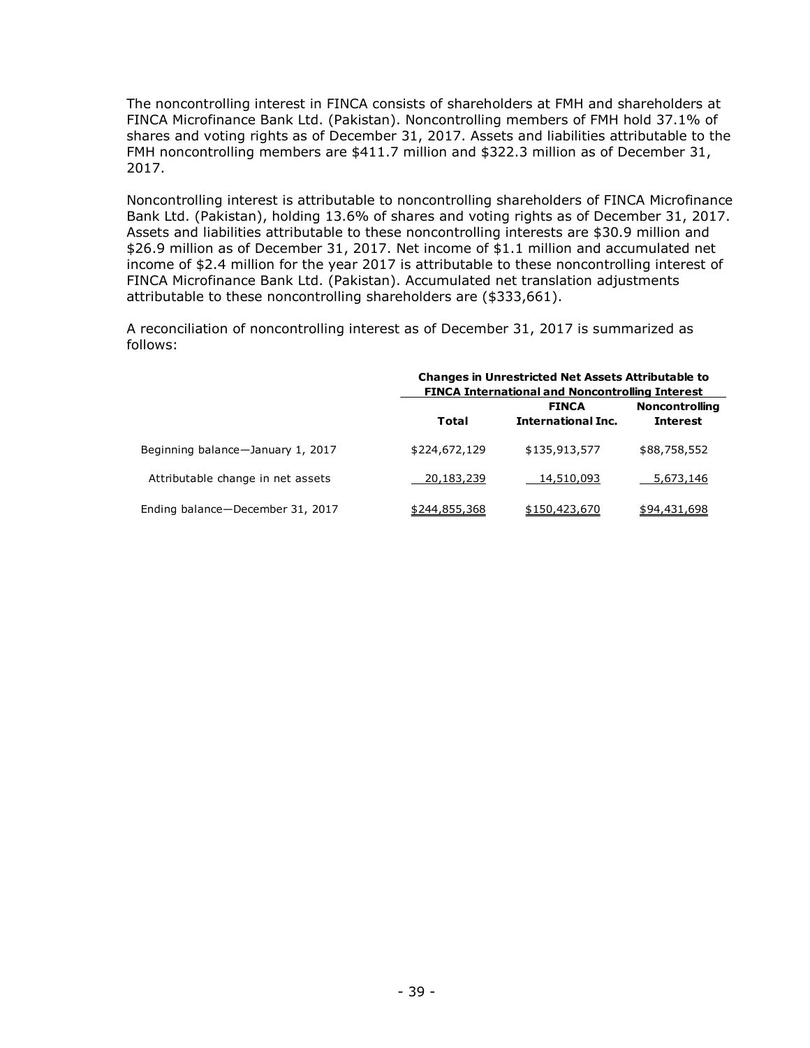The noncontrolling interest in FINCA consists of shareholders at FMH and shareholders at FINCA Microfinance Bank Ltd. (Pakistan). Noncontrolling members of FMH hold 37.1% of shares and voting rights as of December 31, 2017. Assets and liabilities attributable to the FMH noncontrolling members are $411.7 million and $322.3 million as of December 31, 2017.

Noncontrolling interest is attributable to noncontrolling shareholders of FINCA Microfinance Bank Ltd. (Pakistan), holding 13.6% of shares and voting rights as of December 31, 2017. Assets and liabilities attributable to these noncontrolling interests are $30.9 million and $26.9 million as of December 31, 2017. Net income of $1.1 million and accumulated net income of $2.4 million for the year 2017 is attributable to these noncontrolling interest of FINCA Microfinance Bank Ltd. (Pakistan). Accumulated net translation adjustments attributable to these noncontrolling shareholders are ($333,661).

A reconciliation of noncontrolling interest as of December 31, 2017 is summarized as follows:

| | **Changes in Unrestricted Net Assets Attributable to FINCA International and Noncontrolling Interest** | | |
|---|---|---|---|
| | **Total** | **FINCA International Inc.** | **Noncontrolling Interest** |
| Beginning balance—January 1, 2017 | $224,672,129 | $135,913,577 | $88,758,552 |
| Attributable change in net assets | 20,183,239 | 14,510,093 | 5,673,146 |
| Ending balance—December 31, 2017 | $244,855,368 | $150,423,670 | $94,431,698 |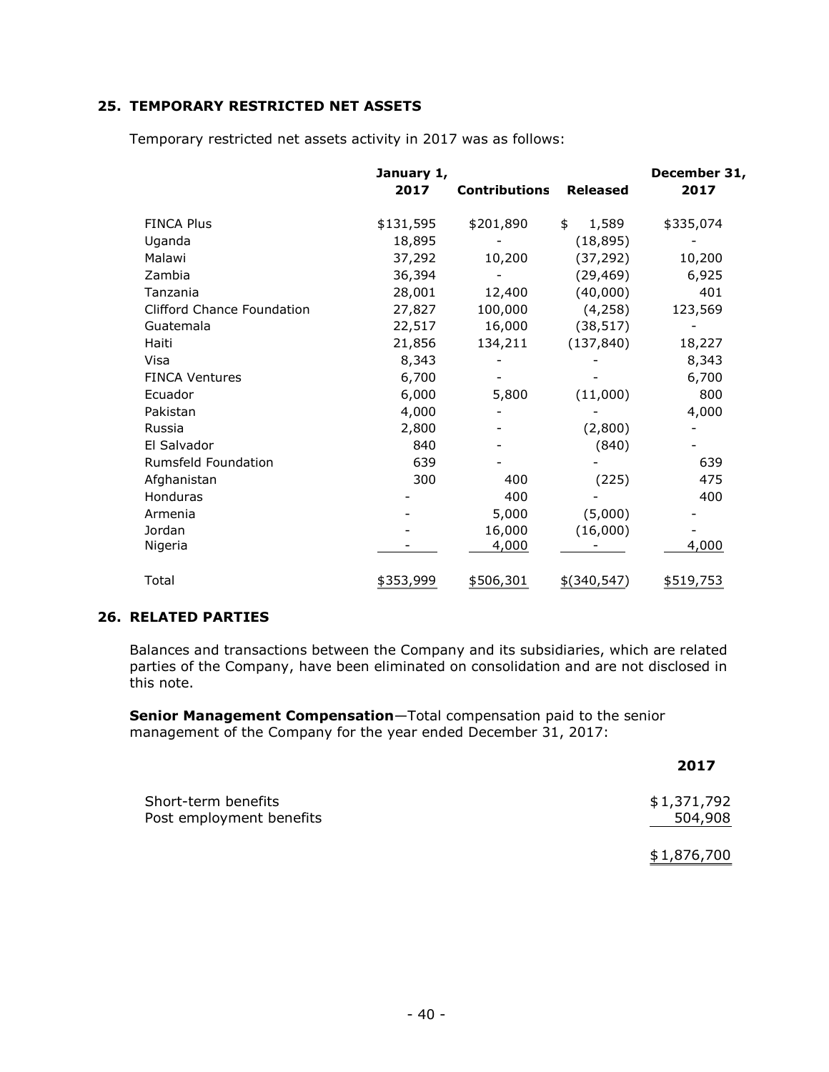## 25. TEMPORARY RESTRICTED NET ASSETS

Temporary restricted net assets activity in 2017 was as follows:

| | January 1, 2017 | Contributions | Released | December 31, 2017 |
|---|---|---|---|---|
| FINCA Plus | $131,595 | $201,890 | $ 1,589 | $335,074 |
| Uganda | 18,895 | - | (18,895) | - |
| Malawi | 37,292 | 10,200 | (37,292) | 10,200 |
| Zambia | 36,394 | - | (29,469) | 6,925 |
| Tanzania | 28,001 | 12,400 | (40,000) | 401 |
| Clifford Chance Foundation | 27,827 | 100,000 | (4,258) | 123,569 |
| Guatemala | 22,517 | 16,000 | (38,517) | - |
| Haiti | 21,856 | 134,211 | (137,840) | 18,227 |
| Visa | 8,343 | - | - | 8,343 |
| FINCA Ventures | 6,700 | - | - | 6,700 |
| Ecuador | 6,000 | 5,800 | (11,000) | 800 |
| Pakistan | 4,000 | - | - | 4,000 |
| Russia | 2,800 | - | (2,800) | - |
| El Salvador | 840 | - | (840) | - |
| Rumsfeld Foundation | 639 | - | - | 639 |
| Afghanistan | 300 | 400 | (225) | 475 |
| Honduras | - | 400 | - | 400 |
| Armenia | - | 5,000 | (5,000) | - |
| Jordan | - | 16,000 | (16,000) | - |
| Nigeria | - | 4,000 | - | 4,000 |
| Total | $353,999 | $506,301 | $(340,547) | $519,753 |

## 26. RELATED PARTIES

Balances and transactions between the Company and its subsidiaries, which are related parties of the Company, have been eliminated on consolidation and are not disclosed in this note.

**Senior Management Compensation**—Total compensation paid to the senior management of the Company for the year ended December 31, 2017:

| | 2017 |
|---|---|
| Short-term benefits | $1,371,792 |
| Post employment benefits | 504,908 |
| | $1,876,700 |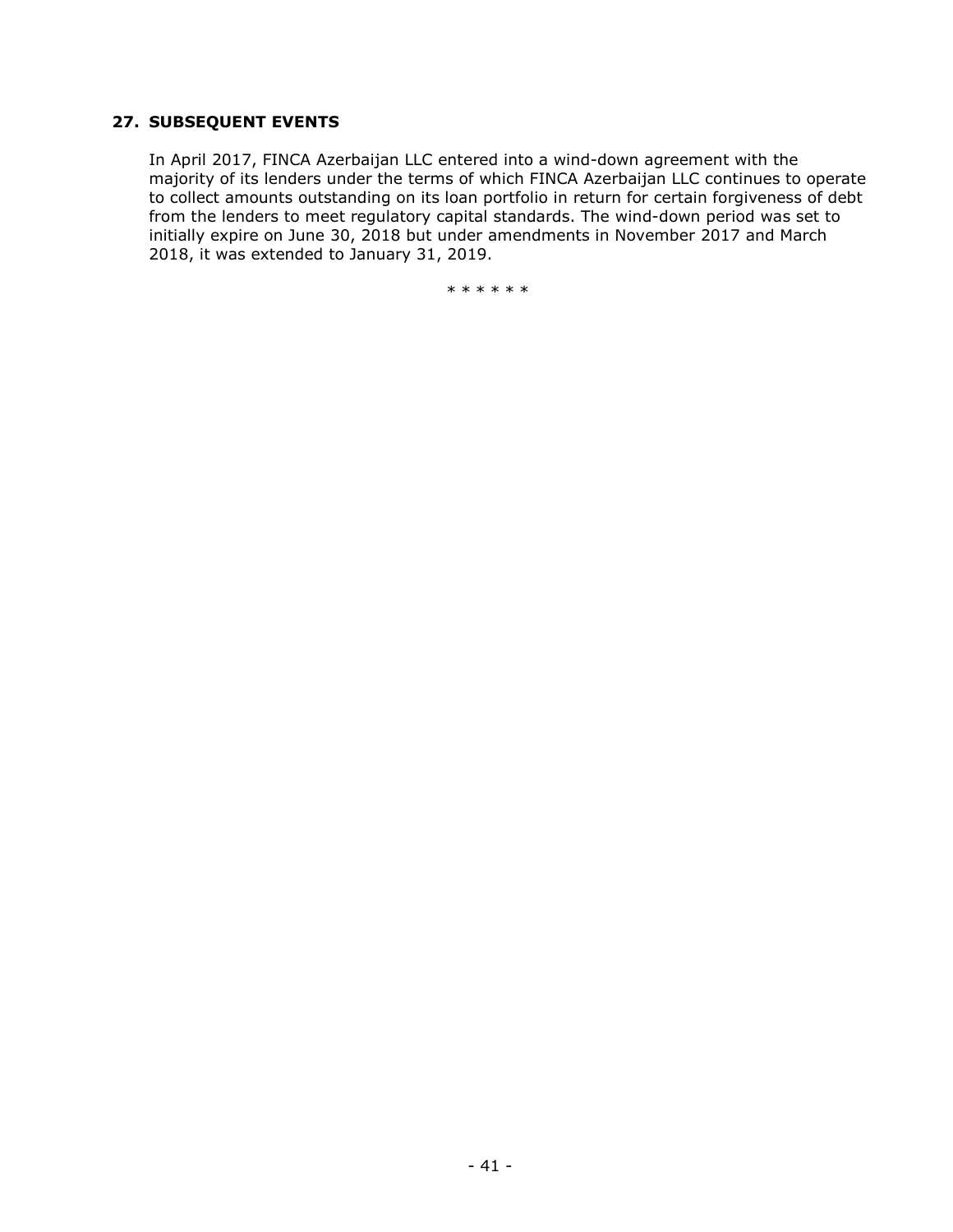## 27. SUBSEQUENT EVENTS

In April 2017, FINCA Azerbaijan LLC entered into a wind-down agreement with the majority of its lenders under the terms of which FINCA Azerbaijan LLC continues to operate to collect amounts outstanding on its loan portfolio in return for certain forgiveness of debt from the lenders to meet regulatory capital standards. The wind-down period was set to initially expire on June 30, 2018 but under amendments in November 2017 and March 2018, it was extended to January 31, 2019.

* * * * * *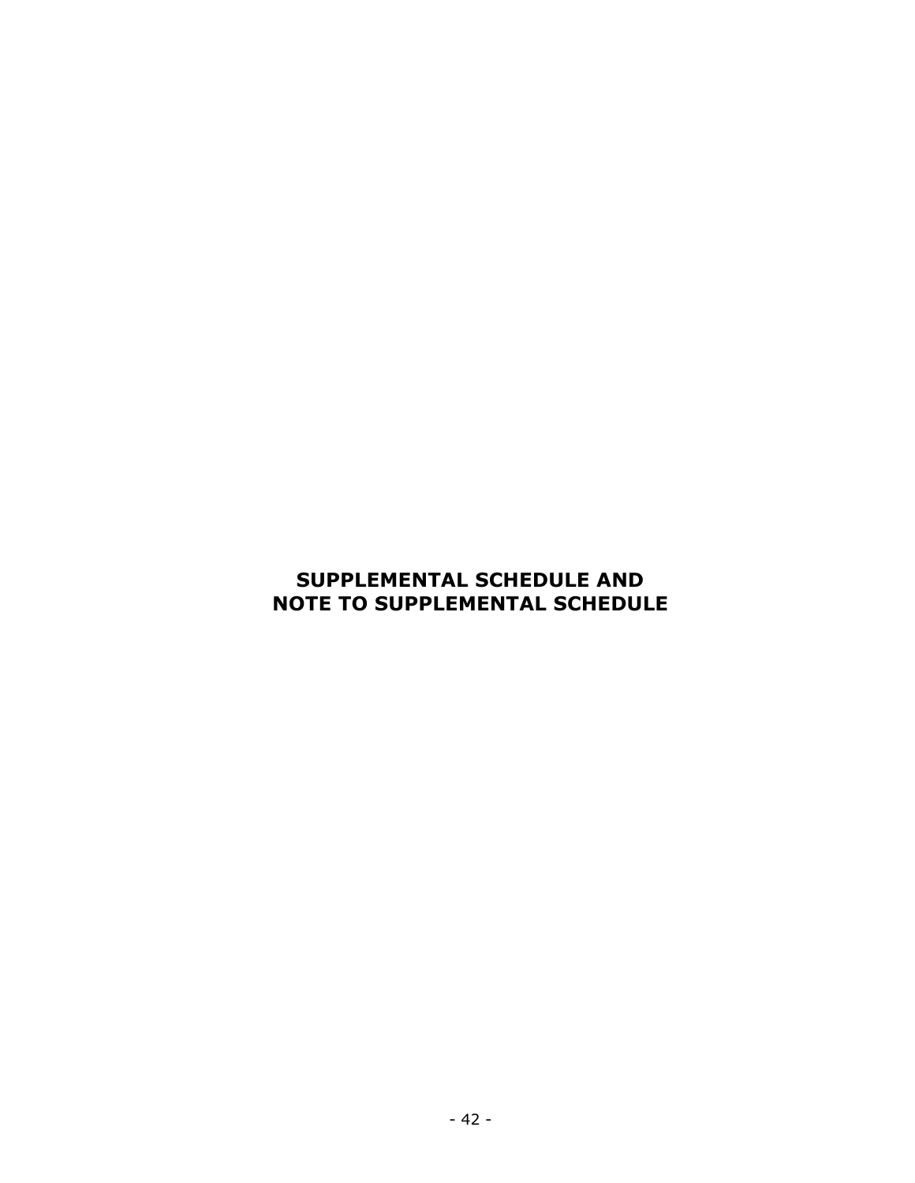# SUPPLEMENTAL SCHEDULE AND NOTE TO SUPPLEMENTAL SCHEDULE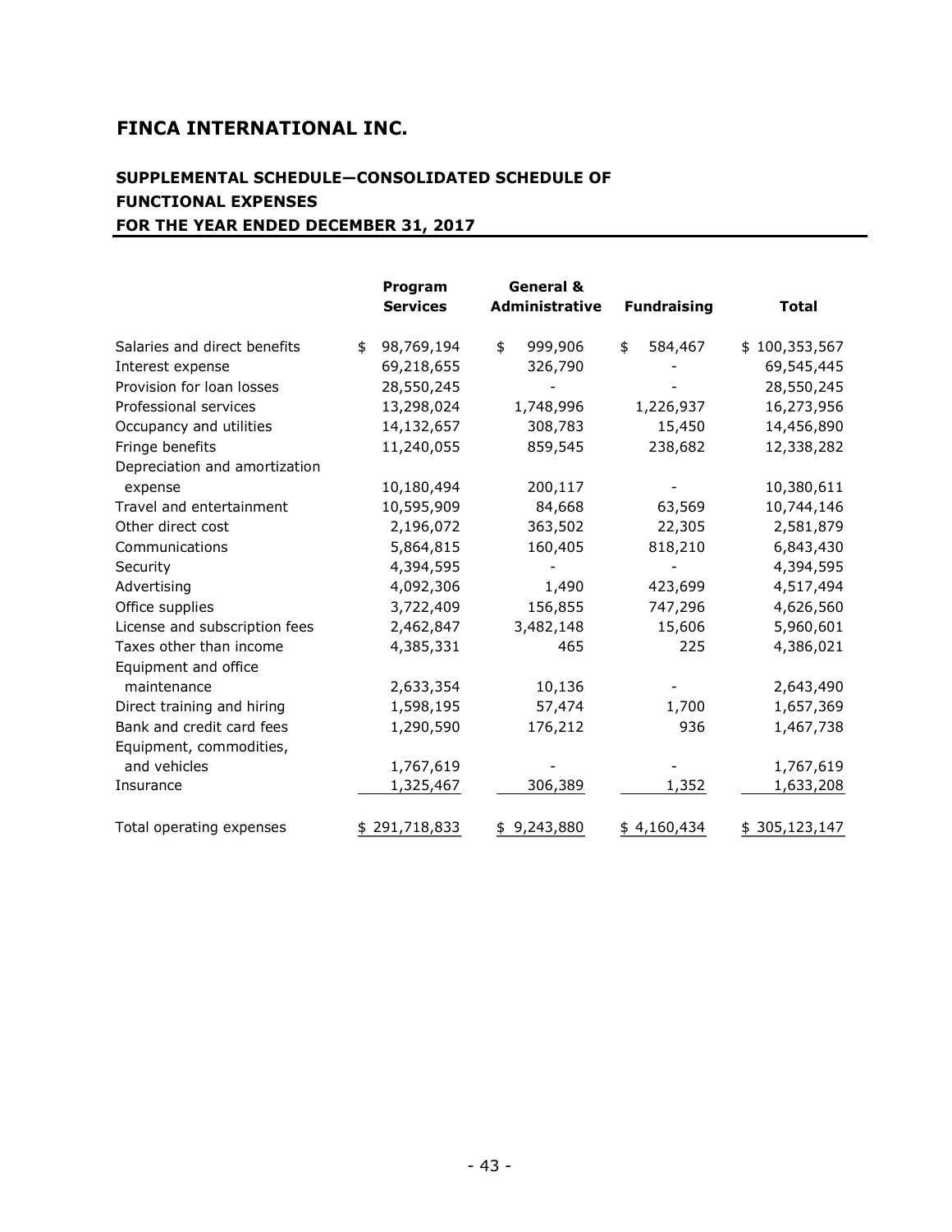# FINCA INTERNATIONAL INC.

## SUPPLEMENTAL SCHEDULE—CONSOLIDATED SCHEDULE OF FUNCTIONAL EXPENSES FOR THE YEAR ENDED DECEMBER 31, 2017

| | Program Services | General & Administrative | Fundraising | Total |
|---|---|---|---|---|
| Salaries and direct benefits | $ 98,769,194 | $ 999,906 | $ 584,467 | $ 100,353,567 |
| Interest expense | 69,218,655 | 326,790 | - | 69,545,445 |
| Provision for loan losses | 28,550,245 | - | - | 28,550,245 |
| Professional services | 13,298,024 | 1,748,996 | 1,226,937 | 16,273,956 |
| Occupancy and utilities | 14,132,657 | 308,783 | 15,450 | 14,456,890 |
| Fringe benefits | 11,240,055 | 859,545 | 238,682 | 12,338,282 |
| Depreciation and amortization expense | 10,180,494 | 200,117 | - | 10,380,611 |
| Travel and entertainment | 10,595,909 | 84,668 | 63,569 | 10,744,146 |
| Other direct cost | 2,196,072 | 363,502 | 22,305 | 2,581,879 |
| Communications | 5,864,815 | 160,405 | 818,210 | 6,843,430 |
| Security | 4,394,595 | - | - | 4,394,595 |
| Advertising | 4,092,306 | 1,490 | 423,699 | 4,517,494 |
| Office supplies | 3,722,409 | 156,855 | 747,296 | 4,626,560 |
| License and subscription fees | 2,462,847 | 3,482,148 | 15,606 | 5,960,601 |
| Taxes other than income | 4,385,331 | 465 | 225 | 4,386,021 |
| Equipment and office maintenance | 2,633,354 | 10,136 | - | 2,643,490 |
| Direct training and hiring | 1,598,195 | 57,474 | 1,700 | 1,657,369 |
| Bank and credit card fees | 1,290,590 | 176,212 | 936 | 1,467,738 |
| Equipment, commodities, and vehicles | 1,767,619 | - | - | 1,767,619 |
| Insurance | 1,325,467 | 306,389 | 1,352 | 1,633,208 |
| Total operating expenses | $ 291,718,833 | $ 9,243,880 | $ 4,160,434 | $ 305,123,147 |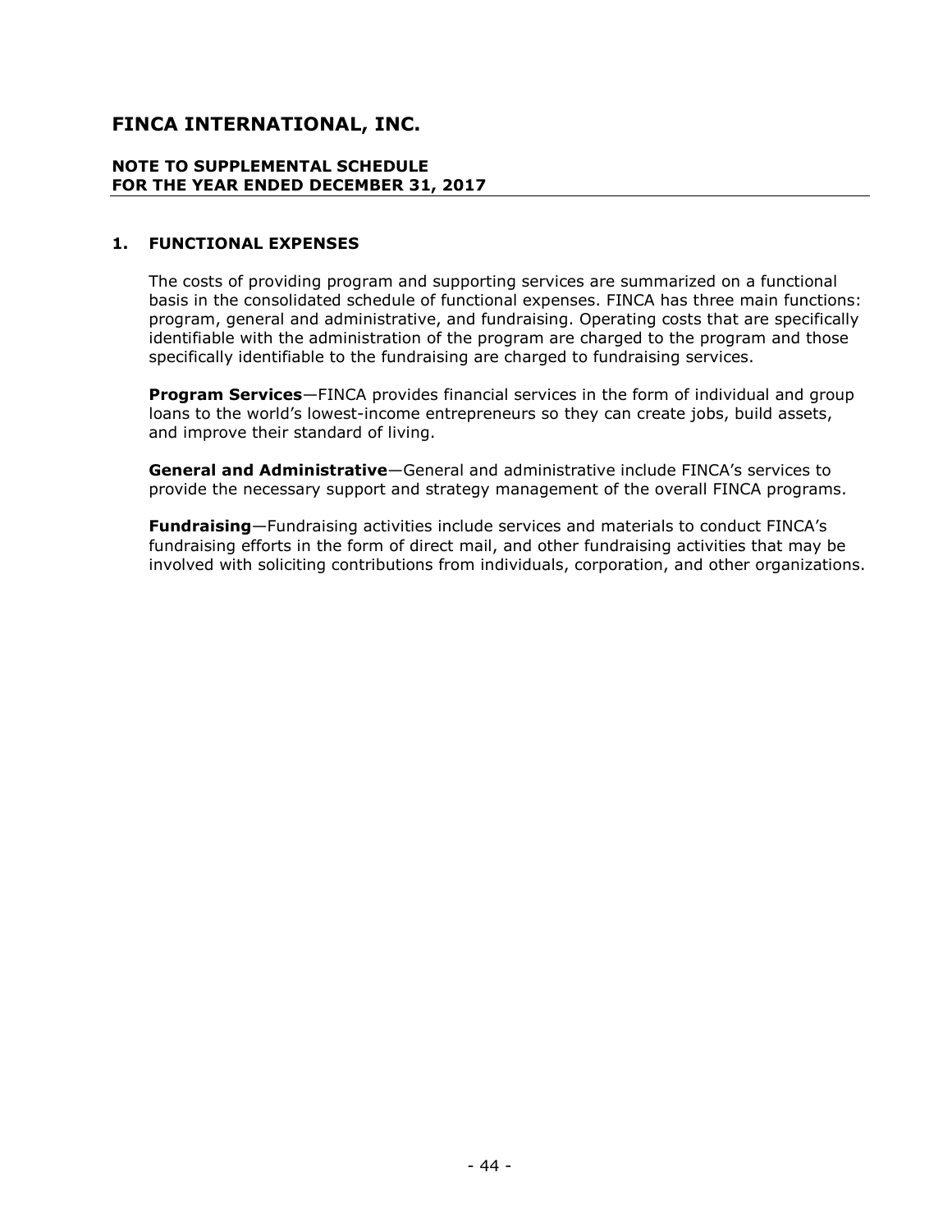# FINCA INTERNATIONAL, INC.

**NOTE TO SUPPLEMENTAL SCHEDULE**
**FOR THE YEAR ENDED DECEMBER 31, 2017**

## 1. FUNCTIONAL EXPENSES

The costs of providing program and supporting services are summarized on a functional basis in the consolidated schedule of functional expenses. FINCA has three main functions: program, general and administrative, and fundraising. Operating costs that are specifically identifiable with the administration of the program are charged to the program and those specifically identifiable to the fundraising are charged to fundraising services.

**Program Services**—FINCA provides financial services in the form of individual and group loans to the world's lowest-income entrepreneurs so they can create jobs, build assets, and improve their standard of living.

**General and Administrative**—General and administrative include FINCA's services to provide the necessary support and strategy management of the overall FINCA programs.

**Fundraising**—Fundraising activities include services and materials to conduct FINCA's fundraising efforts in the form of direct mail, and other fundraising activities that may be involved with soliciting contributions from individuals, corporation, and other organizations.